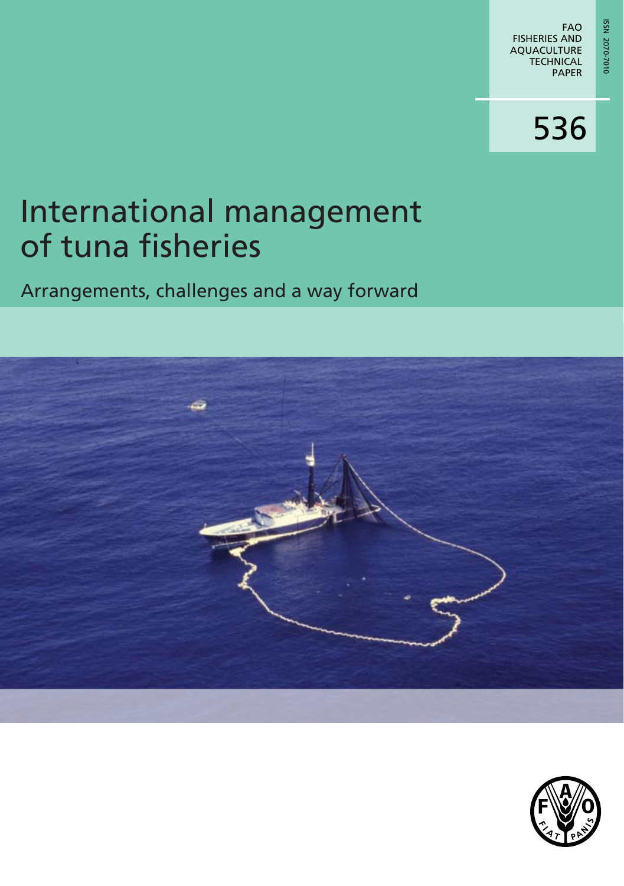FAO FISHERIES AND AQUACULTURE TECHNICAL PAPER

ISSN 2070-7010

536

# International management of tuna fisheries

## Arrangements, challenges and a way forward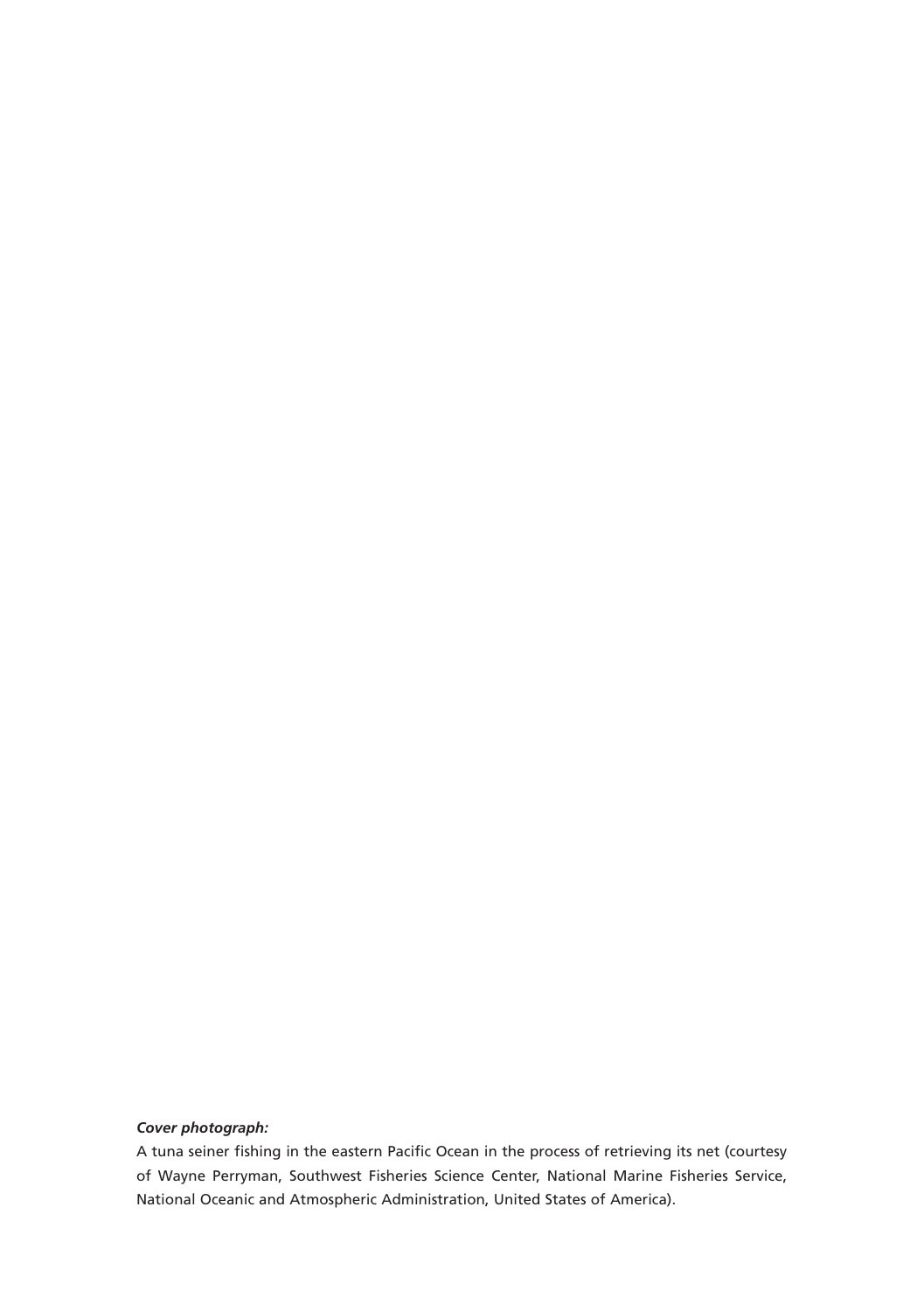***Cover photograph:***

A tuna seiner fishing in the eastern Pacific Ocean in the process of retrieving its net (courtesy of Wayne Perryman, Southwest Fisheries Science Center, National Marine Fisheries Service, National Oceanic and Atmospheric Administration, United States of America).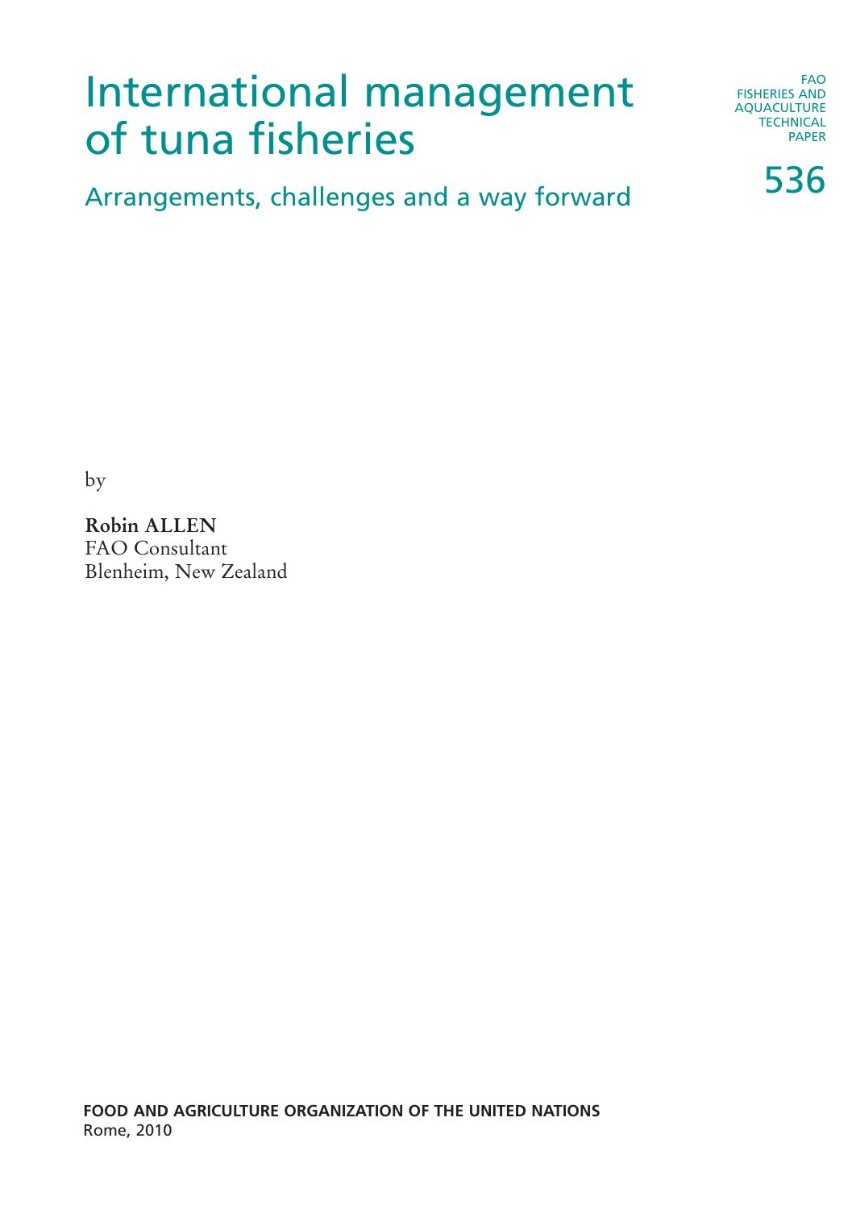# International management of tuna fisheries

## Arrangements, challenges and a way forward

FAO FISHERIES AND AQUACULTURE TECHNICAL PAPER

536

by

**Robin ALLEN**
FAO Consultant
Blenheim, New Zealand

**FOOD AND AGRICULTURE ORGANIZATION OF THE UNITED NATIONS**
Rome, 2010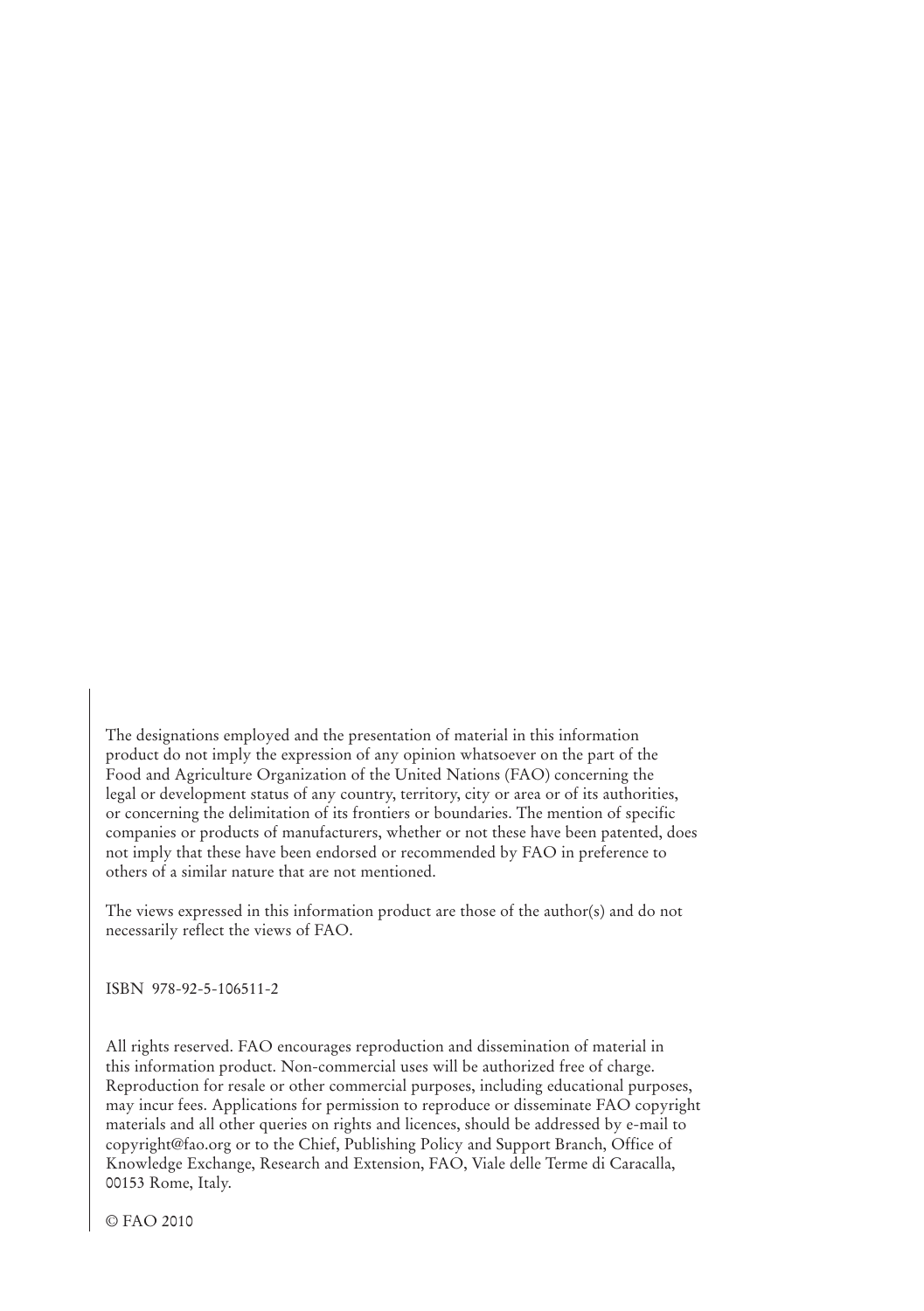The designations employed and the presentation of material in this information product do not imply the expression of any opinion whatsoever on the part of the Food and Agriculture Organization of the United Nations (FAO) concerning the legal or development status of any country, territory, city or area or of its authorities, or concerning the delimitation of its frontiers or boundaries. The mention of specific companies or products of manufacturers, whether or not these have been patented, does not imply that these have been endorsed or recommended by FAO in preference to others of a similar nature that are not mentioned.

The views expressed in this information product are those of the author(s) and do not necessarily reflect the views of FAO.

ISBN 978-92-5-106511-2

All rights reserved. FAO encourages reproduction and dissemination of material in this information product. Non-commercial uses will be authorized free of charge. Reproduction for resale or other commercial purposes, including educational purposes, may incur fees. Applications for permission to reproduce or disseminate FAO copyright materials and all other queries on rights and licences, should be addressed by e-mail to copyright@fao.org or to the Chief, Publishing Policy and Support Branch, Office of Knowledge Exchange, Research and Extension, FAO, Viale delle Terme di Caracalla, 00153 Rome, Italy.

© FAO 2010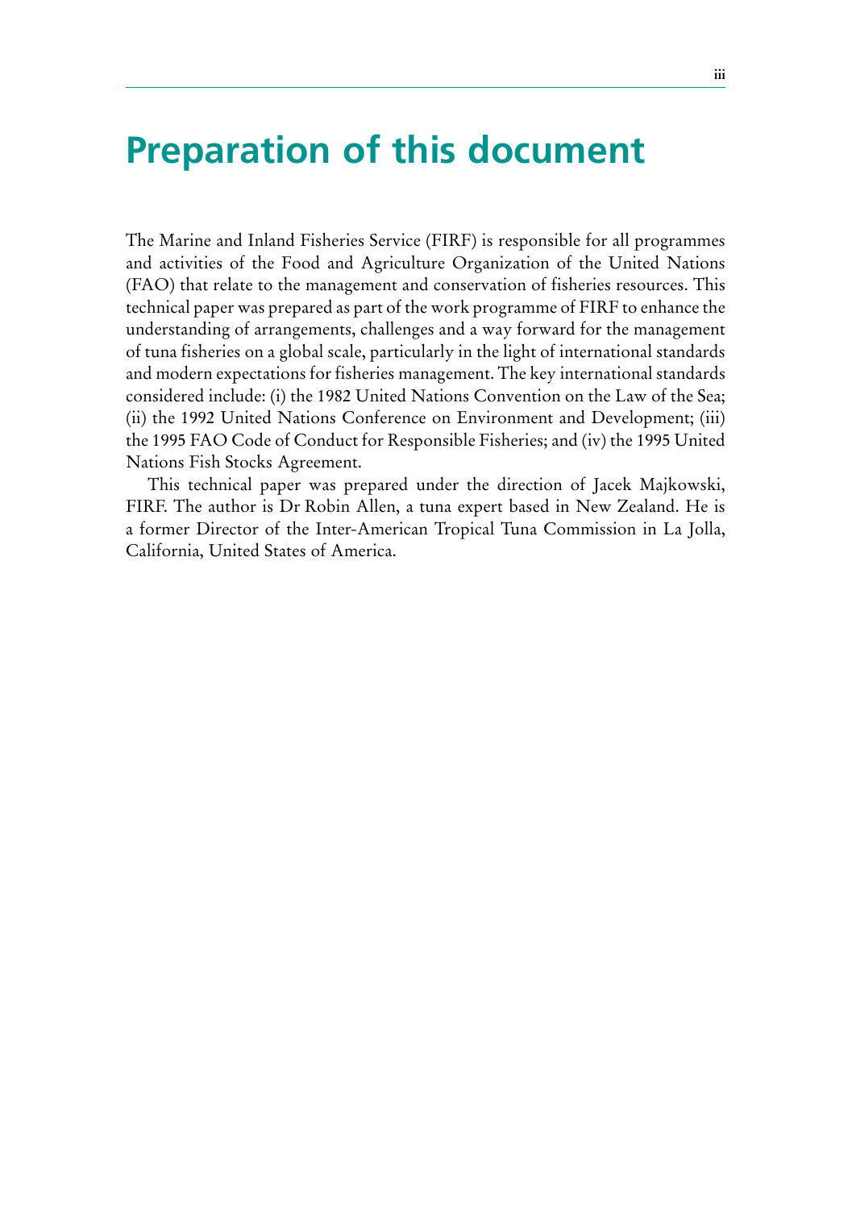# Preparation of this document

The Marine and Inland Fisheries Service (FIRF) is responsible for all programmes and activities of the Food and Agriculture Organization of the United Nations (FAO) that relate to the management and conservation of fisheries resources. This technical paper was prepared as part of the work programme of FIRF to enhance the understanding of arrangements, challenges and a way forward for the management of tuna fisheries on a global scale, particularly in the light of international standards and modern expectations for fisheries management. The key international standards considered include: (i) the 1982 United Nations Convention on the Law of the Sea; (ii) the 1992 United Nations Conference on Environment and Development; (iii) the 1995 FAO Code of Conduct for Responsible Fisheries; and (iv) the 1995 United Nations Fish Stocks Agreement.

This technical paper was prepared under the direction of Jacek Majkowski, FIRF. The author is Dr Robin Allen, a tuna expert based in New Zealand. He is a former Director of the Inter-American Tropical Tuna Commission in La Jolla, California, United States of America.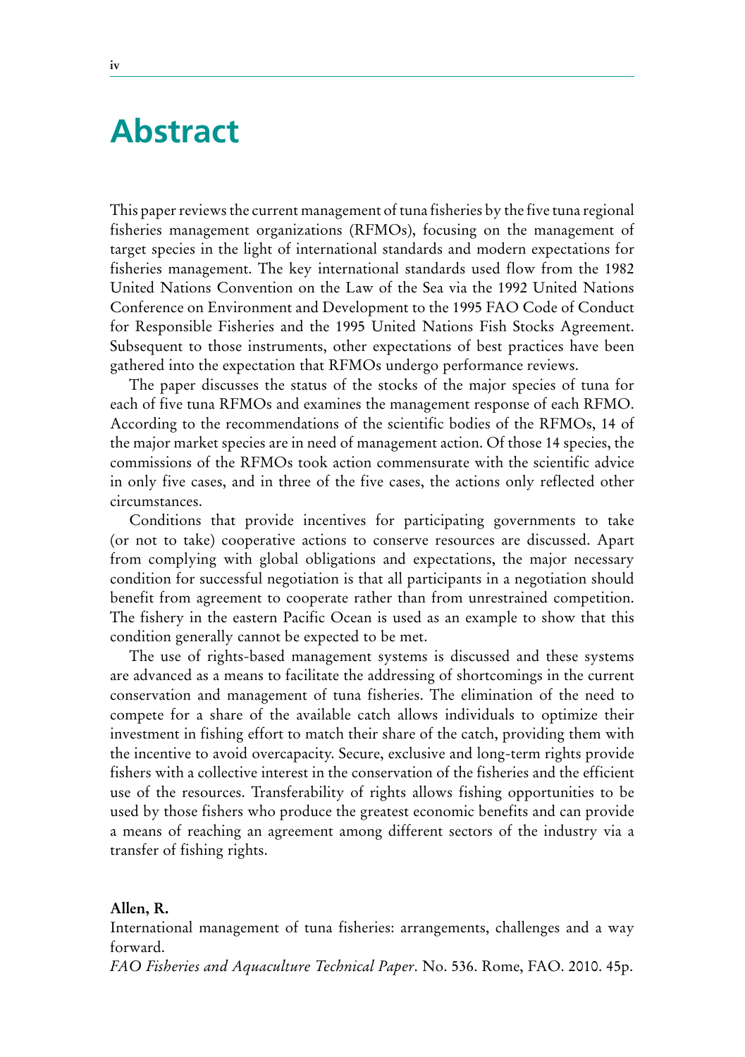# Abstract

This paper reviews the current management of tuna fisheries by the five tuna regional fisheries management organizations (RFMOs), focusing on the management of target species in the light of international standards and modern expectations for fisheries management. The key international standards used flow from the 1982 United Nations Convention on the Law of the Sea via the 1992 United Nations Conference on Environment and Development to the 1995 FAO Code of Conduct for Responsible Fisheries and the 1995 United Nations Fish Stocks Agreement. Subsequent to those instruments, other expectations of best practices have been gathered into the expectation that RFMOs undergo performance reviews.

The paper discusses the status of the stocks of the major species of tuna for each of five tuna RFMOs and examines the management response of each RFMO. According to the recommendations of the scientific bodies of the RFMOs, 14 of the major market species are in need of management action. Of those 14 species, the commissions of the RFMOs took action commensurate with the scientific advice in only five cases, and in three of the five cases, the actions only reflected other circumstances.

Conditions that provide incentives for participating governments to take (or not to take) cooperative actions to conserve resources are discussed. Apart from complying with global obligations and expectations, the major necessary condition for successful negotiation is that all participants in a negotiation should benefit from agreement to cooperate rather than from unrestrained competition. The fishery in the eastern Pacific Ocean is used as an example to show that this condition generally cannot be expected to be met.

The use of rights-based management systems is discussed and these systems are advanced as a means to facilitate the addressing of shortcomings in the current conservation and management of tuna fisheries. The elimination of the need to compete for a share of the available catch allows individuals to optimize their investment in fishing effort to match their share of the catch, providing them with the incentive to avoid overcapacity. Secure, exclusive and long-term rights provide fishers with a collective interest in the conservation of the fisheries and the efficient use of the resources. Transferability of rights allows fishing opportunities to be used by those fishers who produce the greatest economic benefits and can provide a means of reaching an agreement among different sectors of the industry via a transfer of fishing rights.

**Allen, R.**
International management of tuna fisheries: arrangements, challenges and a way forward.
*FAO Fisheries and Aquaculture Technical Paper*. No. 536. Rome, FAO. 2010. 45p.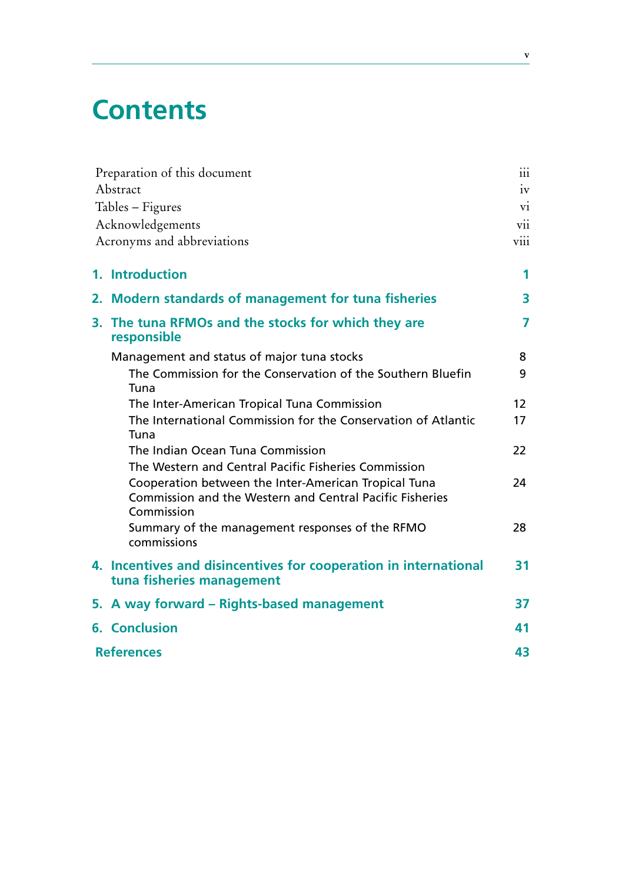# Contents

| | |
|---|---|
| Preparation of this document | iii |
| Abstract | iv |
| Tables – Figures | vi |
| Acknowledgements | vii |
| Acronyms and abbreviations | viii |
| **1. Introduction** | **1** |
| **2. Modern standards of management for tuna fisheries** | **3** |
| **3. The tuna RFMOs and the stocks for which they are responsible** | **7** |
| Management and status of major tuna stocks | 8 |
| The Commission for the Conservation of the Southern Bluefin Tuna | 9 |
| The Inter-American Tropical Tuna Commission | 12 |
| The International Commission for the Conservation of Atlantic Tuna | 17 |
| The Indian Ocean Tuna Commission | 22 |
| The Western and Central Pacific Fisheries Commission | |
| Cooperation between the Inter-American Tropical Tuna Commission and the Western and Central Pacific Fisheries Commission | 24 |
| Summary of the management responses of the RFMO commissions | 28 |
| **4. Incentives and disincentives for cooperation in international tuna fisheries management** | **31** |
| **5. A way forward – Rights-based management** | **37** |
| **6. Conclusion** | **41** |
| **References** | **43** |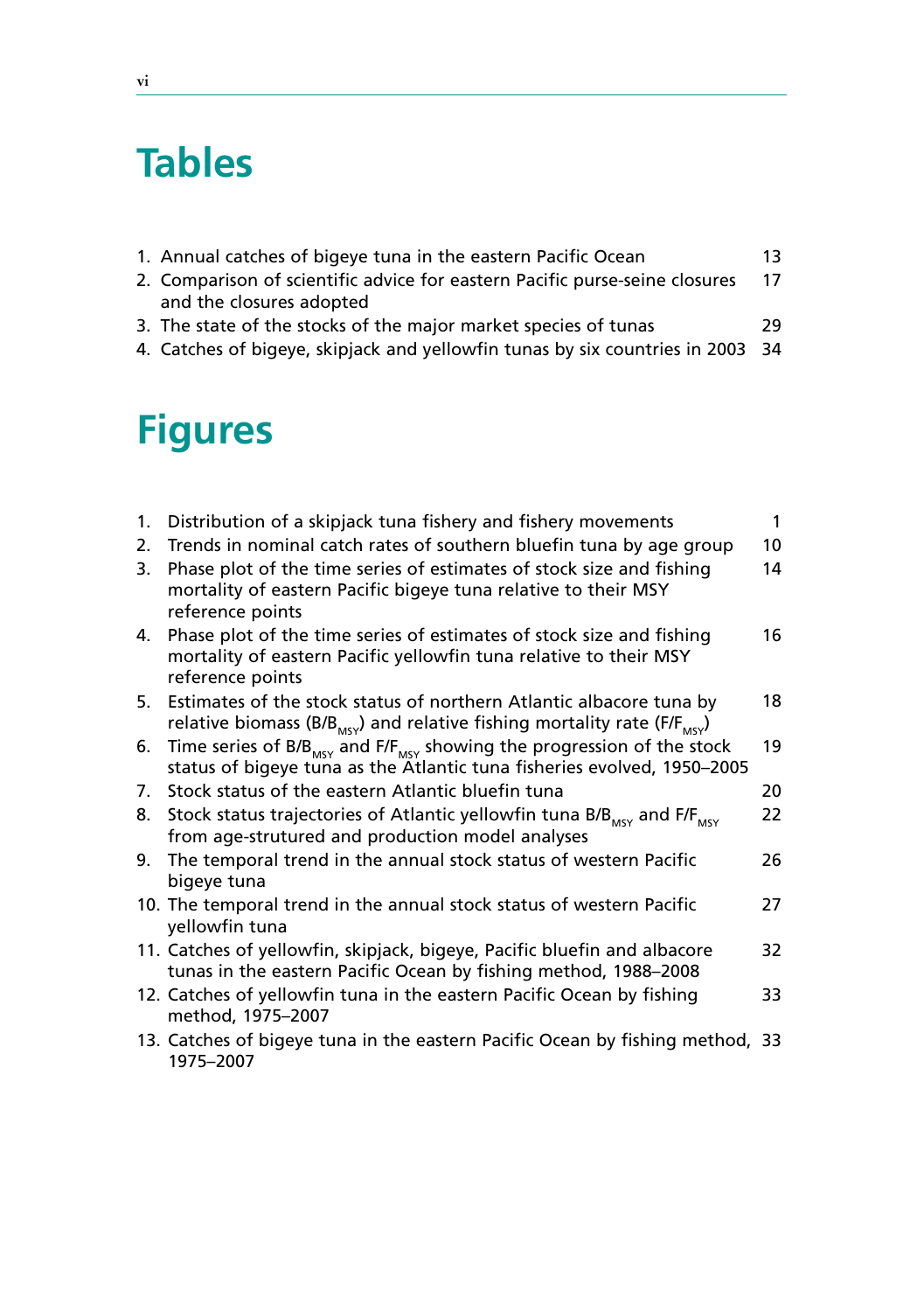# Tables

1. Annual catches of bigeye tuna in the eastern Pacific Ocean 13
2. Comparison of scientific advice for eastern Pacific purse-seine closures and the closures adopted 17
3. The state of the stocks of the major market species of tunas 29
4. Catches of bigeye, skipjack and yellowfin tunas by six countries in 2003 34

# Figures

1. Distribution of a skipjack tuna fishery and fishery movements 1
2. Trends in nominal catch rates of southern bluefin tuna by age group 10
3. Phase plot of the time series of estimates of stock size and fishing mortality of eastern Pacific bigeye tuna relative to their MSY reference points 14
4. Phase plot of the time series of estimates of stock size and fishing mortality of eastern Pacific yellowfin tuna relative to their MSY reference points 16
5. Estimates of the stock status of northern Atlantic albacore tuna by relative biomass ($B/B_{MSY}$) and relative fishing mortality rate ($F/F_{MSY}$) 18
6. Time series of $B/B_{MSY}$ and $F/F_{MSY}$ showing the progression of the stock status of bigeye tuna as the Atlantic tuna fisheries evolved, 1950–2005 19
7. Stock status of the eastern Atlantic bluefin tuna 20
8. Stock status trajectories of Atlantic yellowfin tuna $B/B_{MSY}$ and $F/F_{MSY}$ from age-strutured and production model analyses 22
9. The temporal trend in the annual stock status of western Pacific bigeye tuna 26
10. The temporal trend in the annual stock status of western Pacific yellowfin tuna 27
11. Catches of yellowfin, skipjack, bigeye, Pacific bluefin and albacore tunas in the eastern Pacific Ocean by fishing method, 1988–2008 32
12. Catches of yellowfin tuna in the eastern Pacific Ocean by fishing method, 1975–2007 33
13. Catches of bigeye tuna in the eastern Pacific Ocean by fishing method, 1975–2007 33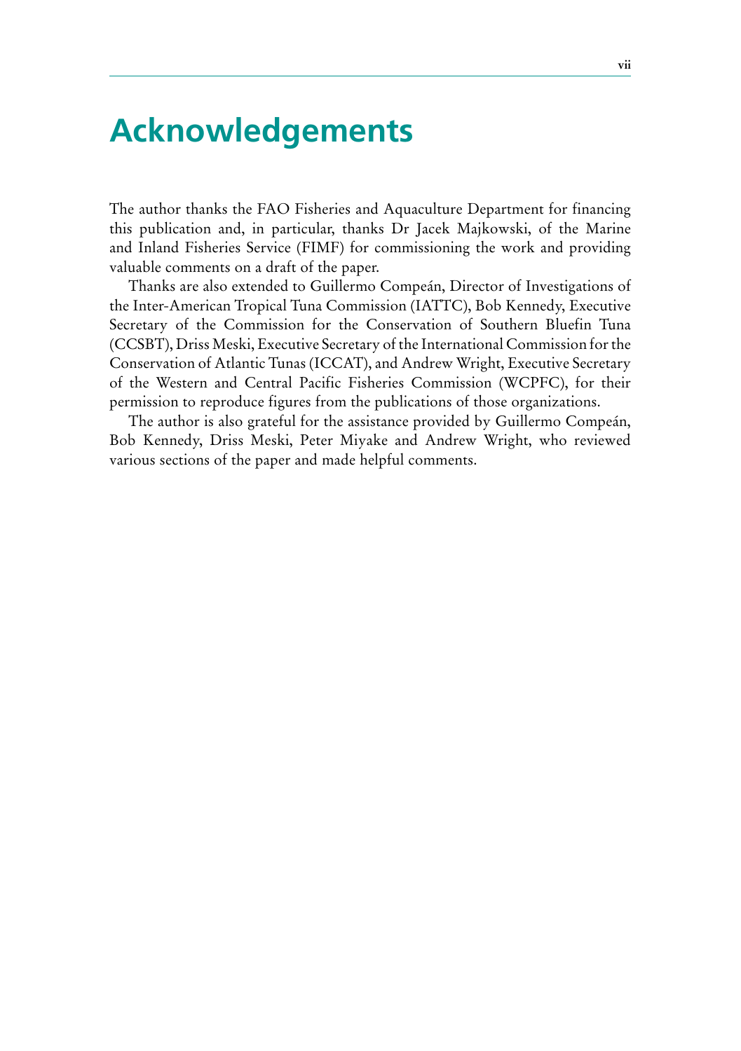# Acknowledgements

The author thanks the FAO Fisheries and Aquaculture Department for financing this publication and, in particular, thanks Dr Jacek Majkowski, of the Marine and Inland Fisheries Service (FIMF) for commissioning the work and providing valuable comments on a draft of the paper.

Thanks are also extended to Guillermo Compeán, Director of Investigations of the Inter-American Tropical Tuna Commission (IATTC), Bob Kennedy, Executive Secretary of the Commission for the Conservation of Southern Bluefin Tuna (CCSBT), Driss Meski, Executive Secretary of the International Commission for the Conservation of Atlantic Tunas (ICCAT), and Andrew Wright, Executive Secretary of the Western and Central Pacific Fisheries Commission (WCPFC), for their permission to reproduce figures from the publications of those organizations.

The author is also grateful for the assistance provided by Guillermo Compeán, Bob Kennedy, Driss Meski, Peter Miyake and Andrew Wright, who reviewed various sections of the paper and made helpful comments.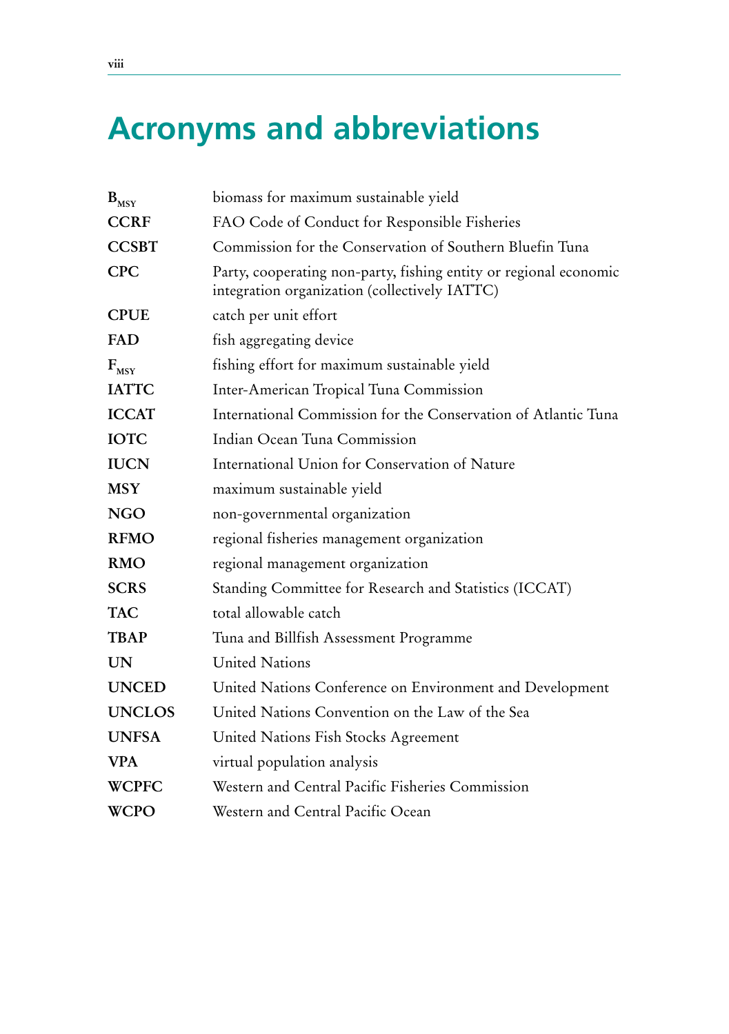# Acronyms and abbreviations

| | |
|---|---|
| **$B_{MSY}$** | biomass for maximum sustainable yield |
| **CCRF** | FAO Code of Conduct for Responsible Fisheries |
| **CCSBT** | Commission for the Conservation of Southern Bluefin Tuna |
| **CPC** | Party, cooperating non-party, fishing entity or regional economic integration organization (collectively IATTC) |
| **CPUE** | catch per unit effort |
| **FAD** | fish aggregating device |
| **$F_{MSY}$** | fishing effort for maximum sustainable yield |
| **IATTC** | Inter-American Tropical Tuna Commission |
| **ICCAT** | International Commission for the Conservation of Atlantic Tuna |
| **IOTC** | Indian Ocean Tuna Commission |
| **IUCN** | International Union for Conservation of Nature |
| **MSY** | maximum sustainable yield |
| **NGO** | non-governmental organization |
| **RFMO** | regional fisheries management organization |
| **RMO** | regional management organization |
| **SCRS** | Standing Committee for Research and Statistics (ICCAT) |
| **TAC** | total allowable catch |
| **TBAP** | Tuna and Billfish Assessment Programme |
| **UN** | United Nations |
| **UNCED** | United Nations Conference on Environment and Development |
| **UNCLOS** | United Nations Convention on the Law of the Sea |
| **UNFSA** | United Nations Fish Stocks Agreement |
| **VPA** | virtual population analysis |
| **WCPFC** | Western and Central Pacific Fisheries Commission |
| **WCPO** | Western and Central Pacific Ocean |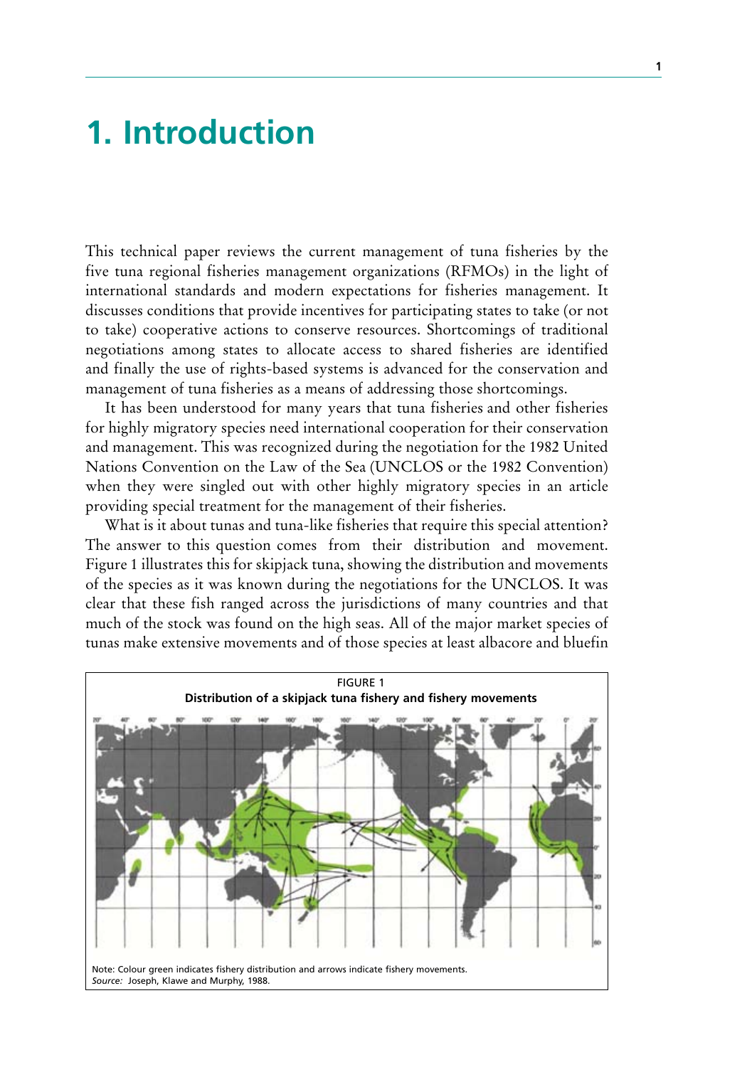# 1. Introduction

This technical paper reviews the current management of tuna fisheries by the five tuna regional fisheries management organizations (RFMOs) in the light of international standards and modern expectations for fisheries management. It discusses conditions that provide incentives for participating states to take (or not to take) cooperative actions to conserve resources. Shortcomings of traditional negotiations among states to allocate access to shared fisheries are identified and finally the use of rights-based systems is advanced for the conservation and management of tuna fisheries as a means of addressing those shortcomings.

It has been understood for many years that tuna fisheries and other fisheries for highly migratory species need international cooperation for their conservation and management. This was recognized during the negotiation for the 1982 United Nations Convention on the Law of the Sea (UNCLOS or the 1982 Convention) when they were singled out with other highly migratory species in an article providing special treatment for the management of their fisheries.

What is it about tunas and tuna-like fisheries that require this special attention? The answer to this question comes from their distribution and movement. Figure 1 illustrates this for skipjack tuna, showing the distribution and movements of the species as it was known during the negotiations for the UNCLOS. It was clear that these fish ranged across the jurisdictions of many countries and that much of the stock was found on the high seas. All of the major market species of tunas make extensive movements and of those species at least albacore and bluefin

FIGURE 1
**Distribution of a skipjack tuna fishery and fishery movements**

Note: Colour green indicates fishery distribution and arrows indicate fishery movements.
*Source:* Joseph, Klawe and Murphy, 1988.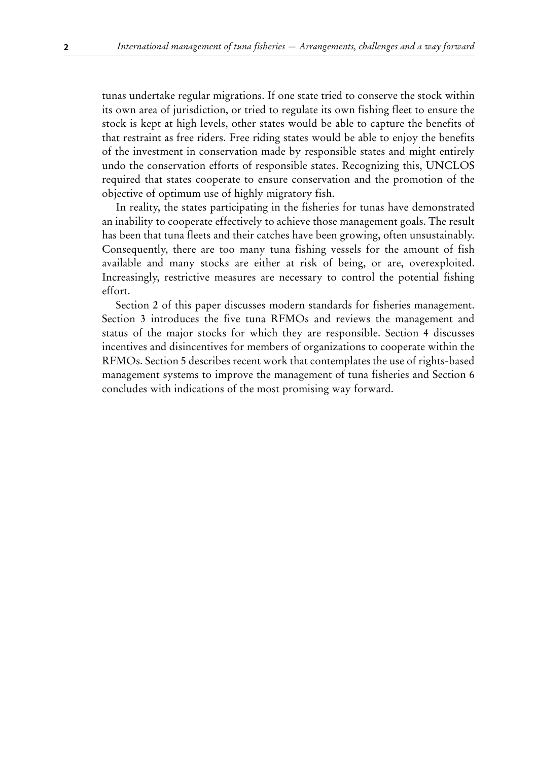tunas undertake regular migrations. If one state tried to conserve the stock within its own area of jurisdiction, or tried to regulate its own fishing fleet to ensure the stock is kept at high levels, other states would be able to capture the benefits of that restraint as free riders. Free riding states would be able to enjoy the benefits of the investment in conservation made by responsible states and might entirely undo the conservation efforts of responsible states. Recognizing this, UNCLOS required that states cooperate to ensure conservation and the promotion of the objective of optimum use of highly migratory fish.

In reality, the states participating in the fisheries for tunas have demonstrated an inability to cooperate effectively to achieve those management goals. The result has been that tuna fleets and their catches have been growing, often unsustainably. Consequently, there are too many tuna fishing vessels for the amount of fish available and many stocks are either at risk of being, or are, overexploited. Increasingly, restrictive measures are necessary to control the potential fishing effort.

Section 2 of this paper discusses modern standards for fisheries management. Section 3 introduces the five tuna RFMOs and reviews the management and status of the major stocks for which they are responsible. Section 4 discusses incentives and disincentives for members of organizations to cooperate within the RFMOs. Section 5 describes recent work that contemplates the use of rights-based management systems to improve the management of tuna fisheries and Section 6 concludes with indications of the most promising way forward.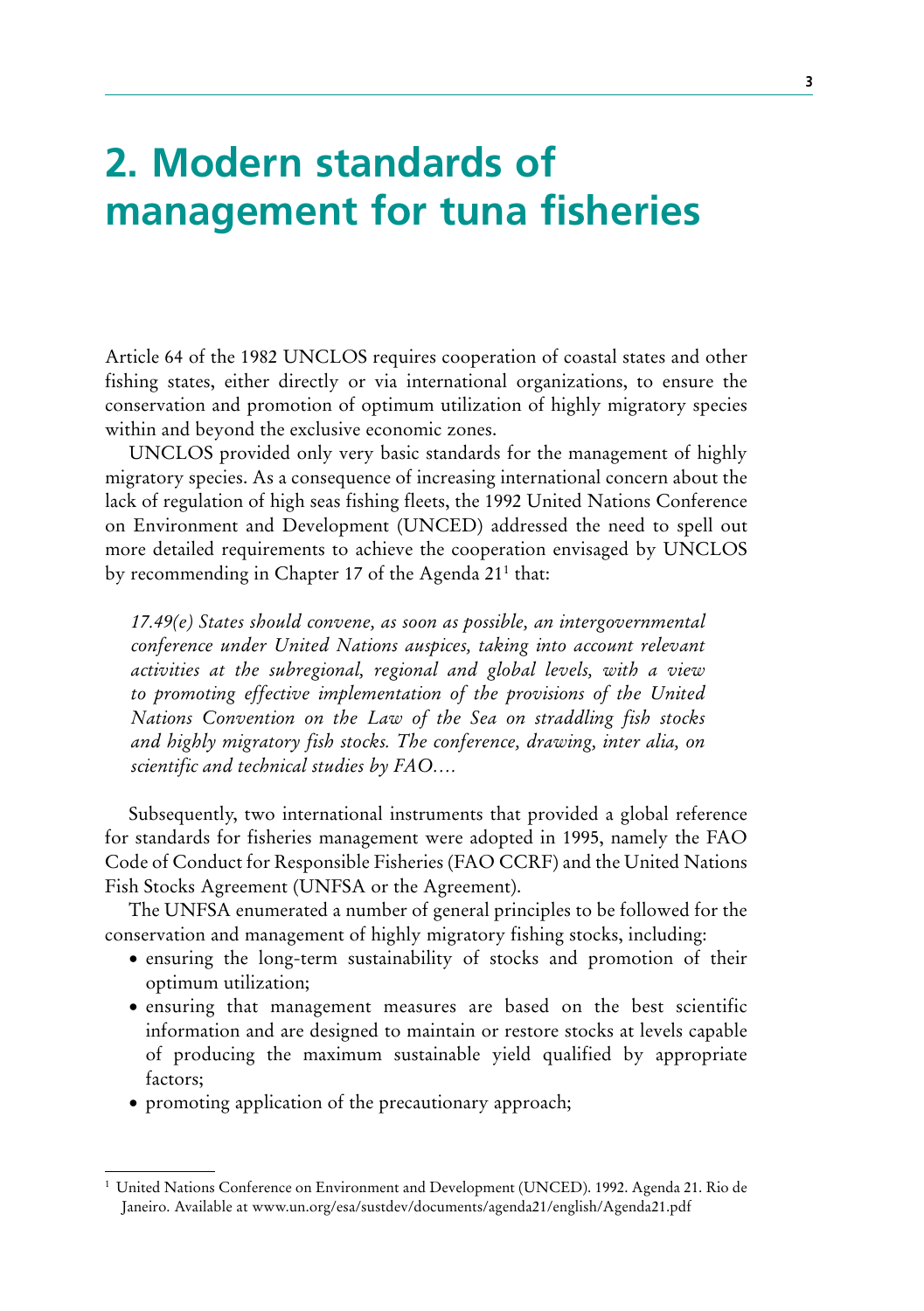# 2. Modern standards of management for tuna fisheries

Article 64 of the 1982 UNCLOS requires cooperation of coastal states and other fishing states, either directly or via international organizations, to ensure the conservation and promotion of optimum utilization of highly migratory species within and beyond the exclusive economic zones.

UNCLOS provided only very basic standards for the management of highly migratory species. As a consequence of increasing international concern about the lack of regulation of high seas fishing fleets, the 1992 United Nations Conference on Environment and Development (UNCED) addressed the need to spell out more detailed requirements to achieve the cooperation envisaged by UNCLOS by recommending in Chapter 17 of the Agenda 21[1] that:

> *17.49(e) States should convene, as soon as possible, an intergovernmental conference under United Nations auspices, taking into account relevant activities at the subregional, regional and global levels, with a view to promoting effective implementation of the provisions of the United Nations Convention on the Law of the Sea on straddling fish stocks and highly migratory fish stocks. The conference, drawing, inter alia, on scientific and technical studies by FAO….*

Subsequently, two international instruments that provided a global reference for standards for fisheries management were adopted in 1995, namely the FAO Code of Conduct for Responsible Fisheries (FAO CCRF) and the United Nations Fish Stocks Agreement (UNFSA or the Agreement).

The UNFSA enumerated a number of general principles to be followed for the conservation and management of highly migratory fishing stocks, including:

- ensuring the long-term sustainability of stocks and promotion of their optimum utilization;
- ensuring that management measures are based on the best scientific information and are designed to maintain or restore stocks at levels capable of producing the maximum sustainable yield qualified by appropriate factors;
- promoting application of the precautionary approach;

[1] United Nations Conference on Environment and Development (UNCED). 1992. Agenda 21. Rio de Janeiro. Available at www.un.org/esa/sustdev/documents/agenda21/english/Agenda21.pdf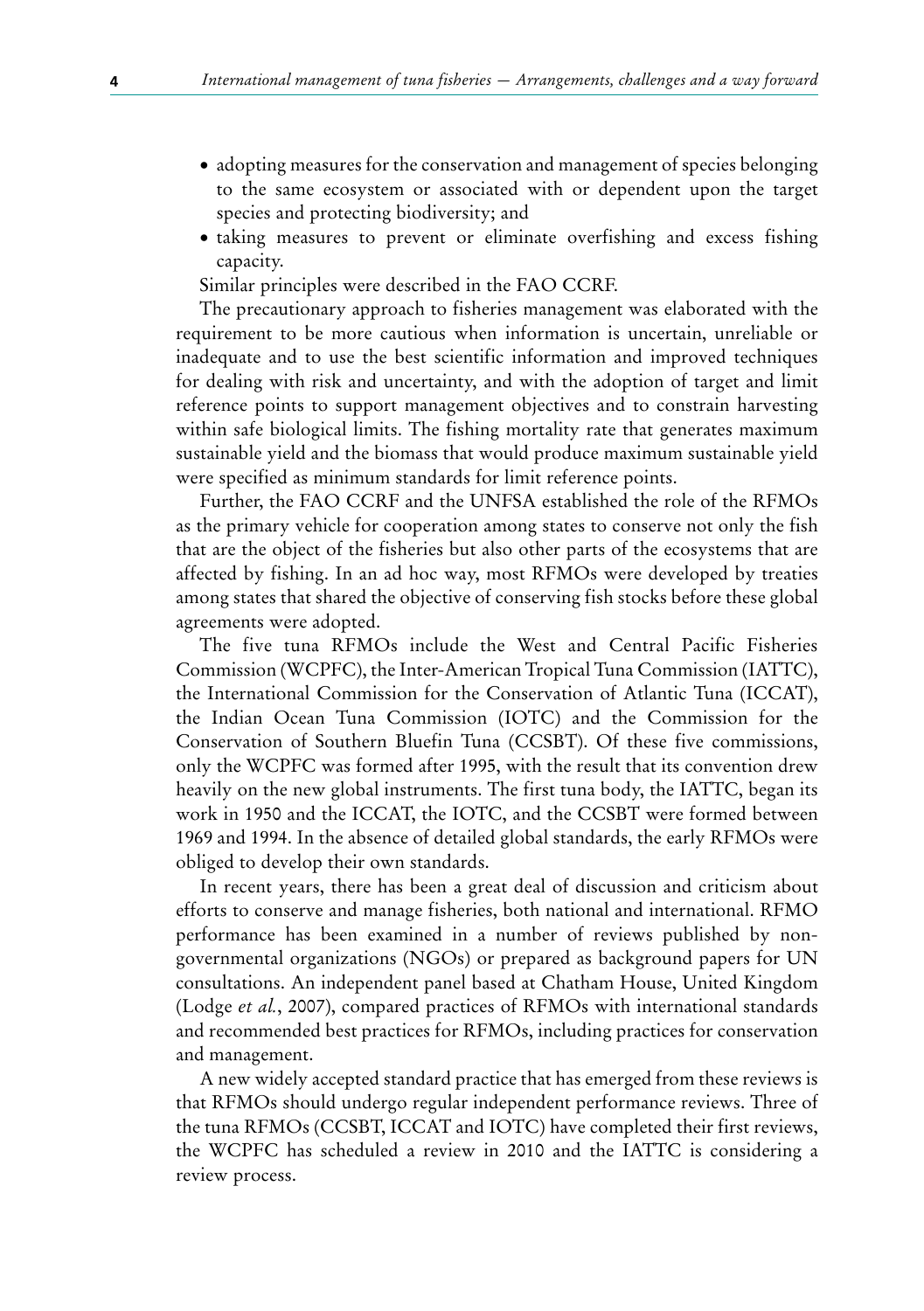- adopting measures for the conservation and management of species belonging to the same ecosystem or associated with or dependent upon the target species and protecting biodiversity; and
- taking measures to prevent or eliminate overfishing and excess fishing capacity.

Similar principles were described in the FAO CCRF.

The precautionary approach to fisheries management was elaborated with the requirement to be more cautious when information is uncertain, unreliable or inadequate and to use the best scientific information and improved techniques for dealing with risk and uncertainty, and with the adoption of target and limit reference points to support management objectives and to constrain harvesting within safe biological limits. The fishing mortality rate that generates maximum sustainable yield and the biomass that would produce maximum sustainable yield were specified as minimum standards for limit reference points.

Further, the FAO CCRF and the UNFSA established the role of the RFMOs as the primary vehicle for cooperation among states to conserve not only the fish that are the object of the fisheries but also other parts of the ecosystems that are affected by fishing. In an ad hoc way, most RFMOs were developed by treaties among states that shared the objective of conserving fish stocks before these global agreements were adopted.

The five tuna RFMOs include the West and Central Pacific Fisheries Commission (WCPFC), the Inter-American Tropical Tuna Commission (IATTC), the International Commission for the Conservation of Atlantic Tuna (ICCAT), the Indian Ocean Tuna Commission (IOTC) and the Commission for the Conservation of Southern Bluefin Tuna (CCSBT). Of these five commissions, only the WCPFC was formed after 1995, with the result that its convention drew heavily on the new global instruments. The first tuna body, the IATTC, began its work in 1950 and the ICCAT, the IOTC, and the CCSBT were formed between 1969 and 1994. In the absence of detailed global standards, the early RFMOs were obliged to develop their own standards.

In recent years, there has been a great deal of discussion and criticism about efforts to conserve and manage fisheries, both national and international. RFMO performance has been examined in a number of reviews published by non-governmental organizations (NGOs) or prepared as background papers for UN consultations. An independent panel based at Chatham House, United Kingdom (Lodge *et al.*, 2007), compared practices of RFMOs with international standards and recommended best practices for RFMOs, including practices for conservation and management.

A new widely accepted standard practice that has emerged from these reviews is that RFMOs should undergo regular independent performance reviews. Three of the tuna RFMOs (CCSBT, ICCAT and IOTC) have completed their first reviews, the WCPFC has scheduled a review in 2010 and the IATTC is considering a review process.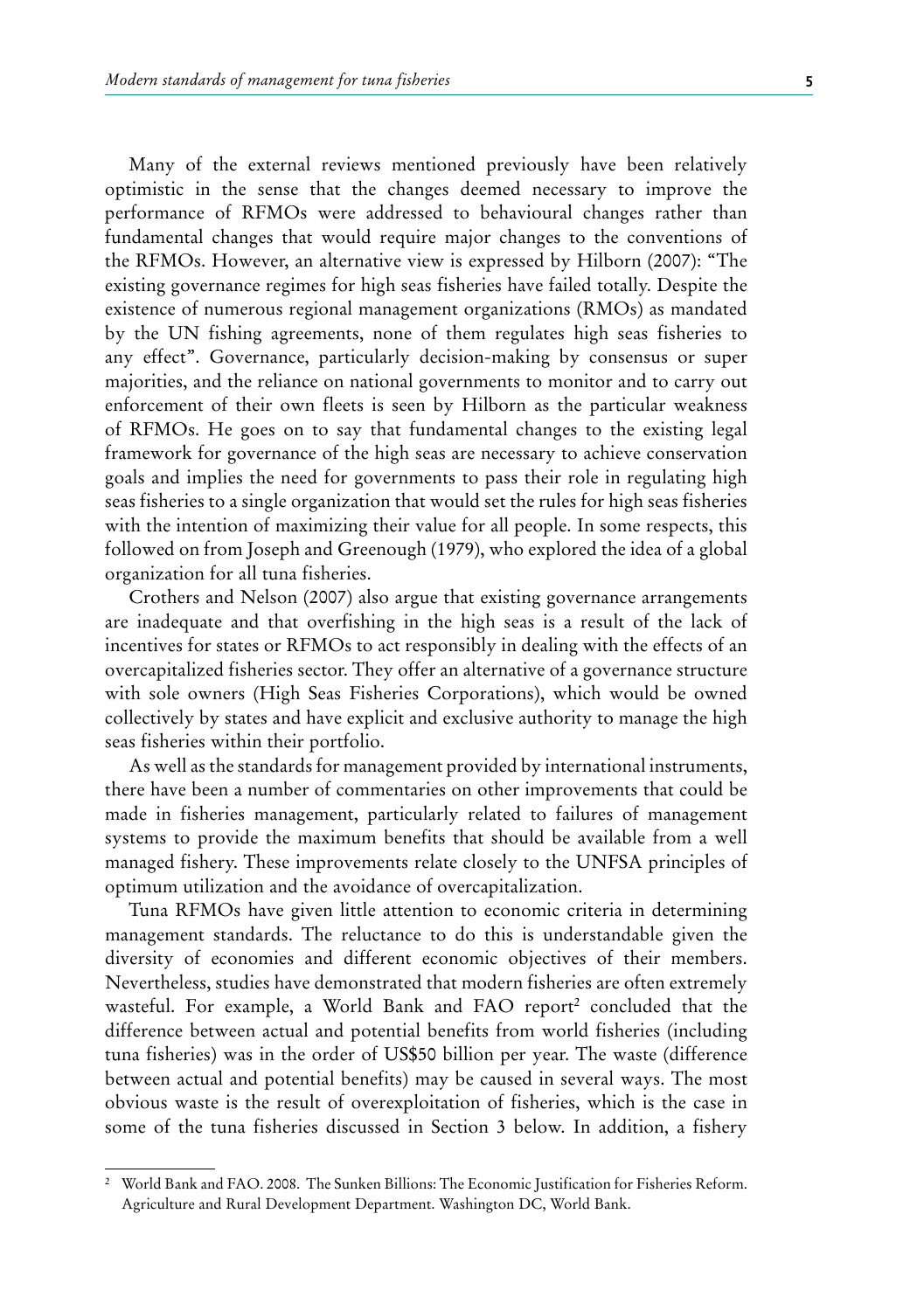Many of the external reviews mentioned previously have been relatively optimistic in the sense that the changes deemed necessary to improve the performance of RFMOs were addressed to behavioural changes rather than fundamental changes that would require major changes to the conventions of the RFMOs. However, an alternative view is expressed by Hilborn (2007): "The existing governance regimes for high seas fisheries have failed totally. Despite the existence of numerous regional management organizations (RMOs) as mandated by the UN fishing agreements, none of them regulates high seas fisheries to any effect". Governance, particularly decision-making by consensus or super majorities, and the reliance on national governments to monitor and to carry out enforcement of their own fleets is seen by Hilborn as the particular weakness of RFMOs. He goes on to say that fundamental changes to the existing legal framework for governance of the high seas are necessary to achieve conservation goals and implies the need for governments to pass their role in regulating high seas fisheries to a single organization that would set the rules for high seas fisheries with the intention of maximizing their value for all people. In some respects, this followed on from Joseph and Greenough (1979), who explored the idea of a global organization for all tuna fisheries.

Crothers and Nelson (2007) also argue that existing governance arrangements are inadequate and that overfishing in the high seas is a result of the lack of incentives for states or RFMOs to act responsibly in dealing with the effects of an overcapitalized fisheries sector. They offer an alternative of a governance structure with sole owners (High Seas Fisheries Corporations), which would be owned collectively by states and have explicit and exclusive authority to manage the high seas fisheries within their portfolio.

As well as the standards for management provided by international instruments, there have been a number of commentaries on other improvements that could be made in fisheries management, particularly related to failures of management systems to provide the maximum benefits that should be available from a well managed fishery. These improvements relate closely to the UNFSA principles of optimum utilization and the avoidance of overcapitalization.

Tuna RFMOs have given little attention to economic criteria in determining management standards. The reluctance to do this is understandable given the diversity of economies and different economic objectives of their members. Nevertheless, studies have demonstrated that modern fisheries are often extremely wasteful. For example, a World Bank and FAO report[2] concluded that the difference between actual and potential benefits from world fisheries (including tuna fisheries) was in the order of US$50 billion per year. The waste (difference between actual and potential benefits) may be caused in several ways. The most obvious waste is the result of overexploitation of fisheries, which is the case in some of the tuna fisheries discussed in Section 3 below. In addition, a fishery

[2] World Bank and FAO. 2008. The Sunken Billions: The Economic Justification for Fisheries Reform. Agriculture and Rural Development Department. Washington DC, World Bank.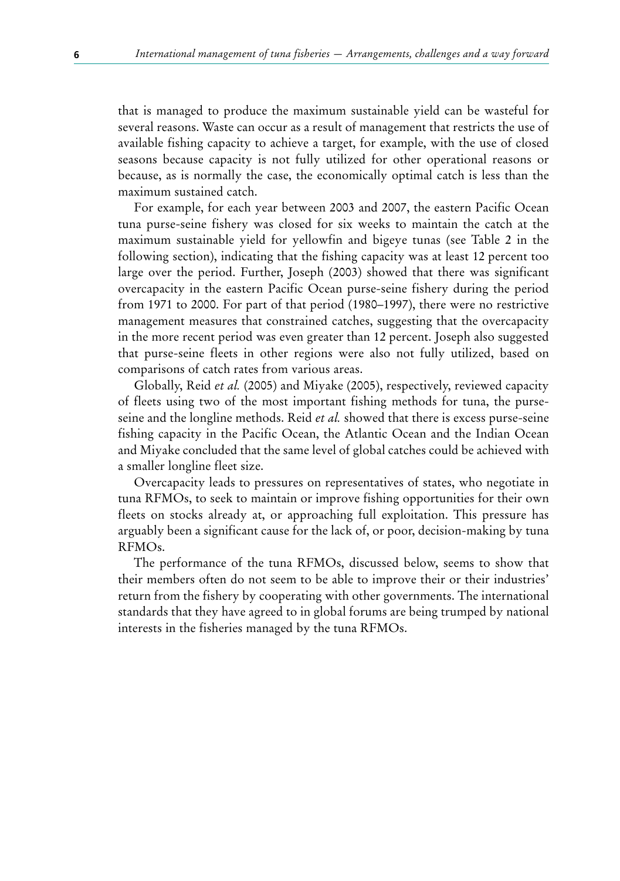that is managed to produce the maximum sustainable yield can be wasteful for several reasons. Waste can occur as a result of management that restricts the use of available fishing capacity to achieve a target, for example, with the use of closed seasons because capacity is not fully utilized for other operational reasons or because, as is normally the case, the economically optimal catch is less than the maximum sustained catch.

For example, for each year between 2003 and 2007, the eastern Pacific Ocean tuna purse-seine fishery was closed for six weeks to maintain the catch at the maximum sustainable yield for yellowfin and bigeye tunas (see Table 2 in the following section), indicating that the fishing capacity was at least 12 percent too large over the period. Further, Joseph (2003) showed that there was significant overcapacity in the eastern Pacific Ocean purse-seine fishery during the period from 1971 to 2000. For part of that period (1980–1997), there were no restrictive management measures that constrained catches, suggesting that the overcapacity in the more recent period was even greater than 12 percent. Joseph also suggested that purse-seine fleets in other regions were also not fully utilized, based on comparisons of catch rates from various areas.

Globally, Reid *et al.* (2005) and Miyake (2005), respectively, reviewed capacity of fleets using two of the most important fishing methods for tuna, the purse-seine and the longline methods. Reid *et al.* showed that there is excess purse-seine fishing capacity in the Pacific Ocean, the Atlantic Ocean and the Indian Ocean and Miyake concluded that the same level of global catches could be achieved with a smaller longline fleet size.

Overcapacity leads to pressures on representatives of states, who negotiate in tuna RFMOs, to seek to maintain or improve fishing opportunities for their own fleets on stocks already at, or approaching full exploitation. This pressure has arguably been a significant cause for the lack of, or poor, decision-making by tuna RFMOs.

The performance of the tuna RFMOs, discussed below, seems to show that their members often do not seem to be able to improve their or their industries' return from the fishery by cooperating with other governments. The international standards that they have agreed to in global forums are being trumped by national interests in the fisheries managed by the tuna RFMOs.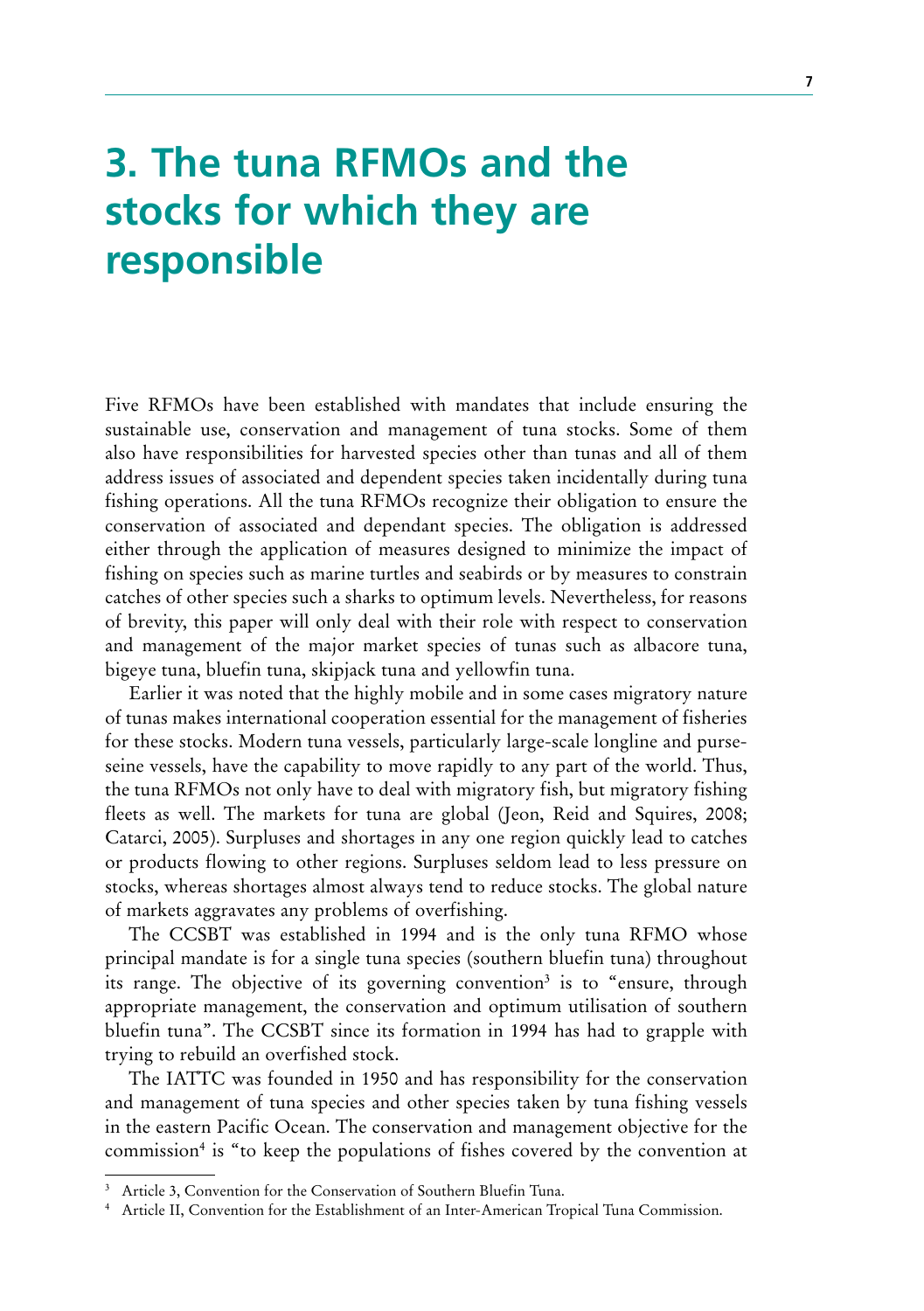# 3. The tuna RFMOs and the stocks for which they are responsible

Five RFMOs have been established with mandates that include ensuring the sustainable use, conservation and management of tuna stocks. Some of them also have responsibilities for harvested species other than tunas and all of them address issues of associated and dependent species taken incidentally during tuna fishing operations. All the tuna RFMOs recognize their obligation to ensure the conservation of associated and dependant species. The obligation is addressed either through the application of measures designed to minimize the impact of fishing on species such as marine turtles and seabirds or by measures to constrain catches of other species such a sharks to optimum levels. Nevertheless, for reasons of brevity, this paper will only deal with their role with respect to conservation and management of the major market species of tunas such as albacore tuna, bigeye tuna, bluefin tuna, skipjack tuna and yellowfin tuna.

Earlier it was noted that the highly mobile and in some cases migratory nature of tunas makes international cooperation essential for the management of fisheries for these stocks. Modern tuna vessels, particularly large-scale longline and purse-seine vessels, have the capability to move rapidly to any part of the world. Thus, the tuna RFMOs not only have to deal with migratory fish, but migratory fishing fleets as well. The markets for tuna are global (Jeon, Reid and Squires, 2008; Catarci, 2005). Surpluses and shortages in any one region quickly lead to catches or products flowing to other regions. Surpluses seldom lead to less pressure on stocks, whereas shortages almost always tend to reduce stocks. The global nature of markets aggravates any problems of overfishing.

The CCSBT was established in 1994 and is the only tuna RFMO whose principal mandate is for a single tuna species (southern bluefin tuna) throughout its range. The objective of its governing convention[3] is to "ensure, through appropriate management, the conservation and optimum utilisation of southern bluefin tuna". The CCSBT since its formation in 1994 has had to grapple with trying to rebuild an overfished stock.

The IATTC was founded in 1950 and has responsibility for the conservation and management of tuna species and other species taken by tuna fishing vessels in the eastern Pacific Ocean. The conservation and management objective for the commission[4] is "to keep the populations of fishes covered by the convention at

[3] Article 3, Convention for the Conservation of Southern Bluefin Tuna.

[4] Article II, Convention for the Establishment of an Inter-American Tropical Tuna Commission.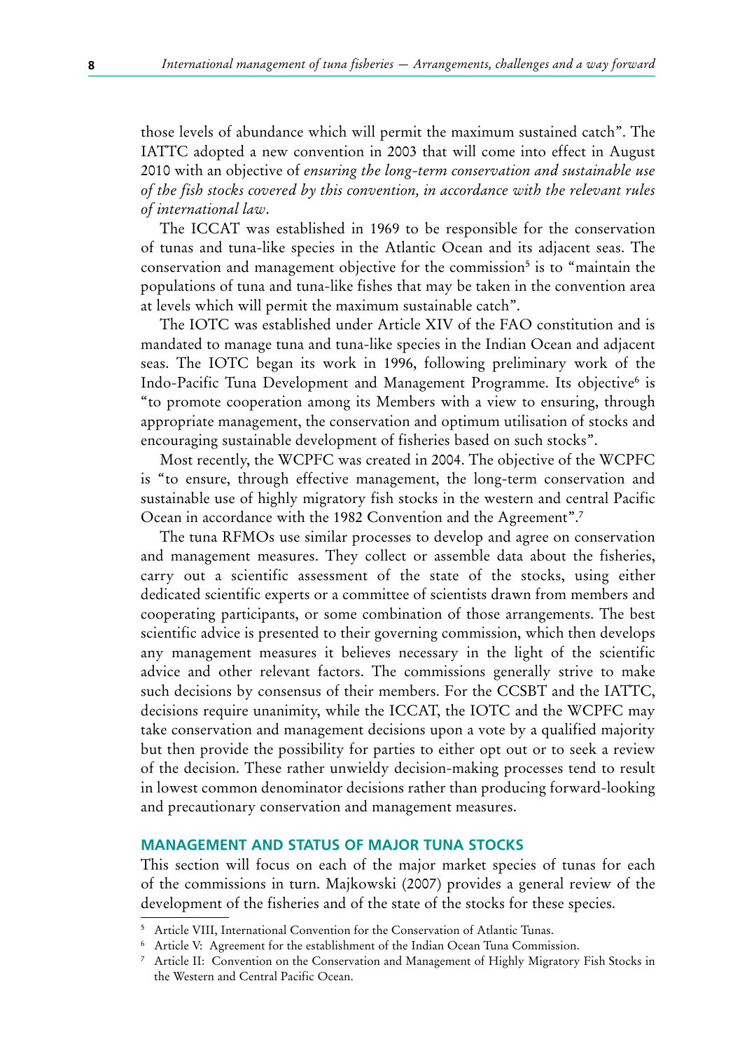those levels of abundance which will permit the maximum sustained catch". The IATTC adopted a new convention in 2003 that will come into effect in August 2010 with an objective of *ensuring the long-term conservation and sustainable use of the fish stocks covered by this convention, in accordance with the relevant rules of international law*.

The ICCAT was established in 1969 to be responsible for the conservation of tunas and tuna-like species in the Atlantic Ocean and its adjacent seas. The conservation and management objective for the commission[5] is to "maintain the populations of tuna and tuna-like fishes that may be taken in the convention area at levels which will permit the maximum sustainable catch".

The IOTC was established under Article XIV of the FAO constitution and is mandated to manage tuna and tuna-like species in the Indian Ocean and adjacent seas. The IOTC began its work in 1996, following preliminary work of the Indo-Pacific Tuna Development and Management Programme. Its objective[6] is "to promote cooperation among its Members with a view to ensuring, through appropriate management, the conservation and optimum utilisation of stocks and encouraging sustainable development of fisheries based on such stocks".

Most recently, the WCPFC was created in 2004. The objective of the WCPFC is "to ensure, through effective management, the long-term conservation and sustainable use of highly migratory fish stocks in the western and central Pacific Ocean in accordance with the 1982 Convention and the Agreement".[7]

The tuna RFMOs use similar processes to develop and agree on conservation and management measures. They collect or assemble data about the fisheries, carry out a scientific assessment of the state of the stocks, using either dedicated scientific experts or a committee of scientists drawn from members and cooperating participants, or some combination of those arrangements. The best scientific advice is presented to their governing commission, which then develops any management measures it believes necessary in the light of the scientific advice and other relevant factors. The commissions generally strive to make such decisions by consensus of their members. For the CCSBT and the IATTC, decisions require unanimity, while the ICCAT, the IOTC and the WCPFC may take conservation and management decisions upon a vote by a qualified majority but then provide the possibility for parties to either opt out or to seek a review of the decision. These rather unwieldy decision-making processes tend to result in lowest common denominator decisions rather than producing forward-looking and precautionary conservation and management measures.

## MANAGEMENT AND STATUS OF MAJOR TUNA STOCKS

This section will focus on each of the major market species of tunas for each of the commissions in turn. Majkowski (2007) provides a general review of the development of the fisheries and of the state of the stocks for these species.

---

[5] Article VIII, International Convention for the Conservation of Atlantic Tunas.

[6] Article V: Agreement for the establishment of the Indian Ocean Tuna Commission.

[7] Article II: Convention on the Conservation and Management of Highly Migratory Fish Stocks in the Western and Central Pacific Ocean.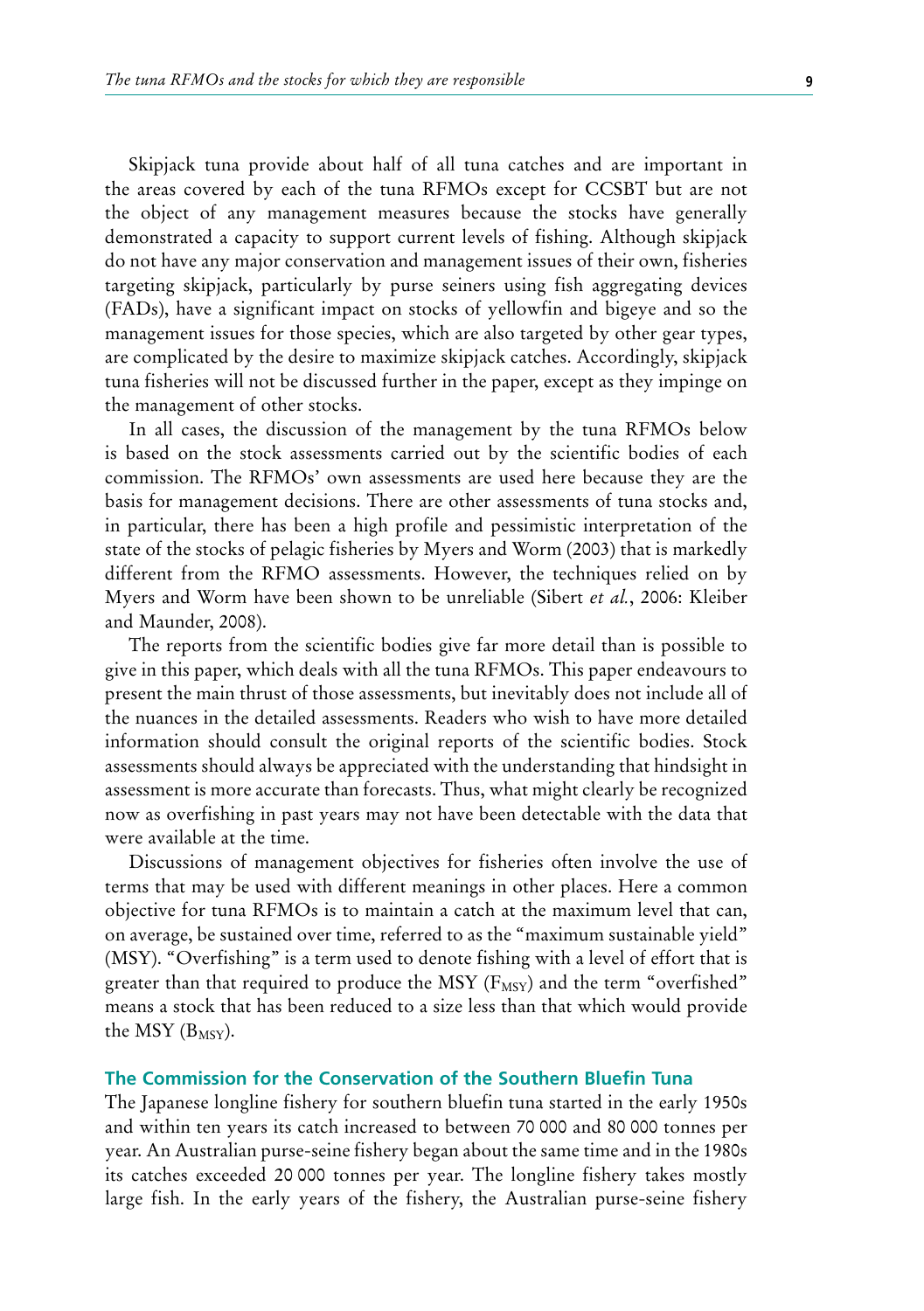Skipjack tuna provide about half of all tuna catches and are important in the areas covered by each of the tuna RFMOs except for CCSBT but are not the object of any management measures because the stocks have generally demonstrated a capacity to support current levels of fishing. Although skipjack do not have any major conservation and management issues of their own, fisheries targeting skipjack, particularly by purse seiners using fish aggregating devices (FADs), have a significant impact on stocks of yellowfin and bigeye and so the management issues for those species, which are also targeted by other gear types, are complicated by the desire to maximize skipjack catches. Accordingly, skipjack tuna fisheries will not be discussed further in the paper, except as they impinge on the management of other stocks.

In all cases, the discussion of the management by the tuna RFMOs below is based on the stock assessments carried out by the scientific bodies of each commission. The RFMOs' own assessments are used here because they are the basis for management decisions. There are other assessments of tuna stocks and, in particular, there has been a high profile and pessimistic interpretation of the state of the stocks of pelagic fisheries by Myers and Worm (2003) that is markedly different from the RFMO assessments. However, the techniques relied on by Myers and Worm have been shown to be unreliable (Sibert *et al.*, 2006: Kleiber and Maunder, 2008).

The reports from the scientific bodies give far more detail than is possible to give in this paper, which deals with all the tuna RFMOs. This paper endeavours to present the main thrust of those assessments, but inevitably does not include all of the nuances in the detailed assessments. Readers who wish to have more detailed information should consult the original reports of the scientific bodies. Stock assessments should always be appreciated with the understanding that hindsight in assessment is more accurate than forecasts. Thus, what might clearly be recognized now as overfishing in past years may not have been detectable with the data that were available at the time.

Discussions of management objectives for fisheries often involve the use of terms that may be used with different meanings in other places. Here a common objective for tuna RFMOs is to maintain a catch at the maximum level that can, on average, be sustained over time, referred to as the "maximum sustainable yield" (MSY). "Overfishing" is a term used to denote fishing with a level of effort that is greater than that required to produce the MSY ($F_{MSY}$) and the term "overfished" means a stock that has been reduced to a size less than that which would provide the MSY ($B_{MSY}$).

## The Commission for the Conservation of the Southern Bluefin Tuna

The Japanese longline fishery for southern bluefin tuna started in the early 1950s and within ten years its catch increased to between 70 000 and 80 000 tonnes per year. An Australian purse-seine fishery began about the same time and in the 1980s its catches exceeded 20 000 tonnes per year. The longline fishery takes mostly large fish. In the early years of the fishery, the Australian purse-seine fishery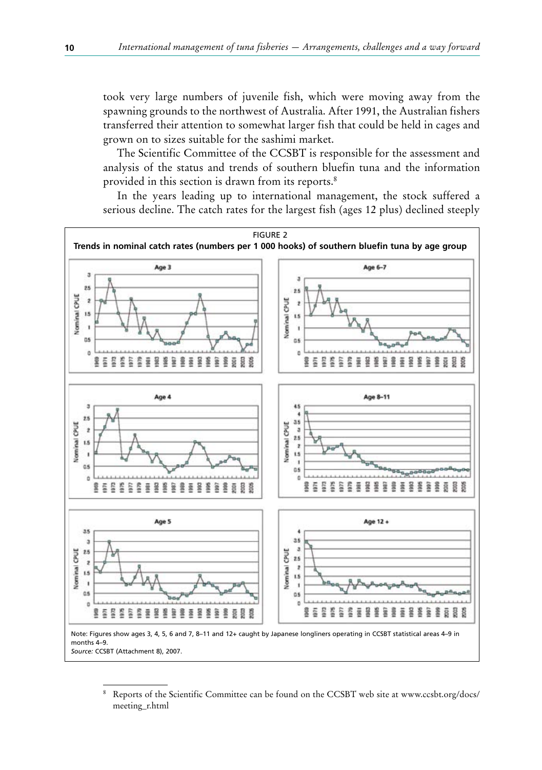took very large numbers of juvenile fish, which were moving away from the spawning grounds to the northwest of Australia. After 1991, the Australian fishers transferred their attention to somewhat larger fish that could be held in cages and grown on to sizes suitable for the sashimi market.

The Scientific Committee of the CCSBT is responsible for the assessment and analysis of the status and trends of southern bluefin tuna and the information provided in this section is drawn from its reports.[8]

In the years leading up to international management, the stock suffered a serious decline. The catch rates for the largest fish (ages 12 plus) declined steeply

FIGURE 2
**Trends in nominal catch rates (numbers per 1 000 hooks) of southern bluefin tuna by age group**

Note: Figures show ages 3, 4, 5, 6 and 7, 8–11 and 12+ caught by Japanese longliners operating in CCSBT statistical areas 4–9 in months 4–9.
*Source:* CCSBT (Attachment 8), 2007.

---

[8] Reports of the Scientific Committee can be found on the CCSBT web site at www.ccsbt.org/docs/meeting_r.html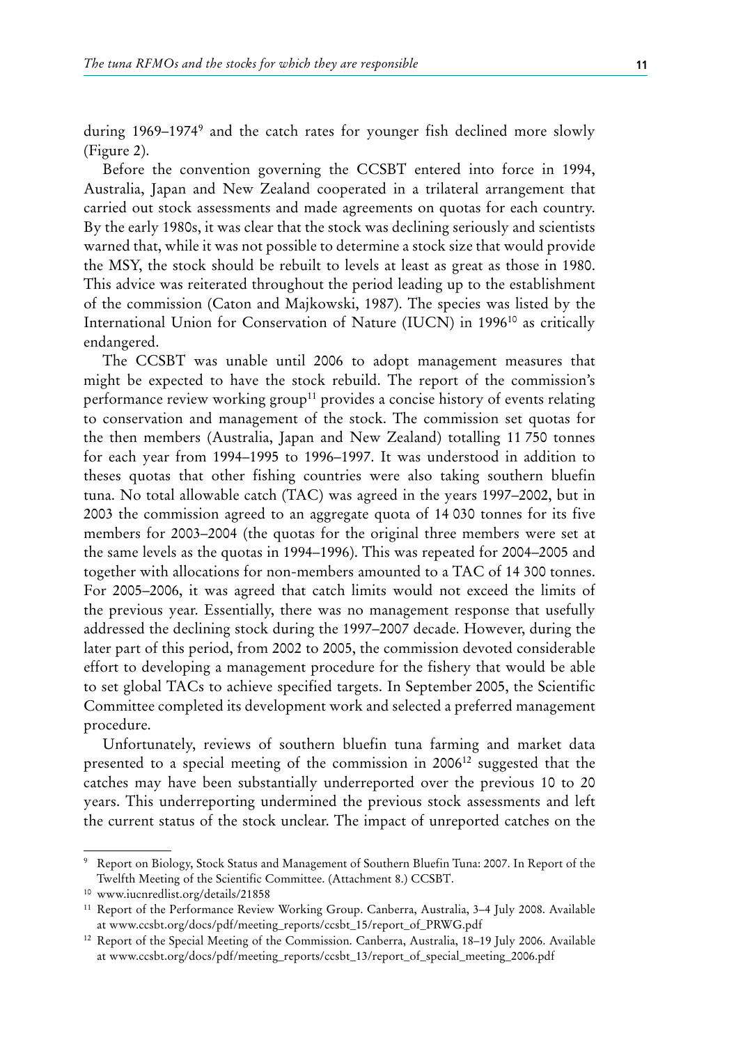during 1969–1974[9] and the catch rates for younger fish declined more slowly (Figure 2).

Before the convention governing the CCSBT entered into force in 1994, Australia, Japan and New Zealand cooperated in a trilateral arrangement that carried out stock assessments and made agreements on quotas for each country. By the early 1980s, it was clear that the stock was declining seriously and scientists warned that, while it was not possible to determine a stock size that would provide the MSY, the stock should be rebuilt to levels at least as great as those in 1980. This advice was reiterated throughout the period leading up to the establishment of the commission (Caton and Majkowski, 1987). The species was listed by the International Union for Conservation of Nature (IUCN) in 1996[10] as critically endangered.

The CCSBT was unable until 2006 to adopt management measures that might be expected to have the stock rebuild. The report of the commission's performance review working group[11] provides a concise history of events relating to conservation and management of the stock. The commission set quotas for the then members (Australia, Japan and New Zealand) totalling 11 750 tonnes for each year from 1994–1995 to 1996–1997. It was understood in addition to theses quotas that other fishing countries were also taking southern bluefin tuna. No total allowable catch (TAC) was agreed in the years 1997–2002, but in 2003 the commission agreed to an aggregate quota of 14 030 tonnes for its five members for 2003–2004 (the quotas for the original three members were set at the same levels as the quotas in 1994–1996). This was repeated for 2004–2005 and together with allocations for non-members amounted to a TAC of 14 300 tonnes. For 2005–2006, it was agreed that catch limits would not exceed the limits of the previous year. Essentially, there was no management response that usefully addressed the declining stock during the 1997–2007 decade. However, during the later part of this period, from 2002 to 2005, the commission devoted considerable effort to developing a management procedure for the fishery that would be able to set global TACs to achieve specified targets. In September 2005, the Scientific Committee completed its development work and selected a preferred management procedure.

Unfortunately, reviews of southern bluefin tuna farming and market data presented to a special meeting of the commission in 2006[12] suggested that the catches may have been substantially underreported over the previous 10 to 20 years. This underreporting undermined the previous stock assessments and left the current status of the stock unclear. The impact of unreported catches on the

---

[9] Report on Biology, Stock Status and Management of Southern Bluefin Tuna: 2007. In Report of the Twelfth Meeting of the Scientific Committee. (Attachment 8.) CCSBT.

[10] www.iucnredlist.org/details/21858

[11] Report of the Performance Review Working Group. Canberra, Australia, 3–4 July 2008. Available at www.ccsbt.org/docs/pdf/meeting_reports/ccsbt_15/report_of_PRWG.pdf

[12] Report of the Special Meeting of the Commission. Canberra, Australia, 18–19 July 2006. Available at www.ccsbt.org/docs/pdf/meeting_reports/ccsbt_13/report_of_special_meeting_2006.pdf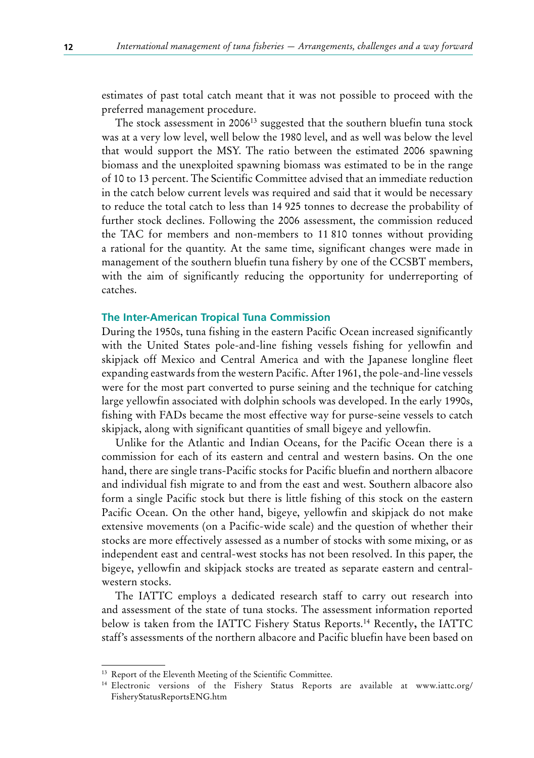estimates of past total catch meant that it was not possible to proceed with the preferred management procedure.

The stock assessment in 2006[13] suggested that the southern bluefin tuna stock was at a very low level, well below the 1980 level, and as well was below the level that would support the MSY. The ratio between the estimated 2006 spawning biomass and the unexploited spawning biomass was estimated to be in the range of 10 to 13 percent. The Scientific Committee advised that an immediate reduction in the catch below current levels was required and said that it would be necessary to reduce the total catch to less than 14 925 tonnes to decrease the probability of further stock declines. Following the 2006 assessment, the commission reduced the TAC for members and non-members to 11 810 tonnes without providing a rational for the quantity. At the same time, significant changes were made in management of the southern bluefin tuna fishery by one of the CCSBT members, with the aim of significantly reducing the opportunity for underreporting of catches.

### The Inter-American Tropical Tuna Commission

During the 1950s, tuna fishing in the eastern Pacific Ocean increased significantly with the United States pole-and-line fishing vessels fishing for yellowfin and skipjack off Mexico and Central America and with the Japanese longline fleet expanding eastwards from the western Pacific. After 1961, the pole-and-line vessels were for the most part converted to purse seining and the technique for catching large yellowfin associated with dolphin schools was developed. In the early 1990s, fishing with FADs became the most effective way for purse-seine vessels to catch skipjack, along with significant quantities of small bigeye and yellowfin.

Unlike for the Atlantic and Indian Oceans, for the Pacific Ocean there is a commission for each of its eastern and central and western basins. On the one hand, there are single trans-Pacific stocks for Pacific bluefin and northern albacore and individual fish migrate to and from the east and west. Southern albacore also form a single Pacific stock but there is little fishing of this stock on the eastern Pacific Ocean. On the other hand, bigeye, yellowfin and skipjack do not make extensive movements (on a Pacific-wide scale) and the question of whether their stocks are more effectively assessed as a number of stocks with some mixing, or as independent east and central-west stocks has not been resolved. In this paper, the bigeye, yellowfin and skipjack stocks are treated as separate eastern and central-western stocks.

The IATTC employs a dedicated research staff to carry out research into and assessment of the state of tuna stocks. The assessment information reported below is taken from the IATTC Fishery Status Reports.[14] Recently, the IATTC staff's assessments of the northern albacore and Pacific bluefin have been based on

---

[13] Report of the Eleventh Meeting of the Scientific Committee.

[14] Electronic versions of the Fishery Status Reports are available at www.iattc.org/FisheryStatusReportsENG.htm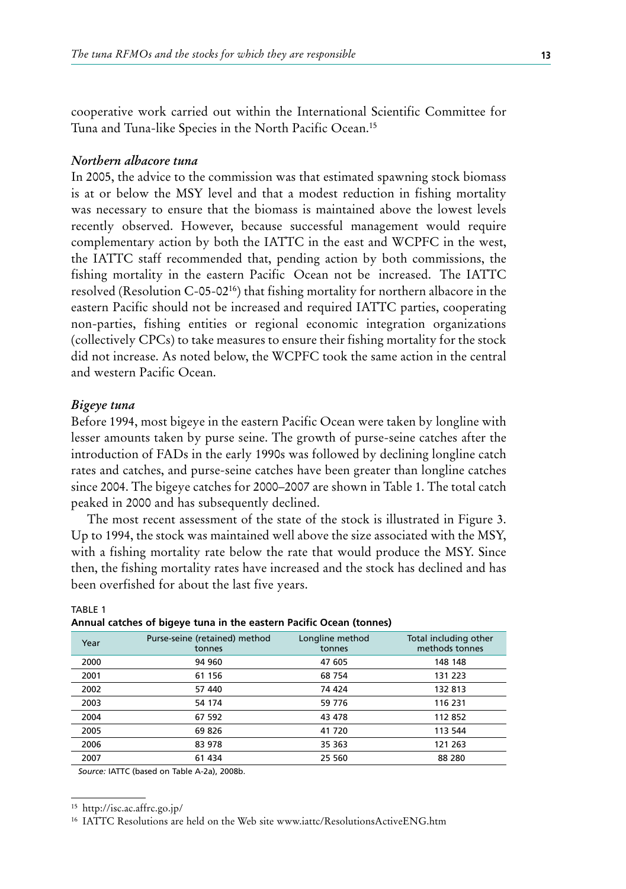cooperative work carried out within the International Scientific Committee for Tuna and Tuna-like Species in the North Pacific Ocean.[15]

### *Northern albacore tuna*

In 2005, the advice to the commission was that estimated spawning stock biomass is at or below the MSY level and that a modest reduction in fishing mortality was necessary to ensure that the biomass is maintained above the lowest levels recently observed. However, because successful management would require complementary action by both the IATTC in the east and WCPFC in the west, the IATTC staff recommended that, pending action by both commissions, the fishing mortality in the eastern Pacific Ocean not be increased. The IATTC resolved (Resolution C-05-02[16]) that fishing mortality for northern albacore in the eastern Pacific should not be increased and required IATTC parties, cooperating non-parties, fishing entities or regional economic integration organizations (collectively CPCs) to take measures to ensure their fishing mortality for the stock did not increase. As noted below, the WCPFC took the same action in the central and western Pacific Ocean.

### *Bigeye tuna*

Before 1994, most bigeye in the eastern Pacific Ocean were taken by longline with lesser amounts taken by purse seine. The growth of purse-seine catches after the introduction of FADs in the early 1990s was followed by declining longline catch rates and catches, and purse-seine catches have been greater than longline catches since 2004. The bigeye catches for 2000–2007 are shown in Table 1. The total catch peaked in 2000 and has subsequently declined.

The most recent assessment of the state of the stock is illustrated in Figure 3. Up to 1994, the stock was maintained well above the size associated with the MSY, with a fishing mortality rate below the rate that would produce the MSY. Since then, the fishing mortality rates have increased and the stock has declined and has been overfished for about the last five years.

TABLE 1
**Annual catches of bigeye tuna in the eastern Pacific Ocean (tonnes)**

| Year | Purse-seine (retained) method tonnes | Longline method tonnes | Total including other methods tonnes |
|---|---|---|---|
| 2000 | 94 960 | 47 605 | 148 148 |
| 2001 | 61 156 | 68 754 | 131 223 |
| 2002 | 57 440 | 74 424 | 132 813 |
| 2003 | 54 174 | 59 776 | 116 231 |
| 2004 | 67 592 | 43 478 | 112 852 |
| 2005 | 69 826 | 41 720 | 113 544 |
| 2006 | 83 978 | 35 363 | 121 263 |
| 2007 | 61 434 | 25 560 | 88 280 |

*Source:* IATTC (based on Table A-2a), 2008b.

[15] http://isc.ac.affrc.go.jp/

[16] IATTC Resolutions are held on the Web site www.iattc/ResolutionsActiveENG.htm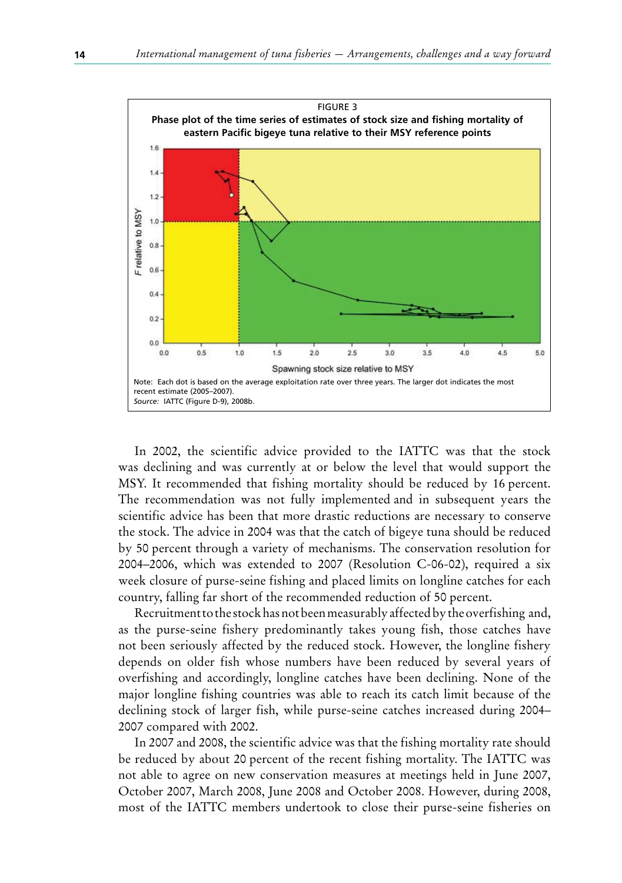FIGURE 3

**Phase plot of the time series of estimates of stock size and fishing mortality of eastern Pacific bigeye tuna relative to their MSY reference points**

Note: Each dot is based on the average exploitation rate over three years. The larger dot indicates the most recent estimate (2005–2007).

*Source:* IATTC (Figure D-9), 2008b.

In 2002, the scientific advice provided to the IATTC was that the stock was declining and was currently at or below the level that would support the MSY. It recommended that fishing mortality should be reduced by 16 percent. The recommendation was not fully implemented and in subsequent years the scientific advice has been that more drastic reductions are necessary to conserve the stock. The advice in 2004 was that the catch of bigeye tuna should be reduced by 50 percent through a variety of mechanisms. The conservation resolution for 2004–2006, which was extended to 2007 (Resolution C-06-02), required a six week closure of purse-seine fishing and placed limits on longline catches for each country, falling far short of the recommended reduction of 50 percent.

Recruitment to the stock has not been measurably affected by the overfishing and, as the purse-seine fishery predominantly takes young fish, those catches have not been seriously affected by the reduced stock. However, the longline fishery depends on older fish whose numbers have been reduced by several years of overfishing and accordingly, longline catches have been declining. None of the major longline fishing countries was able to reach its catch limit because of the declining stock of larger fish, while purse-seine catches increased during 2004–2007 compared with 2002.

In 2007 and 2008, the scientific advice was that the fishing mortality rate should be reduced by about 20 percent of the recent fishing mortality. The IATTC was not able to agree on new conservation measures at meetings held in June 2007, October 2007, March 2008, June 2008 and October 2008. However, during 2008, most of the IATTC members undertook to close their purse-seine fisheries on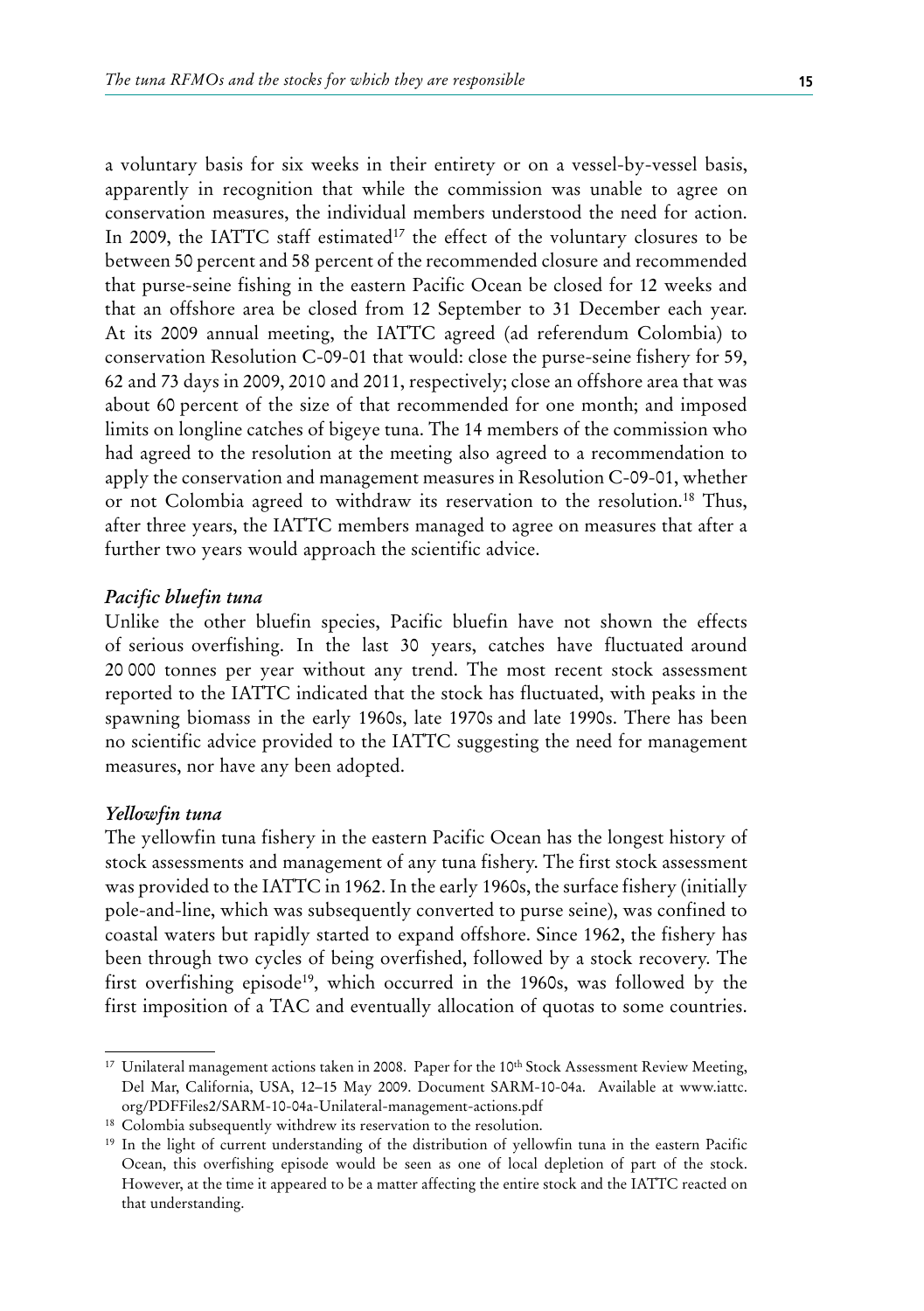a voluntary basis for six weeks in their entirety or on a vessel-by-vessel basis, apparently in recognition that while the commission was unable to agree on conservation measures, the individual members understood the need for action. In 2009, the IATTC staff estimated[17] the effect of the voluntary closures to be between 50 percent and 58 percent of the recommended closure and recommended that purse-seine fishing in the eastern Pacific Ocean be closed for 12 weeks and that an offshore area be closed from 12 September to 31 December each year. At its 2009 annual meeting, the IATTC agreed (ad referendum Colombia) to conservation Resolution C-09-01 that would: close the purse-seine fishery for 59, 62 and 73 days in 2009, 2010 and 2011, respectively; close an offshore area that was about 60 percent of the size of that recommended for one month; and imposed limits on longline catches of bigeye tuna. The 14 members of the commission who had agreed to the resolution at the meeting also agreed to a recommendation to apply the conservation and management measures in Resolution C-09-01, whether or not Colombia agreed to withdraw its reservation to the resolution.[18] Thus, after three years, the IATTC members managed to agree on measures that after a further two years would approach the scientific advice.

### *Pacific bluefin tuna*

Unlike the other bluefin species, Pacific bluefin have not shown the effects of serious overfishing. In the last 30 years, catches have fluctuated around 20 000 tonnes per year without any trend. The most recent stock assessment reported to the IATTC indicated that the stock has fluctuated, with peaks in the spawning biomass in the early 1960s, late 1970s and late 1990s. There has been no scientific advice provided to the IATTC suggesting the need for management measures, nor have any been adopted.

### *Yellowfin tuna*

The yellowfin tuna fishery in the eastern Pacific Ocean has the longest history of stock assessments and management of any tuna fishery. The first stock assessment was provided to the IATTC in 1962. In the early 1960s, the surface fishery (initially pole-and-line, which was subsequently converted to purse seine), was confined to coastal waters but rapidly started to expand offshore. Since 1962, the fishery has been through two cycles of being overfished, followed by a stock recovery. The first overfishing episode[19], which occurred in the 1960s, was followed by the first imposition of a TAC and eventually allocation of quotas to some countries.

---

[17] Unilateral management actions taken in 2008. Paper for the 10th Stock Assessment Review Meeting, Del Mar, California, USA, 12–15 May 2009. Document SARM-10-04a. Available at www.iattc.org/PDFFiles2/SARM-10-04a-Unilateral-management-actions.pdf

[18] Colombia subsequently withdrew its reservation to the resolution.

[19] In the light of current understanding of the distribution of yellowfin tuna in the eastern Pacific Ocean, this overfishing episode would be seen as one of local depletion of part of the stock. However, at the time it appeared to be a matter affecting the entire stock and the IATTC reacted on that understanding.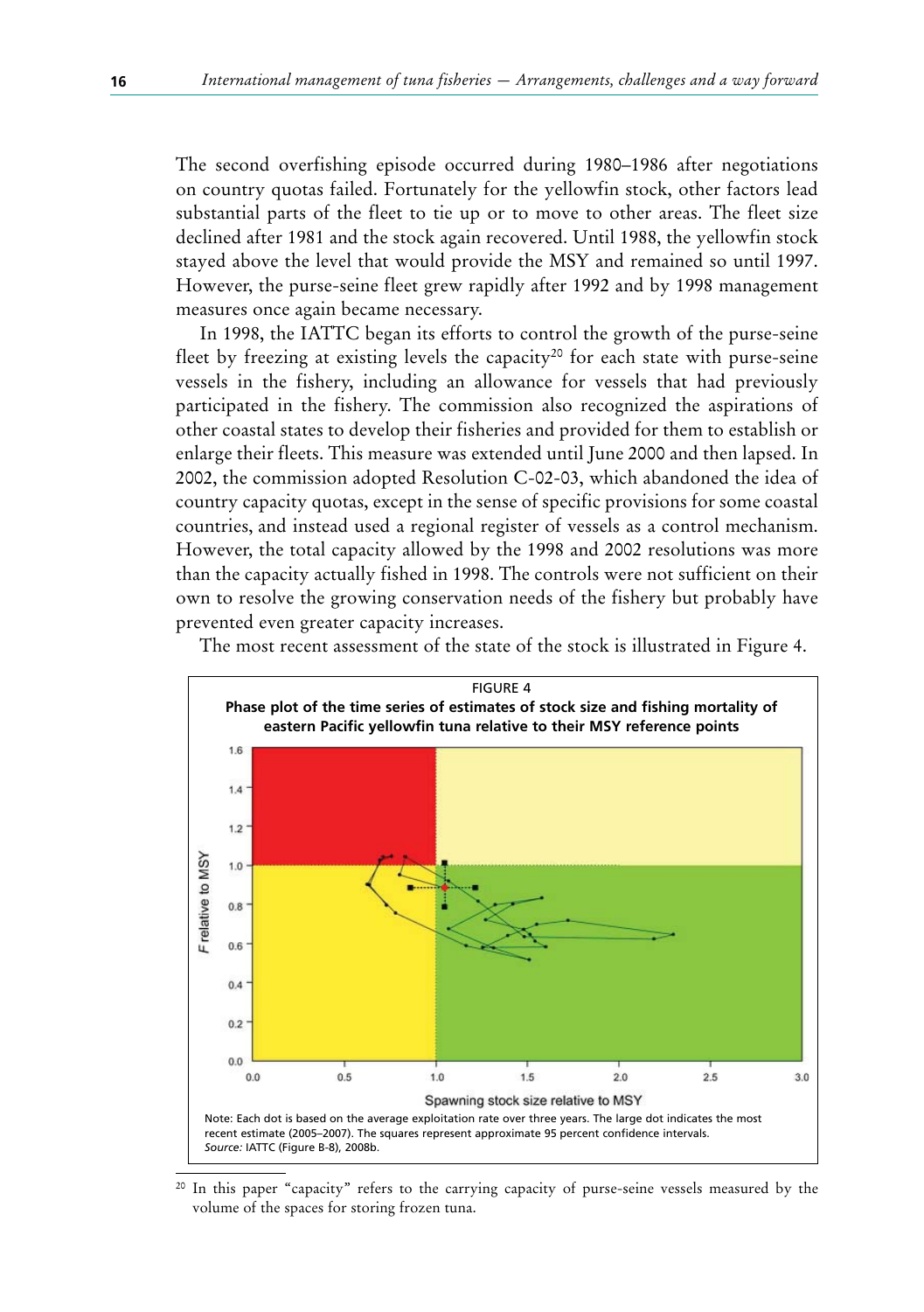The second overfishing episode occurred during 1980–1986 after negotiations on country quotas failed. Fortunately for the yellowfin stock, other factors lead substantial parts of the fleet to tie up or to move to other areas. The fleet size declined after 1981 and the stock again recovered. Until 1988, the yellowfin stock stayed above the level that would provide the MSY and remained so until 1997. However, the purse-seine fleet grew rapidly after 1992 and by 1998 management measures once again became necessary.

In 1998, the IATTC began its efforts to control the growth of the purse-seine fleet by freezing at existing levels the capacity[20] for each state with purse-seine vessels in the fishery, including an allowance for vessels that had previously participated in the fishery. The commission also recognized the aspirations of other coastal states to develop their fisheries and provided for them to establish or enlarge their fleets. This measure was extended until June 2000 and then lapsed. In 2002, the commission adopted Resolution C-02-03, which abandoned the idea of country capacity quotas, except in the sense of specific provisions for some coastal countries, and instead used a regional register of vessels as a control mechanism. However, the total capacity allowed by the 1998 and 2002 resolutions was more than the capacity actually fished in 1998. The controls were not sufficient on their own to resolve the growing conservation needs of the fishery but probably have prevented even greater capacity increases.

The most recent assessment of the state of the stock is illustrated in Figure 4.

FIGURE 4

**Phase plot of the time series of estimates of stock size and fishing mortality of eastern Pacific yellowfin tuna relative to their MSY reference points**

Note: Each dot is based on the average exploitation rate over three years. The large dot indicates the most recent estimate (2005–2007). The squares represent approximate 95 percent confidence intervals.
*Source:* IATTC (Figure B-8), 2008b.

[20] In this paper "capacity" refers to the carrying capacity of purse-seine vessels measured by the volume of the spaces for storing frozen tuna.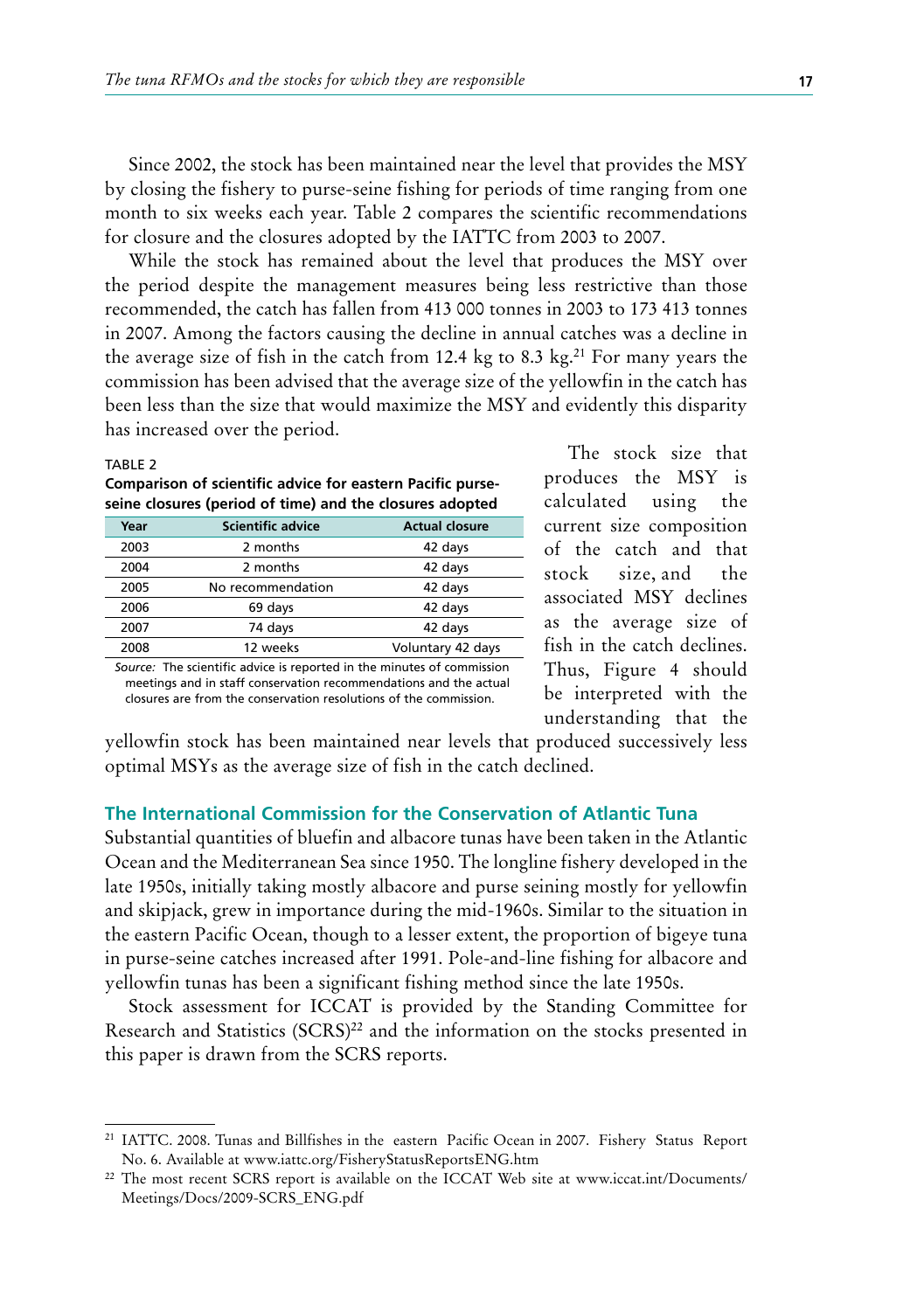Since 2002, the stock has been maintained near the level that provides the MSY by closing the fishery to purse-seine fishing for periods of time ranging from one month to six weeks each year. Table 2 compares the scientific recommendations for closure and the closures adopted by the IATTC from 2003 to 2007.

While the stock has remained about the level that produces the MSY over the period despite the management measures being less restrictive than those recommended, the catch has fallen from 413 000 tonnes in 2003 to 173 413 tonnes in 2007. Among the factors causing the decline in annual catches was a decline in the average size of fish in the catch from 12.4 kg to 8.3 kg.[21] For many years the commission has been advised that the average size of the yellowfin in the catch has been less than the size that would maximize the MSY and evidently this disparity has increased over the period.

TABLE 2

**Comparison of scientific advice for eastern Pacific purse-seine closures (period of time) and the closures adopted**

| Year | Scientific advice | Actual closure |
|---|---|---|
| 2003 | 2 months | 42 days |
| 2004 | 2 months | 42 days |
| 2005 | No recommendation | 42 days |
| 2006 | 69 days | 42 days |
| 2007 | 74 days | 42 days |
| 2008 | 12 weeks | Voluntary 42 days |

*Source:* The scientific advice is reported in the minutes of commission meetings and in staff conservation recommendations and the actual closures are from the conservation resolutions of the commission.

The stock size that produces the MSY is calculated using the current size composition of the catch and that stock size, and the associated MSY declines as the average size of fish in the catch declines. Thus, Figure 4 should be interpreted with the understanding that the yellowfin stock has been maintained near levels that produced successively less optimal MSYs as the average size of fish in the catch declined.

## The International Commission for the Conservation of Atlantic Tuna

Substantial quantities of bluefin and albacore tunas have been taken in the Atlantic Ocean and the Mediterranean Sea since 1950. The longline fishery developed in the late 1950s, initially taking mostly albacore and purse seining mostly for yellowfin and skipjack, grew in importance during the mid-1960s. Similar to the situation in the eastern Pacific Ocean, though to a lesser extent, the proportion of bigeye tuna in purse-seine catches increased after 1991. Pole-and-line fishing for albacore and yellowfin tunas has been a significant fishing method since the late 1950s.

Stock assessment for ICCAT is provided by the Standing Committee for Research and Statistics (SCRS)[22] and the information on the stocks presented in this paper is drawn from the SCRS reports.

---

[21] IATTC. 2008. Tunas and Billfishes in the eastern Pacific Ocean in 2007. Fishery Status Report No. 6. Available at www.iattc.org/FisheryStatusReportsENG.htm

[22] The most recent SCRS report is available on the ICCAT Web site at www.iccat.int/Documents/Meetings/Docs/2009-SCRS_ENG.pdf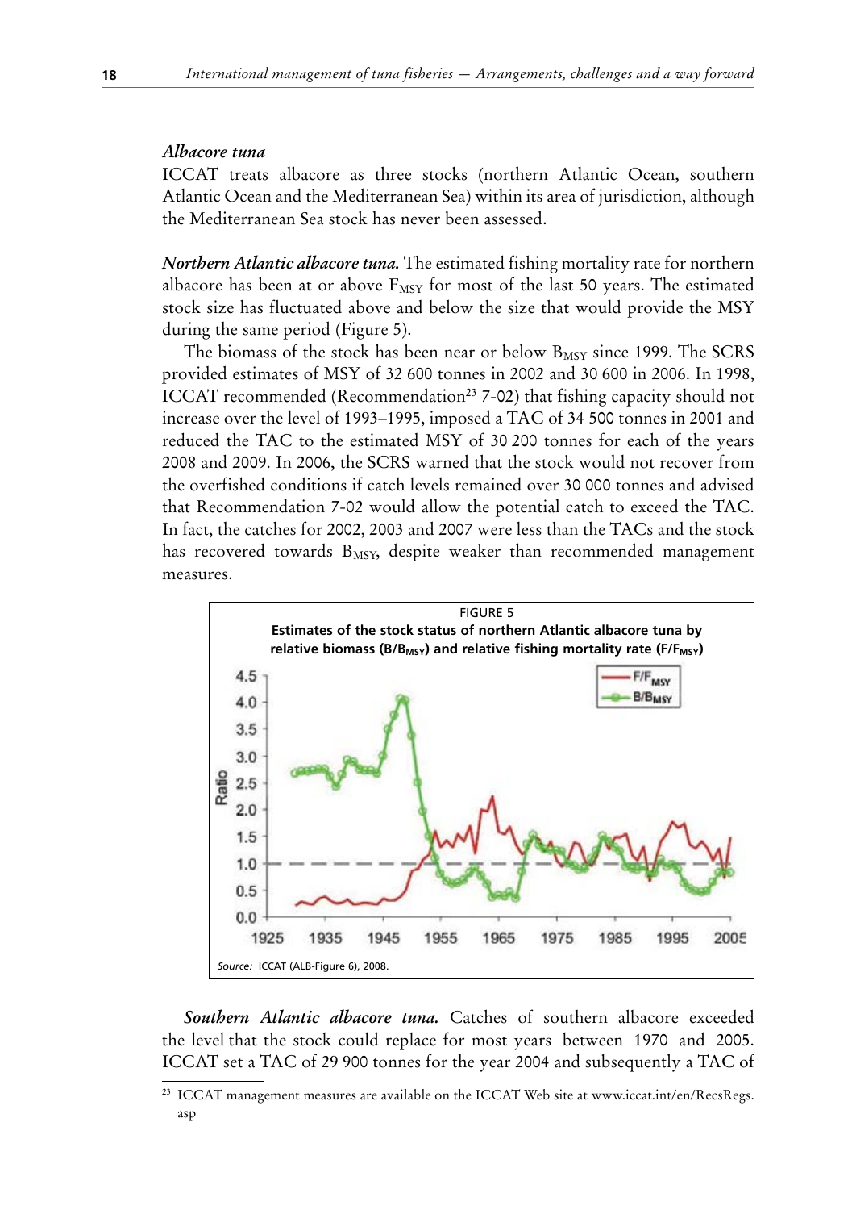### *Albacore tuna*

ICCAT treats albacore as three stocks (northern Atlantic Ocean, southern Atlantic Ocean and the Mediterranean Sea) within its area of jurisdiction, although the Mediterranean Sea stock has never been assessed.

***Northern Atlantic albacore tuna.*** The estimated fishing mortality rate for northern albacore has been at or above $F_{MSY}$ for most of the last 50 years. The estimated stock size has fluctuated above and below the size that would provide the MSY during the same period (Figure 5).

The biomass of the stock has been near or below $B_{MSY}$ since 1999. The SCRS provided estimates of MSY of 32 600 tonnes in 2002 and 30 600 in 2006. In 1998, ICCAT recommended (Recommendation[23] 7-02) that fishing capacity should not increase over the level of 1993–1995, imposed a TAC of 34 500 tonnes in 2001 and reduced the TAC to the estimated MSY of 30 200 tonnes for each of the years 2008 and 2009. In 2006, the SCRS warned that the stock would not recover from the overfished conditions if catch levels remained over 30 000 tonnes and advised that Recommendation 7-02 would allow the potential catch to exceed the TAC. In fact, the catches for 2002, 2003 and 2007 were less than the TACs and the stock has recovered towards $B_{MSY}$, despite weaker than recommended management measures.

FIGURE 5

**Estimates of the stock status of northern Atlantic albacore tuna by relative biomass ($B/B_{MSY}$) and relative fishing mortality rate ($F/F_{MSY}$)**

*Source:* ICCAT (ALB-Figure 6), 2008.

***Southern Atlantic albacore tuna.*** Catches of southern albacore exceeded the level that the stock could replace for most years between 1970 and 2005. ICCAT set a TAC of 29 900 tonnes for the year 2004 and subsequently a TAC of

[23] ICCAT management measures are available on the ICCAT Web site at www.iccat.int/en/RecsRegs.asp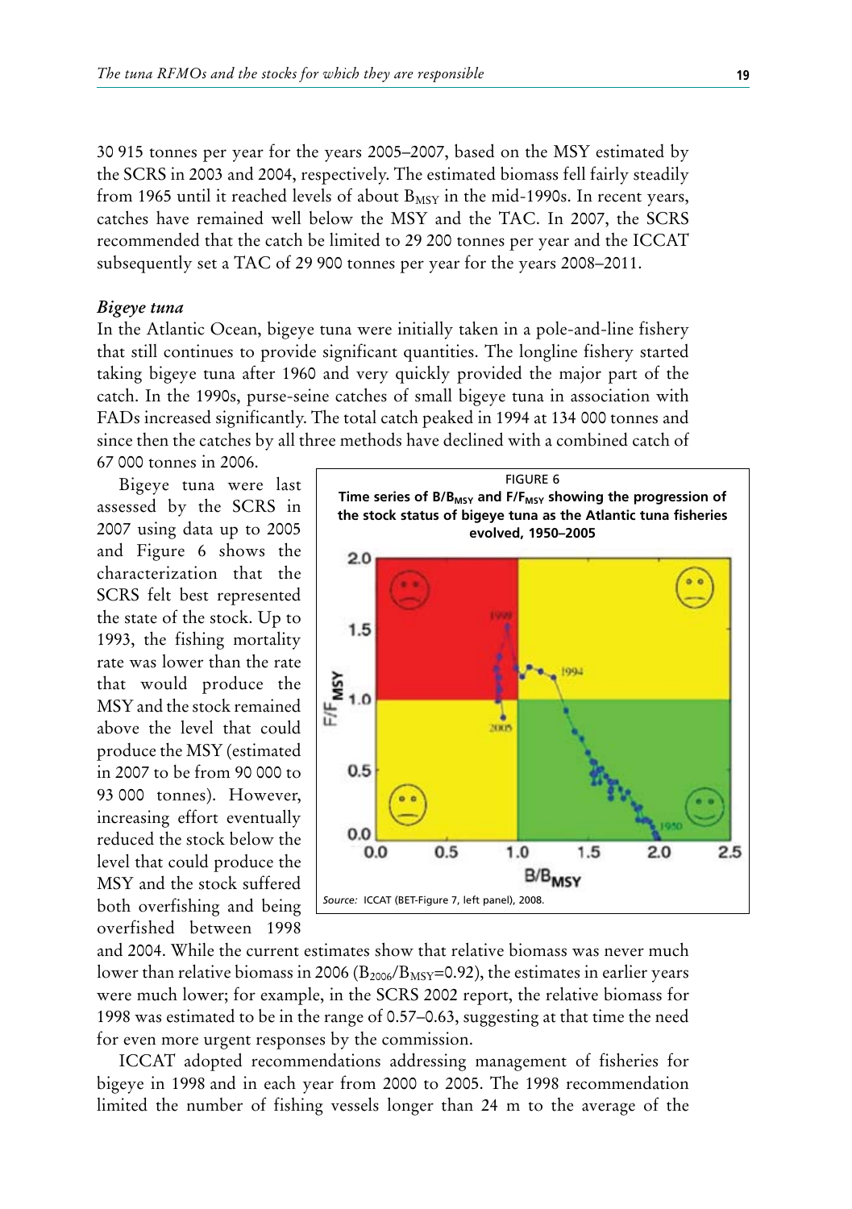30 915 tonnes per year for the years 2005–2007, based on the MSY estimated by the SCRS in 2003 and 2004, respectively. The estimated biomass fell fairly steadily from 1965 until it reached levels of about $B_{MSY}$ in the mid-1990s. In recent years, catches have remained well below the MSY and the TAC. In 2007, the SCRS recommended that the catch be limited to 29 200 tonnes per year and the ICCAT subsequently set a TAC of 29 900 tonnes per year for the years 2008–2011.

### *Bigeye tuna*

In the Atlantic Ocean, bigeye tuna were initially taken in a pole-and-line fishery that still continues to provide significant quantities. The longline fishery started taking bigeye tuna after 1960 and very quickly provided the major part of the catch. In the 1990s, purse-seine catches of small bigeye tuna in association with FADs increased significantly. The total catch peaked in 1994 at 134 000 tonnes and since then the catches by all three methods have declined with a combined catch of 67 000 tonnes in 2006.

Bigeye tuna were last assessed by the SCRS in 2007 using data up to 2005 and Figure 6 shows the characterization that the SCRS felt best represented the state of the stock. Up to 1993, the fishing mortality rate was lower than the rate that would produce the MSY and the stock remained above the level that could produce the MSY (estimated in 2007 to be from 90 000 to 93 000 tonnes). However, increasing effort eventually reduced the stock below the level that could produce the MSY and the stock suffered both overfishing and being overfished between 1998 and 2004. While the current estimates show that relative biomass was never much lower than relative biomass in 2006 ($B_{2006}/B_{MSY}$=0.92), the estimates in earlier years were much lower; for example, in the SCRS 2002 report, the relative biomass for 1998 was estimated to be in the range of 0.57–0.63, suggesting at that time the need for even more urgent responses by the commission.

FIGURE 6
**Time series of $B/B_{MSY}$ and $F/F_{MSY}$ showing the progression of the stock status of bigeye tuna as the Atlantic tuna fisheries evolved, 1950–2005**

*Source:* ICCAT (BET-Figure 7, left panel), 2008.

ICCAT adopted recommendations addressing management of fisheries for bigeye in 1998 and in each year from 2000 to 2005. The 1998 recommendation limited the number of fishing vessels longer than 24 m to the average of the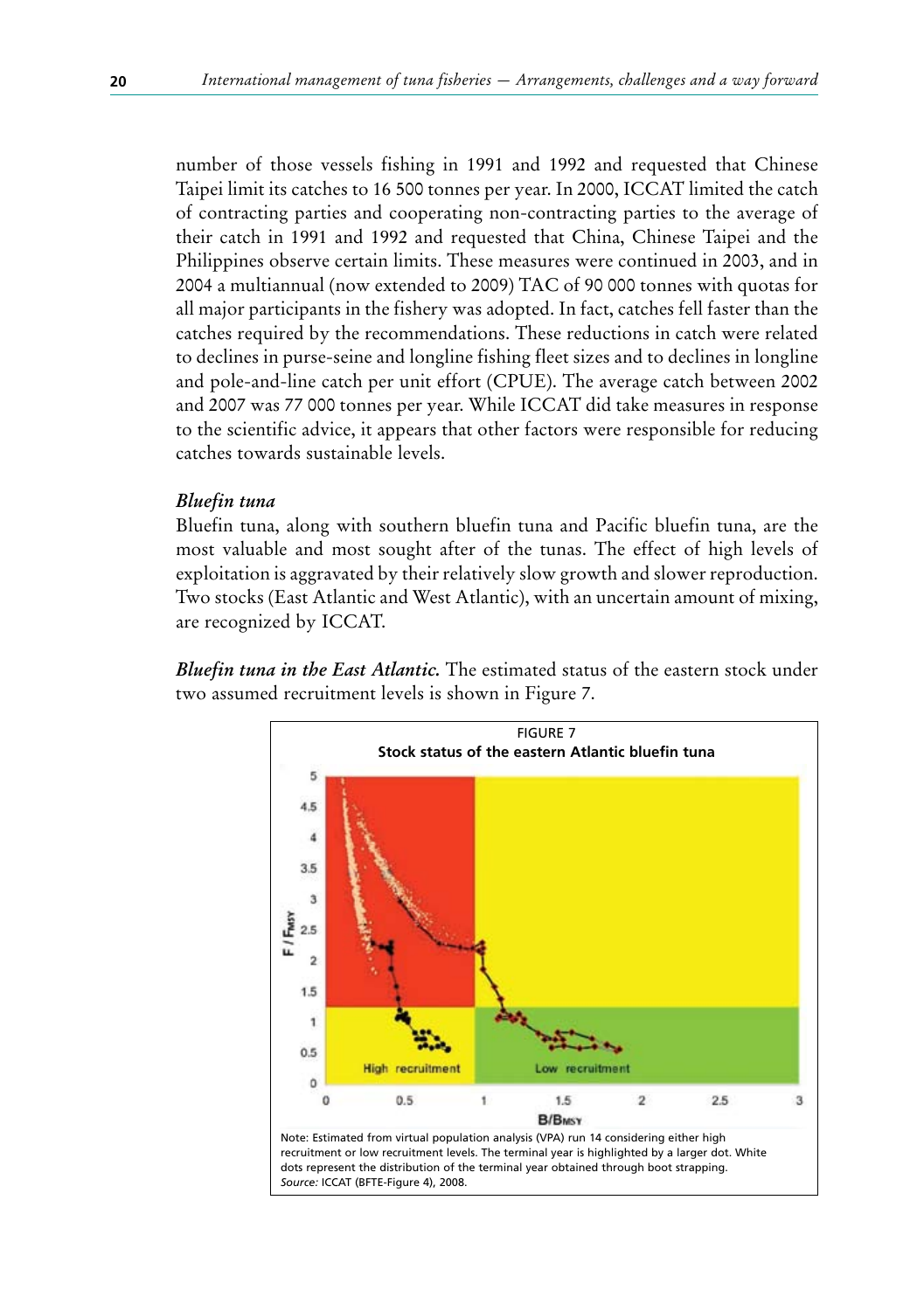number of those vessels fishing in 1991 and 1992 and requested that Chinese Taipei limit its catches to 16 500 tonnes per year. In 2000, ICCAT limited the catch of contracting parties and cooperating non-contracting parties to the average of their catch in 1991 and 1992 and requested that China, Chinese Taipei and the Philippines observe certain limits. These measures were continued in 2003, and in 2004 a multiannual (now extended to 2009) TAC of 90 000 tonnes with quotas for all major participants in the fishery was adopted. In fact, catches fell faster than the catches required by the recommendations. These reductions in catch were related to declines in purse-seine and longline fishing fleet sizes and to declines in longline and pole-and-line catch per unit effort (CPUE). The average catch between 2002 and 2007 was 77 000 tonnes per year. While ICCAT did take measures in response to the scientific advice, it appears that other factors were responsible for reducing catches towards sustainable levels.

### *Bluefin tuna*

Bluefin tuna, along with southern bluefin tuna and Pacific bluefin tuna, are the most valuable and most sought after of the tunas. The effect of high levels of exploitation is aggravated by their relatively slow growth and slower reproduction. Two stocks (East Atlantic and West Atlantic), with an uncertain amount of mixing, are recognized by ICCAT.

***Bluefin tuna in the East Atlantic.*** The estimated status of the eastern stock under two assumed recruitment levels is shown in Figure 7.

FIGURE 7

**Stock status of the eastern Atlantic bluefin tuna**

Note: Estimated from virtual population analysis (VPA) run 14 considering either high recruitment or low recruitment levels. The terminal year is highlighted by a larger dot. White dots represent the distribution of the terminal year obtained through boot strapping.
*Source:* ICCAT (BFTE-Figure 4), 2008.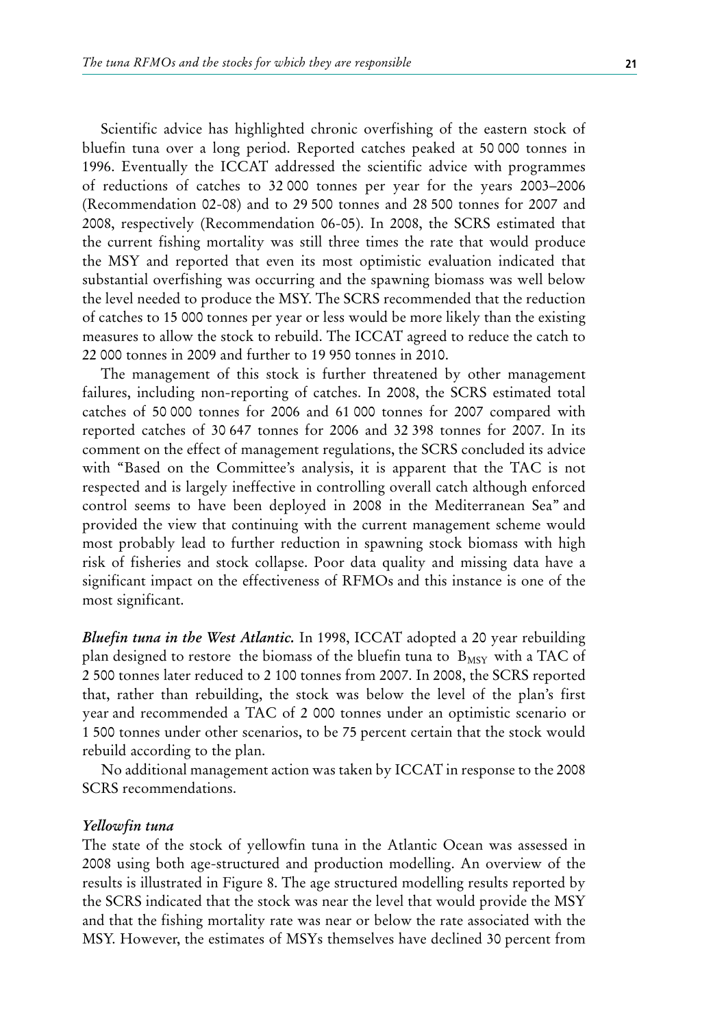Scientific advice has highlighted chronic overfishing of the eastern stock of bluefin tuna over a long period. Reported catches peaked at 50 000 tonnes in 1996. Eventually the ICCAT addressed the scientific advice with programmes of reductions of catches to 32 000 tonnes per year for the years 2003–2006 (Recommendation 02-08) and to 29 500 tonnes and 28 500 tonnes for 2007 and 2008, respectively (Recommendation 06-05). In 2008, the SCRS estimated that the current fishing mortality was still three times the rate that would produce the MSY and reported that even its most optimistic evaluation indicated that substantial overfishing was occurring and the spawning biomass was well below the level needed to produce the MSY. The SCRS recommended that the reduction of catches to 15 000 tonnes per year or less would be more likely than the existing measures to allow the stock to rebuild. The ICCAT agreed to reduce the catch to 22 000 tonnes in 2009 and further to 19 950 tonnes in 2010.

The management of this stock is further threatened by other management failures, including non-reporting of catches. In 2008, the SCRS estimated total catches of 50 000 tonnes for 2006 and 61 000 tonnes for 2007 compared with reported catches of 30 647 tonnes for 2006 and 32 398 tonnes for 2007. In its comment on the effect of management regulations, the SCRS concluded its advice with "Based on the Committee's analysis, it is apparent that the TAC is not respected and is largely ineffective in controlling overall catch although enforced control seems to have been deployed in 2008 in the Mediterranean Sea" and provided the view that continuing with the current management scheme would most probably lead to further reduction in spawning stock biomass with high risk of fisheries and stock collapse. Poor data quality and missing data have a significant impact on the effectiveness of RFMOs and this instance is one of the most significant.

***Bluefin tuna in the West Atlantic.*** In 1998, ICCAT adopted a 20 year rebuilding plan designed to restore the biomass of the bluefin tuna to $B_{MSY}$ with a TAC of 2 500 tonnes later reduced to 2 100 tonnes from 2007. In 2008, the SCRS reported that, rather than rebuilding, the stock was below the level of the plan's first year and recommended a TAC of 2 000 tonnes under an optimistic scenario or 1 500 tonnes under other scenarios, to be 75 percent certain that the stock would rebuild according to the plan.

No additional management action was taken by ICCAT in response to the 2008 SCRS recommendations.

*Yellowfin tuna*

The state of the stock of yellowfin tuna in the Atlantic Ocean was assessed in 2008 using both age-structured and production modelling. An overview of the results is illustrated in Figure 8. The age structured modelling results reported by the SCRS indicated that the stock was near the level that would provide the MSY and that the fishing mortality rate was near or below the rate associated with the MSY. However, the estimates of MSYs themselves have declined 30 percent from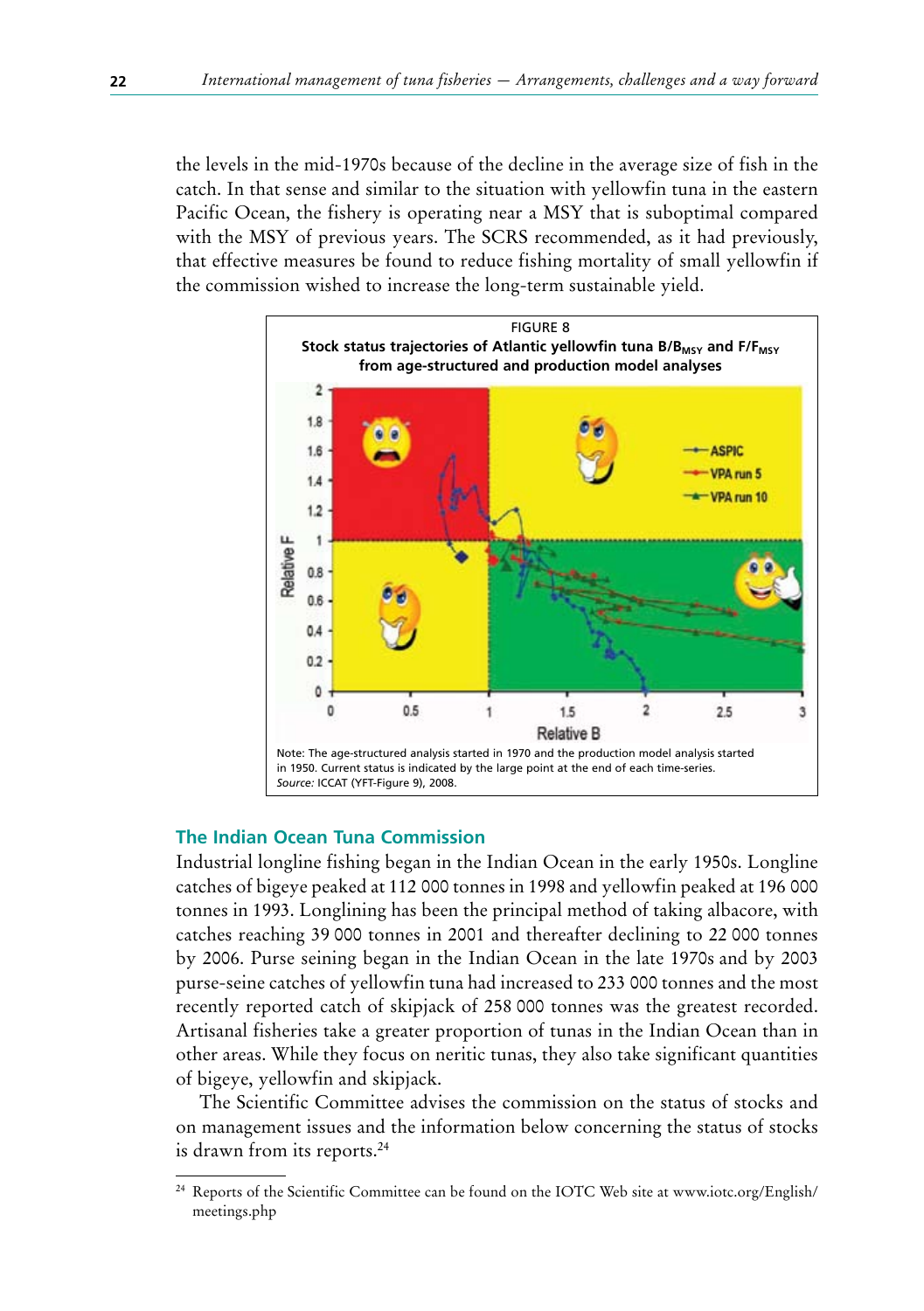the levels in the mid-1970s because of the decline in the average size of fish in the catch. In that sense and similar to the situation with yellowfin tuna in the eastern Pacific Ocean, the fishery is operating near a MSY that is suboptimal compared with the MSY of previous years. The SCRS recommended, as it had previously, that effective measures be found to reduce fishing mortality of small yellowfin if the commission wished to increase the long-term sustainable yield.

FIGURE 8

**Stock status trajectories of Atlantic yellowfin tuna $B/B_{MSY}$ and $F/F_{MSY}$ from age-structured and production model analyses**

Note: The age-structured analysis started in 1970 and the production model analysis started in 1950. Current status is indicated by the large point at the end of each time-series.
*Source:* ICCAT (YFT-Figure 9), 2008.

## The Indian Ocean Tuna Commission

Industrial longline fishing began in the Indian Ocean in the early 1950s. Longline catches of bigeye peaked at 112 000 tonnes in 1998 and yellowfin peaked at 196 000 tonnes in 1993. Longlining has been the principal method of taking albacore, with catches reaching 39 000 tonnes in 2001 and thereafter declining to 22 000 tonnes by 2006. Purse seining began in the Indian Ocean in the late 1970s and by 2003 purse-seine catches of yellowfin tuna had increased to 233 000 tonnes and the most recently reported catch of skipjack of 258 000 tonnes was the greatest recorded. Artisanal fisheries take a greater proportion of tunas in the Indian Ocean than in other areas. While they focus on neritic tunas, they also take significant quantities of bigeye, yellowfin and skipjack.

The Scientific Committee advises the commission on the status of stocks and on management issues and the information below concerning the status of stocks is drawn from its reports.[24]

[24] Reports of the Scientific Committee can be found on the IOTC Web site at www.iotc.org/English/meetings.php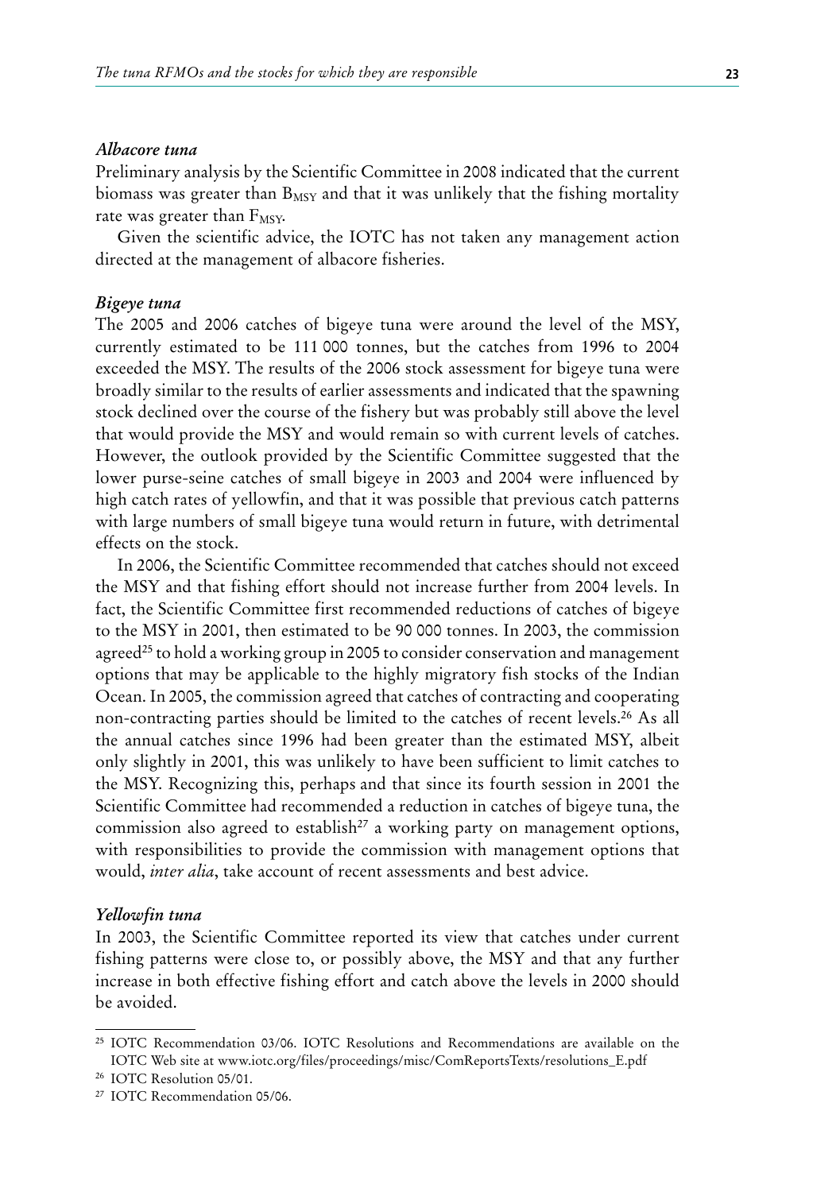### *Albacore tuna*

Preliminary analysis by the Scientific Committee in 2008 indicated that the current biomass was greater than $B_{MSY}$ and that it was unlikely that the fishing mortality rate was greater than $F_{MSY}$.

Given the scientific advice, the IOTC has not taken any management action directed at the management of albacore fisheries.

### *Bigeye tuna*

The 2005 and 2006 catches of bigeye tuna were around the level of the MSY, currently estimated to be 111 000 tonnes, but the catches from 1996 to 2004 exceeded the MSY. The results of the 2006 stock assessment for bigeye tuna were broadly similar to the results of earlier assessments and indicated that the spawning stock declined over the course of the fishery but was probably still above the level that would provide the MSY and would remain so with current levels of catches. However, the outlook provided by the Scientific Committee suggested that the lower purse-seine catches of small bigeye in 2003 and 2004 were influenced by high catch rates of yellowfin, and that it was possible that previous catch patterns with large numbers of small bigeye tuna would return in future, with detrimental effects on the stock.

In 2006, the Scientific Committee recommended that catches should not exceed the MSY and that fishing effort should not increase further from 2004 levels. In fact, the Scientific Committee first recommended reductions of catches of bigeye to the MSY in 2001, then estimated to be 90 000 tonnes. In 2003, the commission agreed[25] to hold a working group in 2005 to consider conservation and management options that may be applicable to the highly migratory fish stocks of the Indian Ocean. In 2005, the commission agreed that catches of contracting and cooperating non-contracting parties should be limited to the catches of recent levels.[26] As all the annual catches since 1996 had been greater than the estimated MSY, albeit only slightly in 2001, this was unlikely to have been sufficient to limit catches to the MSY. Recognizing this, perhaps and that since its fourth session in 2001 the Scientific Committee had recommended a reduction in catches of bigeye tuna, the commission also agreed to establish[27] a working party on management options, with responsibilities to provide the commission with management options that would, *inter alia*, take account of recent assessments and best advice.

### *Yellowfin tuna*

In 2003, the Scientific Committee reported its view that catches under current fishing patterns were close to, or possibly above, the MSY and that any further increase in both effective fishing effort and catch above the levels in 2000 should be avoided.

---

[25] IOTC Recommendation 03/06. IOTC Resolutions and Recommendations are available on the IOTC Web site at www.iotc.org/files/proceedings/misc/ComReportsTexts/resolutions_E.pdf

[26] IOTC Resolution 05/01.

[27] IOTC Recommendation 05/06.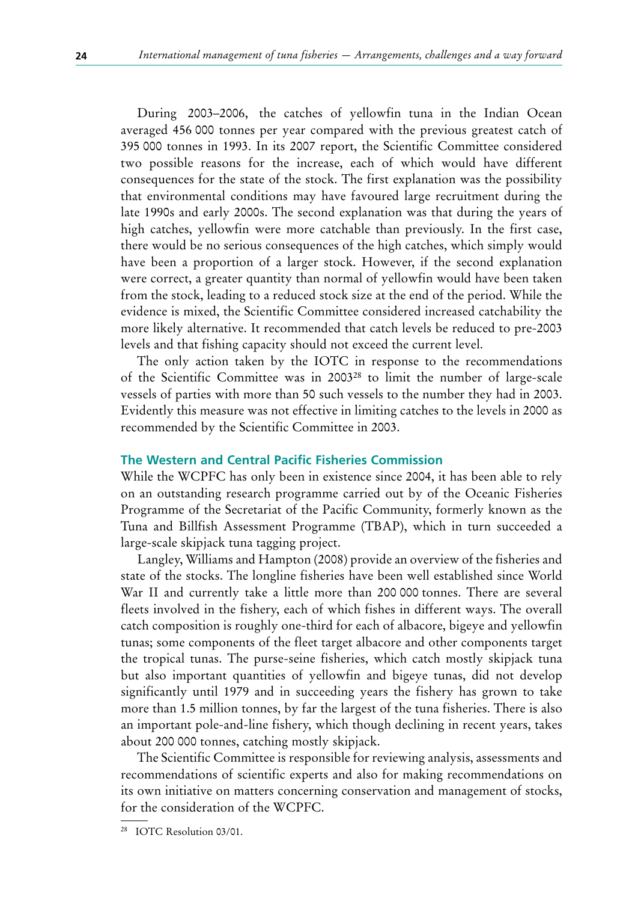During 2003–2006, the catches of yellowfin tuna in the Indian Ocean averaged 456 000 tonnes per year compared with the previous greatest catch of 395 000 tonnes in 1993. In its 2007 report, the Scientific Committee considered two possible reasons for the increase, each of which would have different consequences for the state of the stock. The first explanation was the possibility that environmental conditions may have favoured large recruitment during the late 1990s and early 2000s. The second explanation was that during the years of high catches, yellowfin were more catchable than previously. In the first case, there would be no serious consequences of the high catches, which simply would have been a proportion of a larger stock. However, if the second explanation were correct, a greater quantity than normal of yellowfin would have been taken from the stock, leading to a reduced stock size at the end of the period. While the evidence is mixed, the Scientific Committee considered increased catchability the more likely alternative. It recommended that catch levels be reduced to pre-2003 levels and that fishing capacity should not exceed the current level.

The only action taken by the IOTC in response to the recommendations of the Scientific Committee was in 2003[28] to limit the number of large-scale vessels of parties with more than 50 such vessels to the number they had in 2003. Evidently this measure was not effective in limiting catches to the levels in 2000 as recommended by the Scientific Committee in 2003.

### The Western and Central Pacific Fisheries Commission

While the WCPFC has only been in existence since 2004, it has been able to rely on an outstanding research programme carried out by of the Oceanic Fisheries Programme of the Secretariat of the Pacific Community, formerly known as the Tuna and Billfish Assessment Programme (TBAP), which in turn succeeded a large-scale skipjack tuna tagging project.

Langley, Williams and Hampton (2008) provide an overview of the fisheries and state of the stocks. The longline fisheries have been well established since World War II and currently take a little more than 200 000 tonnes. There are several fleets involved in the fishery, each of which fishes in different ways. The overall catch composition is roughly one-third for each of albacore, bigeye and yellowfin tunas; some components of the fleet target albacore and other components target the tropical tunas. The purse-seine fisheries, which catch mostly skipjack tuna but also important quantities of yellowfin and bigeye tunas, did not develop significantly until 1979 and in succeeding years the fishery has grown to take more than 1.5 million tonnes, by far the largest of the tuna fisheries. There is also an important pole-and-line fishery, which though declining in recent years, takes about 200 000 tonnes, catching mostly skipjack.

The Scientific Committee is responsible for reviewing analysis, assessments and recommendations of scientific experts and also for making recommendations on its own initiative on matters concerning conservation and management of stocks, for the consideration of the WCPFC.

[28] IOTC Resolution 03/01.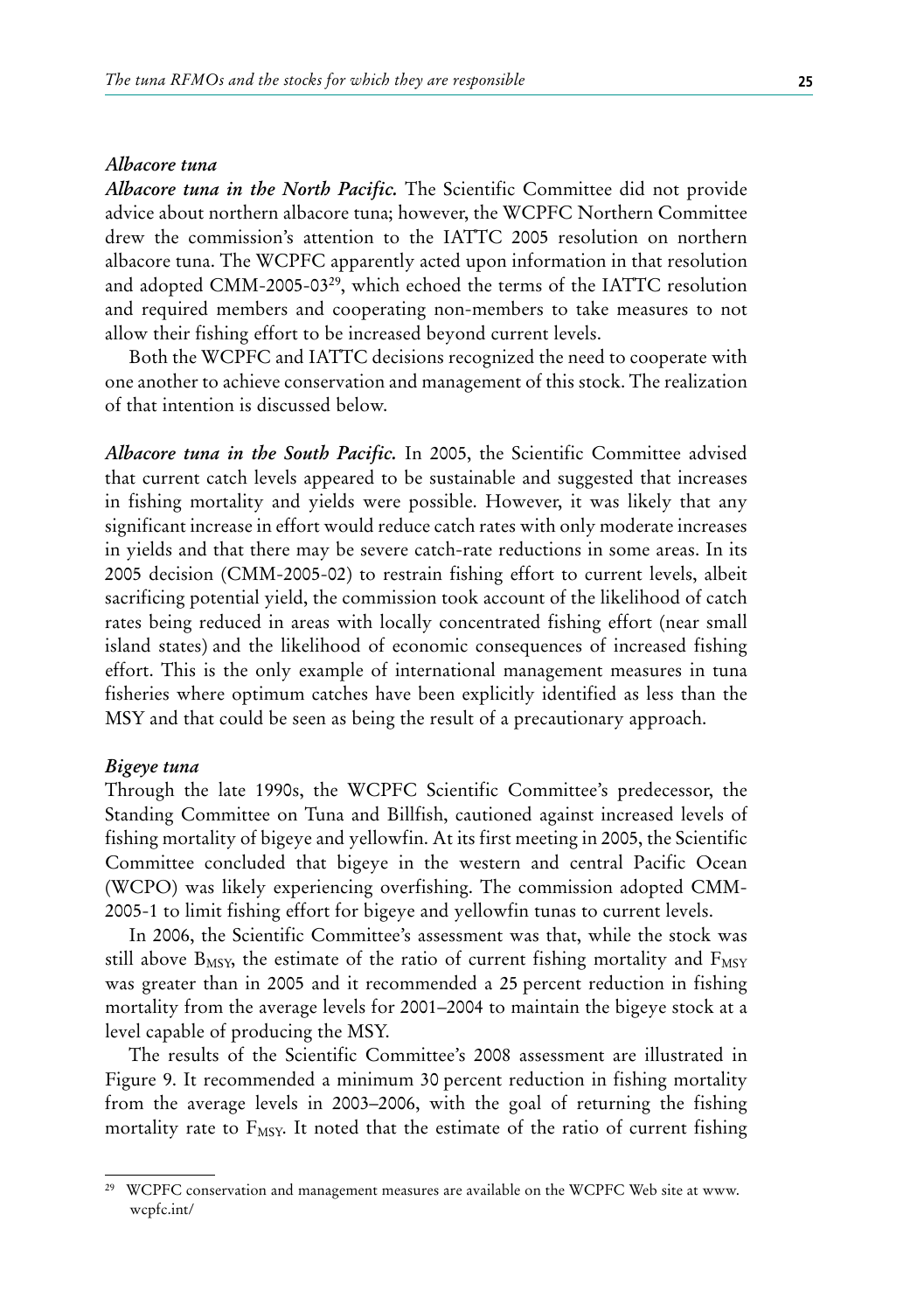### *Albacore tuna*

***Albacore tuna in the North Pacific.*** The Scientific Committee did not provide advice about northern albacore tuna; however, the WCPFC Northern Committee drew the commission's attention to the IATTC 2005 resolution on northern albacore tuna. The WCPFC apparently acted upon information in that resolution and adopted CMM-2005-03[29], which echoed the terms of the IATTC resolution and required members and cooperating non-members to take measures to not allow their fishing effort to be increased beyond current levels.

Both the WCPFC and IATTC decisions recognized the need to cooperate with one another to achieve conservation and management of this stock. The realization of that intention is discussed below.

***Albacore tuna in the South Pacific.*** In 2005, the Scientific Committee advised that current catch levels appeared to be sustainable and suggested that increases in fishing mortality and yields were possible. However, it was likely that any significant increase in effort would reduce catch rates with only moderate increases in yields and that there may be severe catch-rate reductions in some areas. In its 2005 decision (CMM-2005-02) to restrain fishing effort to current levels, albeit sacrificing potential yield, the commission took account of the likelihood of catch rates being reduced in areas with locally concentrated fishing effort (near small island states) and the likelihood of economic consequences of increased fishing effort. This is the only example of international management measures in tuna fisheries where optimum catches have been explicitly identified as less than the MSY and that could be seen as being the result of a precautionary approach.

### *Bigeye tuna*

Through the late 1990s, the WCPFC Scientific Committee's predecessor, the Standing Committee on Tuna and Billfish, cautioned against increased levels of fishing mortality of bigeye and yellowfin. At its first meeting in 2005, the Scientific Committee concluded that bigeye in the western and central Pacific Ocean (WCPO) was likely experiencing overfishing. The commission adopted CMM-2005-1 to limit fishing effort for bigeye and yellowfin tunas to current levels.

In 2006, the Scientific Committee's assessment was that, while the stock was still above $B_{MSY}$, the estimate of the ratio of current fishing mortality and $F_{MSY}$ was greater than in 2005 and it recommended a 25 percent reduction in fishing mortality from the average levels for 2001–2004 to maintain the bigeye stock at a level capable of producing the MSY.

The results of the Scientific Committee's 2008 assessment are illustrated in Figure 9. It recommended a minimum 30 percent reduction in fishing mortality from the average levels in 2003–2006, with the goal of returning the fishing mortality rate to $F_{MSY}$. It noted that the estimate of the ratio of current fishing

---

[29] WCPFC conservation and management measures are available on the WCPFC Web site at www.wcpfc.int/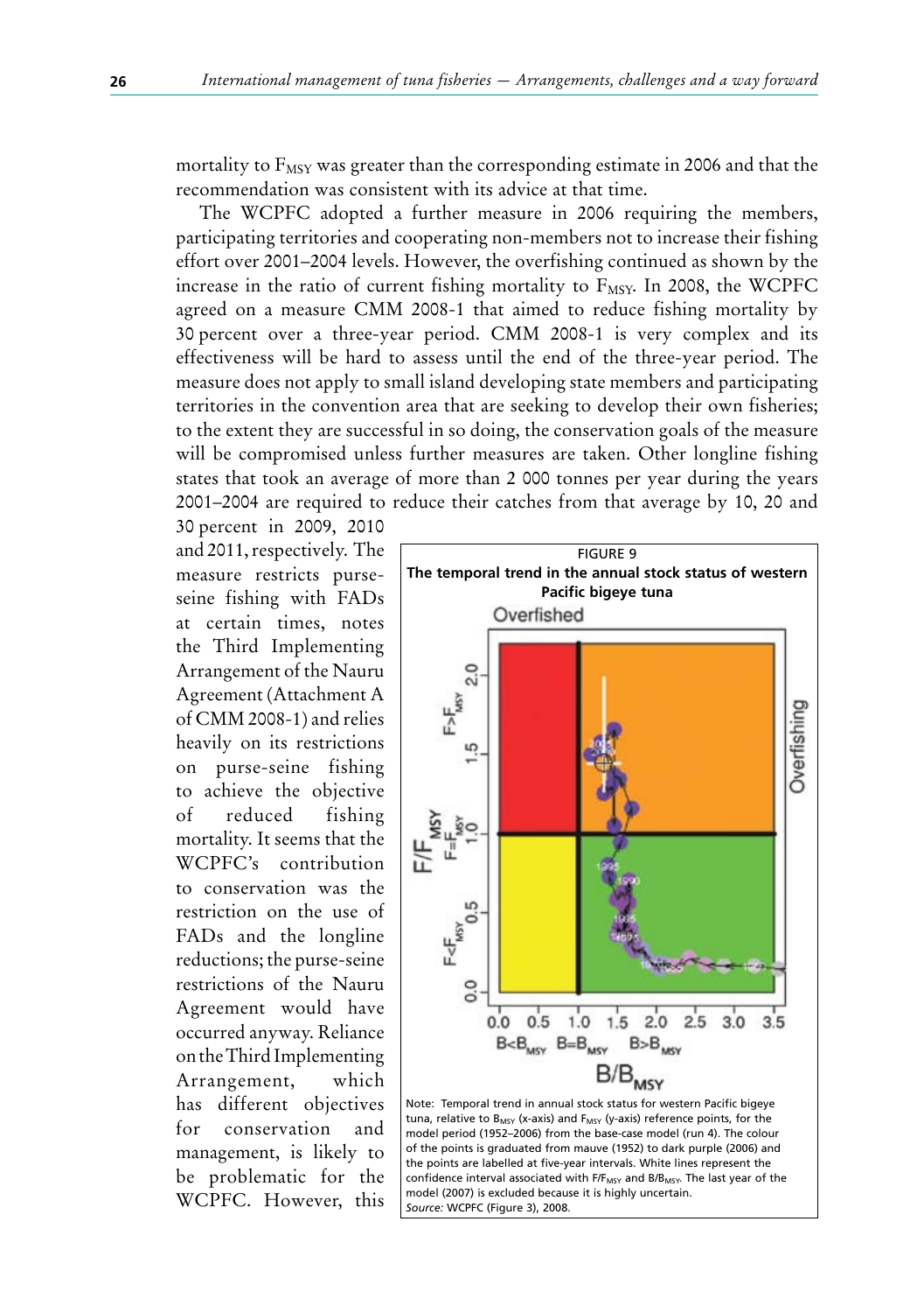mortality to $F_{MSY}$ was greater than the corresponding estimate in 2006 and that the recommendation was consistent with its advice at that time.

The WCPFC adopted a further measure in 2006 requiring the members, participating territories and cooperating non-members not to increase their fishing effort over 2001–2004 levels. However, the overfishing continued as shown by the increase in the ratio of current fishing mortality to $F_{MSY}$. In 2008, the WCPFC agreed on a measure CMM 2008-1 that aimed to reduce fishing mortality by 30 percent over a three-year period. CMM 2008-1 is very complex and its effectiveness will be hard to assess until the end of the three-year period. The measure does not apply to small island developing state members and participating territories in the convention area that are seeking to develop their own fisheries; to the extent they are successful in so doing, the conservation goals of the measure will be compromised unless further measures are taken. Other longline fishing states that took an average of more than 2 000 tonnes per year during the years 2001–2004 are required to reduce their catches from that average by 10, 20 and 30 percent in 2009, 2010 and 2011, respectively. The measure restricts purse-seine fishing with FADs at certain times, notes the Third Implementing Arrangement of the Nauru Agreement (Attachment A of CMM 2008-1) and relies heavily on its restrictions on purse-seine fishing to achieve the objective of reduced fishing mortality. It seems that the WCPFC's contribution to conservation was the restriction on the use of FADs and the longline reductions; the purse-seine restrictions of the Nauru Agreement would have occurred anyway. Reliance on the Third Implementing Arrangement, which has different objectives for conservation and management, is likely to be problematic for the WCPFC. However, this

**FIGURE 9**
**The temporal trend in the annual stock status of western Pacific bigeye tuna**

Note: Temporal trend in annual stock status for western Pacific bigeye tuna, relative to $B_{MSY}$ (x-axis) and $F_{MSY}$ (y-axis) reference points, for the model period (1952–2006) from the base-case model (run 4). The colour of the points is graduated from mauve (1952) to dark purple (2006) and the points are labelled at five-year intervals. White lines represent the confidence interval associated with $F/F_{MSY}$ and $B/B_{MSY}$. The last year of the model (2007) is excluded because it is highly uncertain.
*Source:* WCPFC (Figure 3), 2008.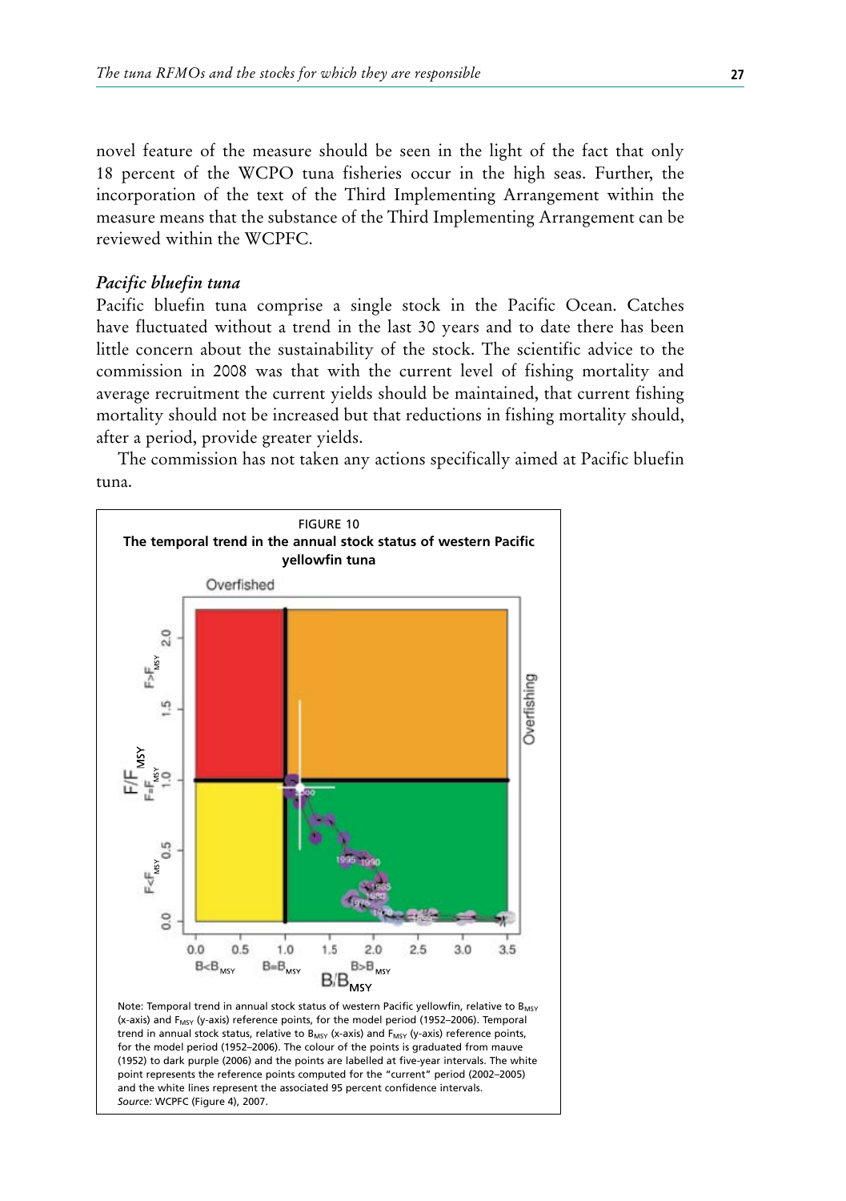novel feature of the measure should be seen in the light of the fact that only 18 percent of the WCPO tuna fisheries occur in the high seas. Further, the incorporation of the text of the Third Implementing Arrangement within the measure means that the substance of the Third Implementing Arrangement can be reviewed within the WCPFC.

### *Pacific bluefin tuna*

Pacific bluefin tuna comprise a single stock in the Pacific Ocean. Catches have fluctuated without a trend in the last 30 years and to date there has been little concern about the sustainability of the stock. The scientific advice to the commission in 2008 was that with the current level of fishing mortality and average recruitment the current yields should be maintained, that current fishing mortality should not be increased but that reductions in fishing mortality should, after a period, provide greater yields.

The commission has not taken any actions specifically aimed at Pacific bluefin tuna.

FIGURE 10
**The temporal trend in the annual stock status of western Pacific yellowfin tuna**

Note: Temporal trend in annual stock status of western Pacific yellowfin, relative to $B_{MSY}$ (x-axis) and $F_{MSY}$ (y-axis) reference points, for the model period (1952–2006). Temporal trend in annual stock status, relative to $B_{MSY}$ (x-axis) and $F_{MSY}$ (y-axis) reference points, for the model period (1952–2006). The colour of the points is graduated from mauve (1952) to dark purple (2006) and the points are labelled at five-year intervals. The white point represents the reference points computed for the "current" period (2002–2005) and the white lines represent the associated 95 percent confidence intervals.
*Source:* WCPFC (Figure 4), 2007.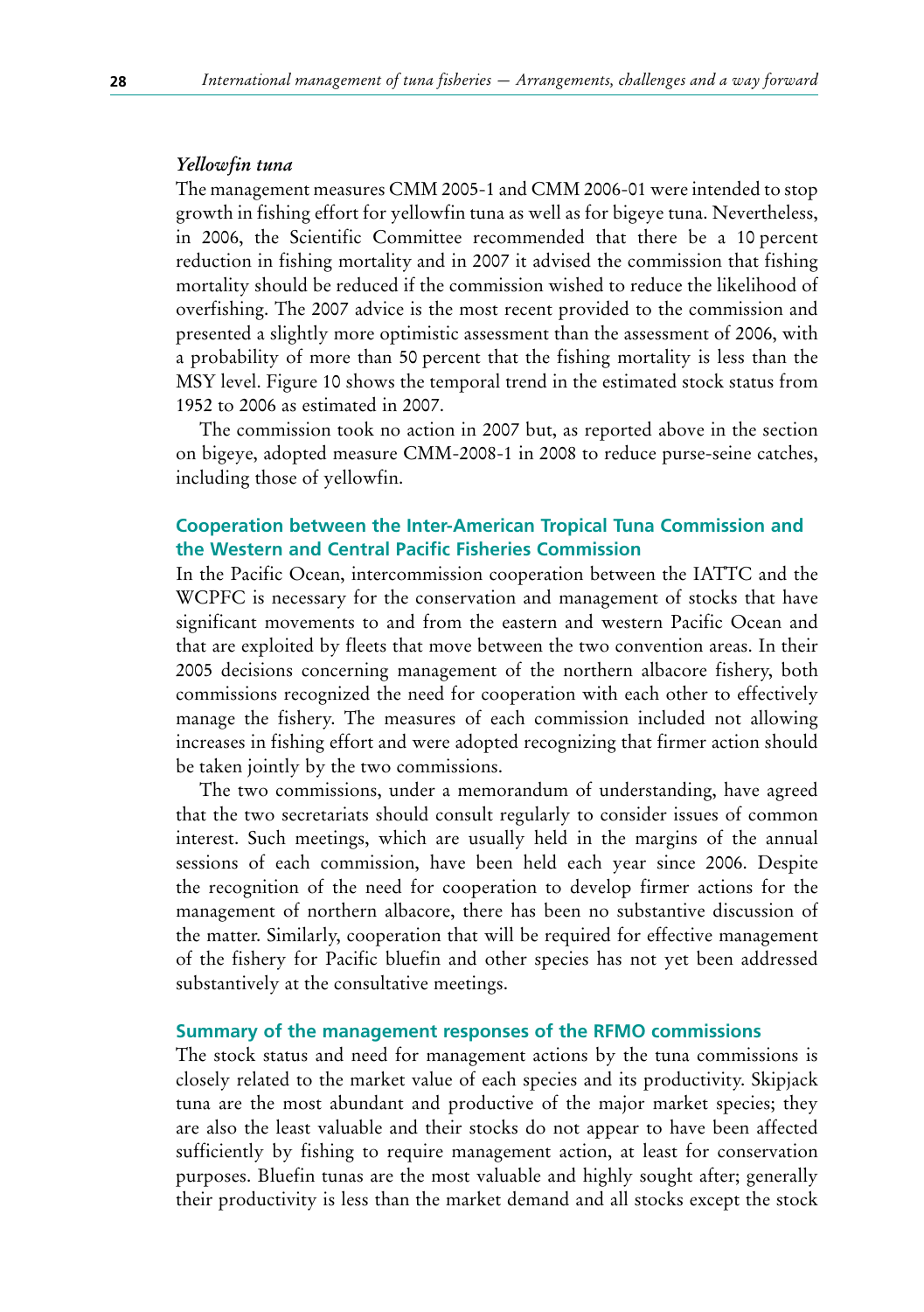### *Yellowfin tuna*

The management measures CMM 2005-1 and CMM 2006-01 were intended to stop growth in fishing effort for yellowfin tuna as well as for bigeye tuna. Nevertheless, in 2006, the Scientific Committee recommended that there be a 10 percent reduction in fishing mortality and in 2007 it advised the commission that fishing mortality should be reduced if the commission wished to reduce the likelihood of overfishing. The 2007 advice is the most recent provided to the commission and presented a slightly more optimistic assessment than the assessment of 2006, with a probability of more than 50 percent that the fishing mortality is less than the MSY level. Figure 10 shows the temporal trend in the estimated stock status from 1952 to 2006 as estimated in 2007.

The commission took no action in 2007 but, as reported above in the section on bigeye, adopted measure CMM-2008-1 in 2008 to reduce purse-seine catches, including those of yellowfin.

## Cooperation between the Inter-American Tropical Tuna Commission and the Western and Central Pacific Fisheries Commission

In the Pacific Ocean, intercommission cooperation between the IATTC and the WCPFC is necessary for the conservation and management of stocks that have significant movements to and from the eastern and western Pacific Ocean and that are exploited by fleets that move between the two convention areas. In their 2005 decisions concerning management of the northern albacore fishery, both commissions recognized the need for cooperation with each other to effectively manage the fishery. The measures of each commission included not allowing increases in fishing effort and were adopted recognizing that firmer action should be taken jointly by the two commissions.

The two commissions, under a memorandum of understanding, have agreed that the two secretariats should consult regularly to consider issues of common interest. Such meetings, which are usually held in the margins of the annual sessions of each commission, have been held each year since 2006. Despite the recognition of the need for cooperation to develop firmer actions for the management of northern albacore, there has been no substantive discussion of the matter. Similarly, cooperation that will be required for effective management of the fishery for Pacific bluefin and other species has not yet been addressed substantively at the consultative meetings.

## Summary of the management responses of the RFMO commissions

The stock status and need for management actions by the tuna commissions is closely related to the market value of each species and its productivity. Skipjack tuna are the most abundant and productive of the major market species; they are also the least valuable and their stocks do not appear to have been affected sufficiently by fishing to require management action, at least for conservation purposes. Bluefin tunas are the most valuable and highly sought after; generally their productivity is less than the market demand and all stocks except the stock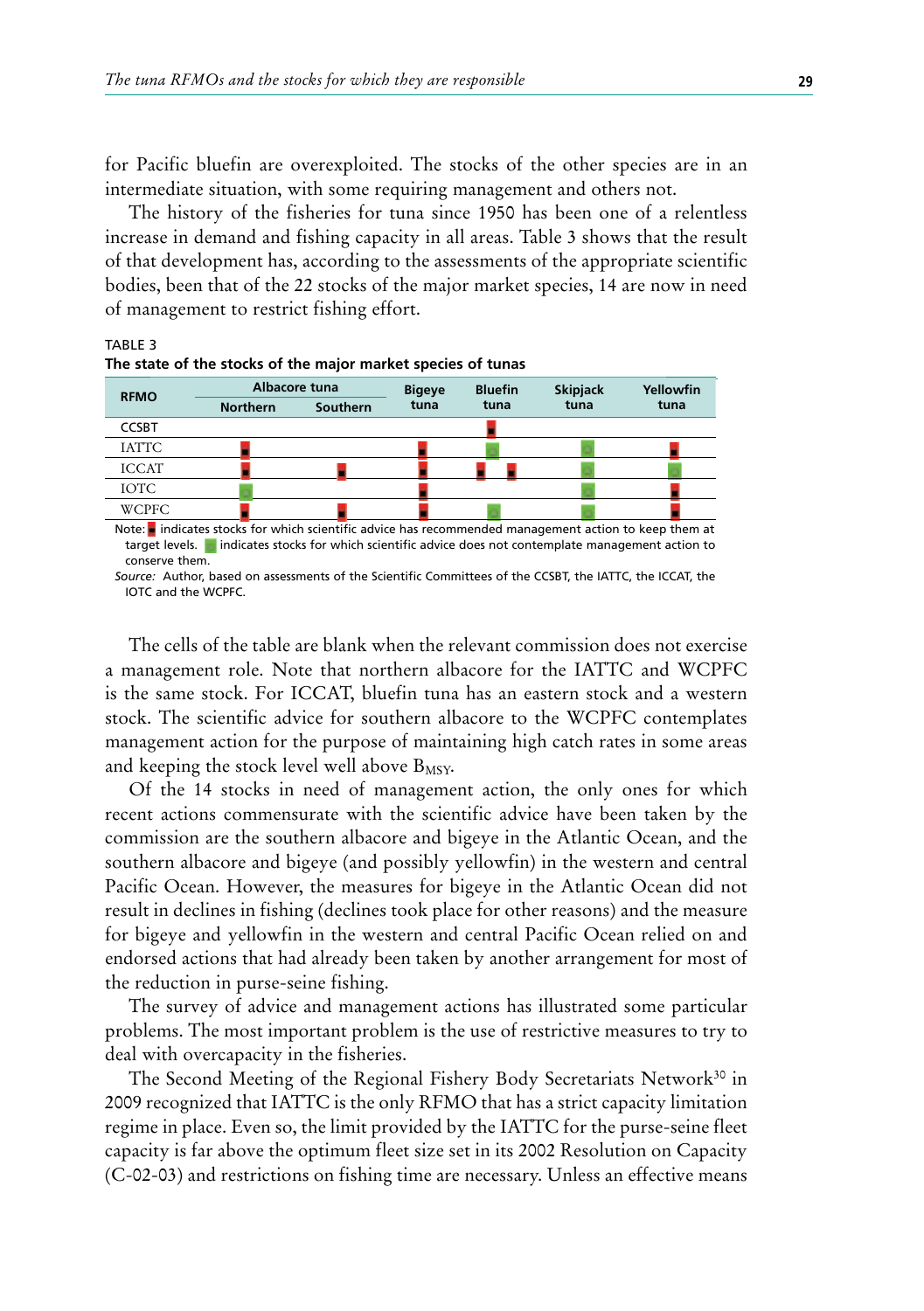for Pacific bluefin are overexploited. The stocks of the other species are in an intermediate situation, with some requiring management and others not.

The history of the fisheries for tuna since 1950 has been one of a relentless increase in demand and fishing capacity in all areas. Table 3 shows that the result of that development has, according to the assessments of the appropriate scientific bodies, been that of the 22 stocks of the major market species, 14 are now in need of management to restrict fishing effort.

TABLE 3
**The state of the stocks of the major market species of tunas**

| RFMO | Albacore tuna | | Bigeye tuna | Bluefin tuna | Skipjack tuna | Yellowfin tuna |
|---|---|---|---|---|---|---|
| | Northern | Southern | | | | |
| CCSBT | | | | ■ (red) | | |
| IATTC | ■ (red) | | ■ (red) | ■ (green) | ■ (green) | ■ (red) |
| ICCAT | ■ (red) | ■ (red) | ■ (red) | ■ (red) ■ (red) | ■ (green) | ■ (green) |
| IOTC | ■ (green) | | ■ (red) | | ■ (green) | ■ (red) |
| WCPFC | ■ (red) | ■ (red) | ■ (red) | ■ (green) | ■ (green) | ■ (red) |

Note: ■ (red) indicates stocks for which scientific advice has recommended management action to keep them at target levels. ■ (green) indicates stocks for which scientific advice does not contemplate management action to conserve them.

*Source:* Author, based on assessments of the Scientific Committees of the CCSBT, the IATTC, the ICCAT, the IOTC and the WCPFC.

The cells of the table are blank when the relevant commission does not exercise a management role. Note that northern albacore for the IATTC and WCPFC is the same stock. For ICCAT, bluefin tuna has an eastern stock and a western stock. The scientific advice for southern albacore to the WCPFC contemplates management action for the purpose of maintaining high catch rates in some areas and keeping the stock level well above $B_{MSY}$.

Of the 14 stocks in need of management action, the only ones for which recent actions commensurate with the scientific advice have been taken by the commission are the southern albacore and bigeye in the Atlantic Ocean, and the southern albacore and bigeye (and possibly yellowfin) in the western and central Pacific Ocean. However, the measures for bigeye in the Atlantic Ocean did not result in declines in fishing (declines took place for other reasons) and the measure for bigeye and yellowfin in the western and central Pacific Ocean relied on and endorsed actions that had already been taken by another arrangement for most of the reduction in purse-seine fishing.

The survey of advice and management actions has illustrated some particular problems. The most important problem is the use of restrictive measures to try to deal with overcapacity in the fisheries.

The Second Meeting of the Regional Fishery Body Secretariats Network[30] in 2009 recognized that IATTC is the only RFMO that has a strict capacity limitation regime in place. Even so, the limit provided by the IATTC for the purse-seine fleet capacity is far above the optimum fleet size set in its 2002 Resolution on Capacity (C-02-03) and restrictions on fishing time are necessary. Unless an effective means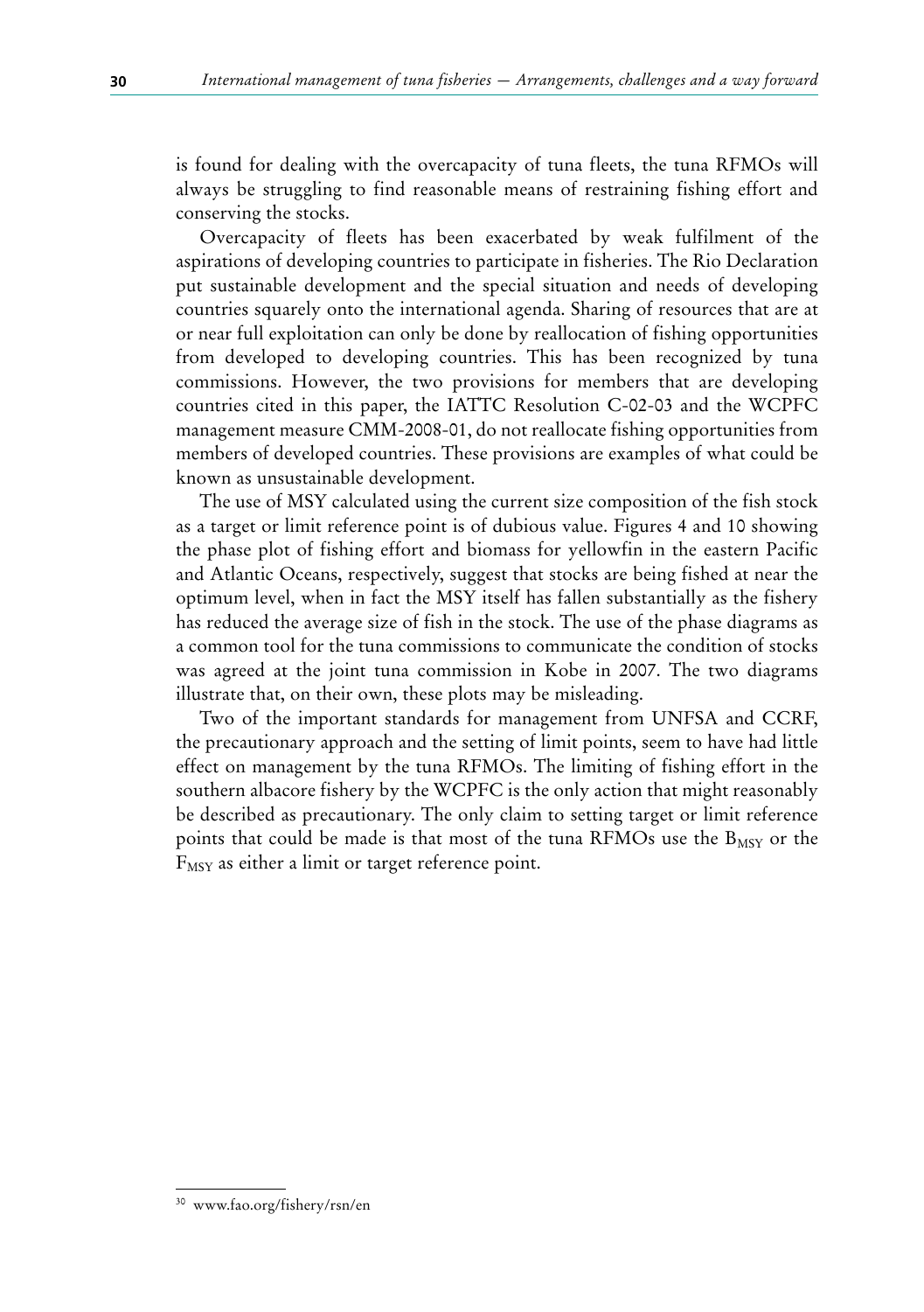is found for dealing with the overcapacity of tuna fleets, the tuna RFMOs will always be struggling to find reasonable means of restraining fishing effort and conserving the stocks.

Overcapacity of fleets has been exacerbated by weak fulfilment of the aspirations of developing countries to participate in fisheries. The Rio Declaration put sustainable development and the special situation and needs of developing countries squarely onto the international agenda. Sharing of resources that are at or near full exploitation can only be done by reallocation of fishing opportunities from developed to developing countries. This has been recognized by tuna commissions. However, the two provisions for members that are developing countries cited in this paper, the IATTC Resolution C-02-03 and the WCPFC management measure CMM-2008-01, do not reallocate fishing opportunities from members of developed countries. These provisions are examples of what could be known as unsustainable development.

The use of MSY calculated using the current size composition of the fish stock as a target or limit reference point is of dubious value. Figures 4 and 10 showing the phase plot of fishing effort and biomass for yellowfin in the eastern Pacific and Atlantic Oceans, respectively, suggest that stocks are being fished at near the optimum level, when in fact the MSY itself has fallen substantially as the fishery has reduced the average size of fish in the stock. The use of the phase diagrams as a common tool for the tuna commissions to communicate the condition of stocks was agreed at the joint tuna commission in Kobe in 2007. The two diagrams illustrate that, on their own, these plots may be misleading.

Two of the important standards for management from UNFSA and CCRF, the precautionary approach and the setting of limit points, seem to have had little effect on management by the tuna RFMOs. The limiting of fishing effort in the southern albacore fishery by the WCPFC is the only action that might reasonably be described as precautionary. The only claim to setting target or limit reference points that could be made is that most of the tuna RFMOs use the $B_{MSY}$ or the $F_{MSY}$ as either a limit or target reference point.

[30] www.fao.org/fishery/rsn/en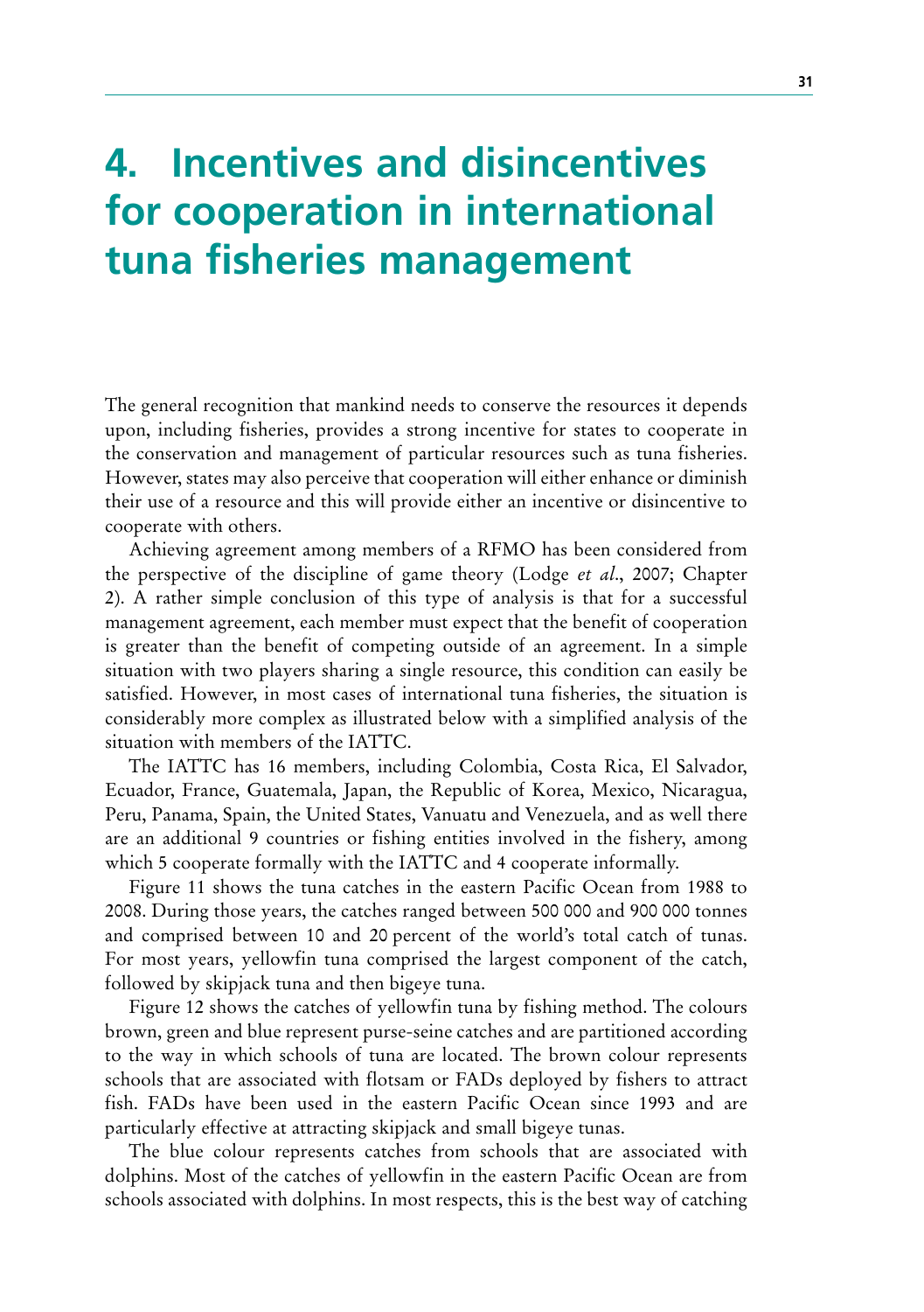# 4. Incentives and disincentives for cooperation in international tuna fisheries management

The general recognition that mankind needs to conserve the resources it depends upon, including fisheries, provides a strong incentive for states to cooperate in the conservation and management of particular resources such as tuna fisheries. However, states may also perceive that cooperation will either enhance or diminish their use of a resource and this will provide either an incentive or disincentive to cooperate with others.

Achieving agreement among members of a RFMO has been considered from the perspective of the discipline of game theory (Lodge *et al*., 2007; Chapter 2). A rather simple conclusion of this type of analysis is that for a successful management agreement, each member must expect that the benefit of cooperation is greater than the benefit of competing outside of an agreement. In a simple situation with two players sharing a single resource, this condition can easily be satisfied. However, in most cases of international tuna fisheries, the situation is considerably more complex as illustrated below with a simplified analysis of the situation with members of the IATTC.

The IATTC has 16 members, including Colombia, Costa Rica, El Salvador, Ecuador, France, Guatemala, Japan, the Republic of Korea, Mexico, Nicaragua, Peru, Panama, Spain, the United States, Vanuatu and Venezuela, and as well there are an additional 9 countries or fishing entities involved in the fishery, among which 5 cooperate formally with the IATTC and 4 cooperate informally.

Figure 11 shows the tuna catches in the eastern Pacific Ocean from 1988 to 2008. During those years, the catches ranged between 500 000 and 900 000 tonnes and comprised between 10 and 20 percent of the world's total catch of tunas. For most years, yellowfin tuna comprised the largest component of the catch, followed by skipjack tuna and then bigeye tuna.

Figure 12 shows the catches of yellowfin tuna by fishing method. The colours brown, green and blue represent purse-seine catches and are partitioned according to the way in which schools of tuna are located. The brown colour represents schools that are associated with flotsam or FADs deployed by fishers to attract fish. FADs have been used in the eastern Pacific Ocean since 1993 and are particularly effective at attracting skipjack and small bigeye tunas.

The blue colour represents catches from schools that are associated with dolphins. Most of the catches of yellowfin in the eastern Pacific Ocean are from schools associated with dolphins. In most respects, this is the best way of catching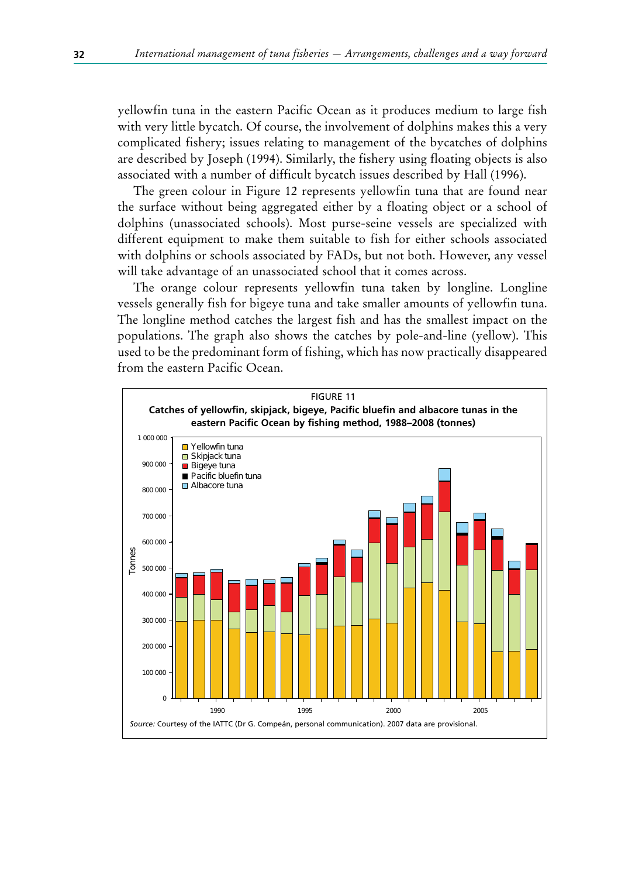yellowfin tuna in the eastern Pacific Ocean as it produces medium to large fish with very little bycatch. Of course, the involvement of dolphins makes this a very complicated fishery; issues relating to management of the bycatches of dolphins are described by Joseph (1994). Similarly, the fishery using floating objects is also associated with a number of difficult bycatch issues described by Hall (1996).

The green colour in Figure 12 represents yellowfin tuna that are found near the surface without being aggregated either by a floating object or a school of dolphins (unassociated schools). Most purse-seine vessels are specialized with different equipment to make them suitable to fish for either schools associated with dolphins or schools associated by FADs, but not both. However, any vessel will take advantage of an unassociated school that it comes across.

The orange colour represents yellowfin tuna taken by longline. Longline vessels generally fish for bigeye tuna and take smaller amounts of yellowfin tuna. The longline method catches the largest fish and has the smallest impact on the populations. The graph also shows the catches by pole-and-line (yellow). This used to be the predominant form of fishing, which has now practically disappeared from the eastern Pacific Ocean.

FIGURE 11

**Catches of yellowfin, skipjack, bigeye, Pacific bluefin and albacore tunas in the eastern Pacific Ocean by fishing method, 1988–2008 (tonnes)**

*Source:* Courtesy of the IATTC (Dr G. Compeán, personal communication). 2007 data are provisional.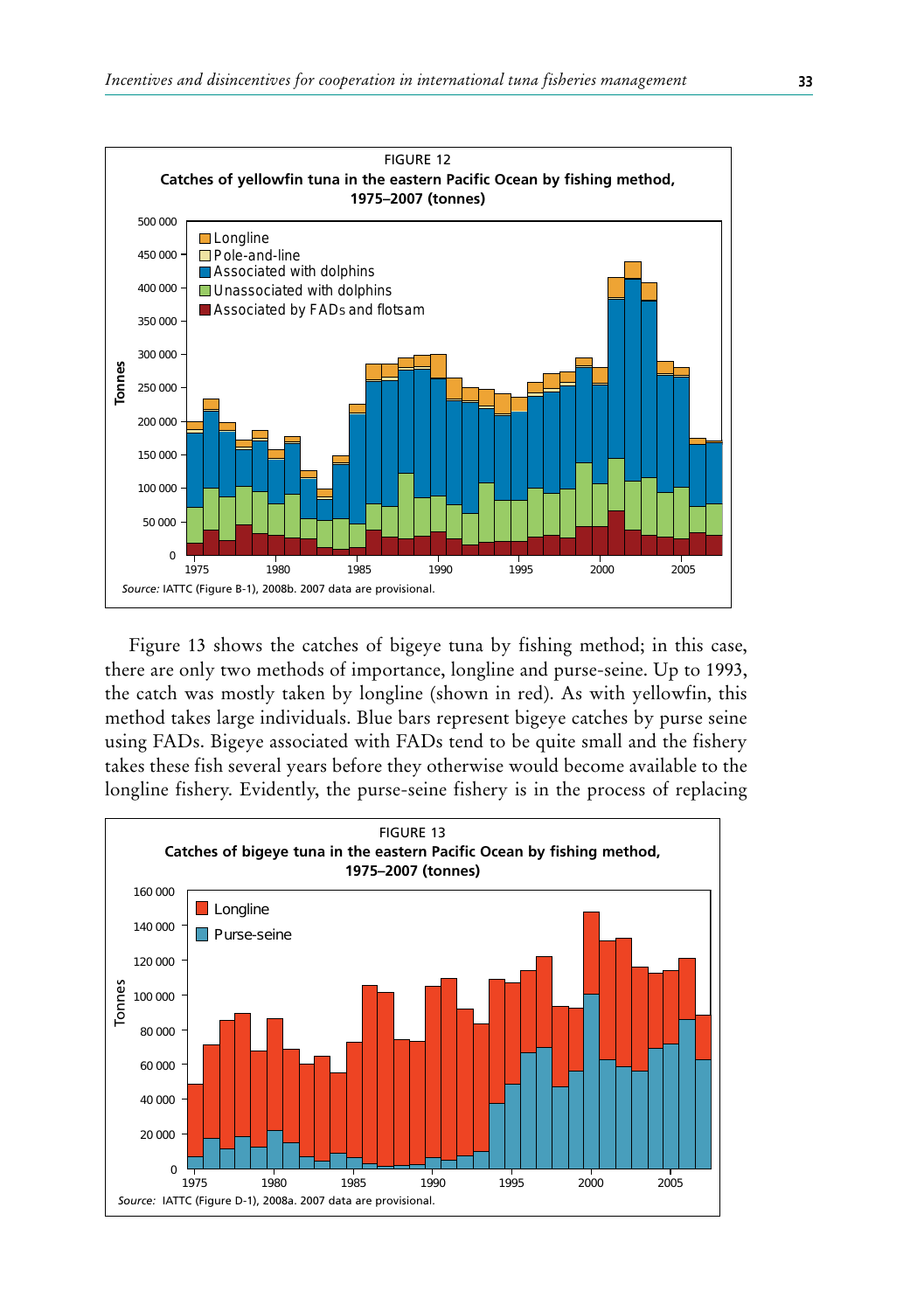FIGURE 12

**Catches of yellowfin tuna in the eastern Pacific Ocean by fishing method, 1975–2007 (tonnes)**

*Source:* IATTC (Figure B-1), 2008b. 2007 data are provisional.

Figure 13 shows the catches of bigeye tuna by fishing method; in this case, there are only two methods of importance, longline and purse-seine. Up to 1993, the catch was mostly taken by longline (shown in red). As with yellowfin, this method takes large individuals. Blue bars represent bigeye catches by purse seine using FADs. Bigeye associated with FADs tend to be quite small and the fishery takes these fish several years before they otherwise would become available to the longline fishery. Evidently, the purse-seine fishery is in the process of replacing

FIGURE 13

**Catches of bigeye tuna in the eastern Pacific Ocean by fishing method, 1975–2007 (tonnes)**

*Source:* IATTC (Figure D-1), 2008a. 2007 data are provisional.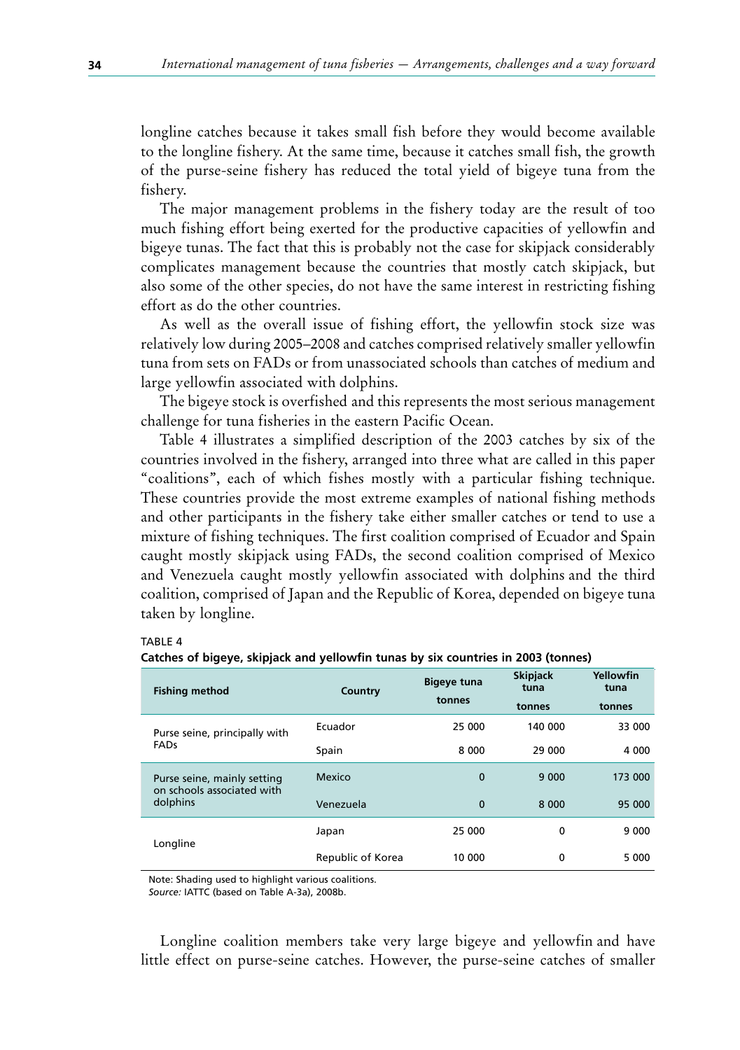longline catches because it takes small fish before they would become available to the longline fishery. At the same time, because it catches small fish, the growth of the purse-seine fishery has reduced the total yield of bigeye tuna from the fishery.

The major management problems in the fishery today are the result of too much fishing effort being exerted for the productive capacities of yellowfin and bigeye tunas. The fact that this is probably not the case for skipjack considerably complicates management because the countries that mostly catch skipjack, but also some of the other species, do not have the same interest in restricting fishing effort as do the other countries.

As well as the overall issue of fishing effort, the yellowfin stock size was relatively low during 2005–2008 and catches comprised relatively smaller yellowfin tuna from sets on FADs or from unassociated schools than catches of medium and large yellowfin associated with dolphins.

The bigeye stock is overfished and this represents the most serious management challenge for tuna fisheries in the eastern Pacific Ocean.

Table 4 illustrates a simplified description of the 2003 catches by six of the countries involved in the fishery, arranged into three what are called in this paper "coalitions", each of which fishes mostly with a particular fishing technique. These countries provide the most extreme examples of national fishing methods and other participants in the fishery take either smaller catches or tend to use a mixture of fishing techniques. The first coalition comprised of Ecuador and Spain caught mostly skipjack using FADs, the second coalition comprised of Mexico and Venezuela caught mostly yellowfin associated with dolphins and the third coalition, comprised of Japan and the Republic of Korea, depended on bigeye tuna taken by longline.

TABLE 4

**Catches of bigeye, skipjack and yellowfin tunas by six countries in 2003 (tonnes)**

| Fishing method | Country | Bigeye tuna tonnes | Skipjack tuna tonnes | Yellowfin tuna tonnes |
|---|---|---|---|---|
| Purse seine, principally with FADs | Ecuador | 25 000 | 140 000 | 33 000 |
| | Spain | 8 000 | 29 000 | 4 000 |
| Purse seine, mainly setting on schools associated with dolphins | Mexico | 0 | 9 000 | 173 000 |
| | Venezuela | 0 | 8 000 | 95 000 |
| Longline | Japan | 25 000 | 0 | 9 000 |
| | Republic of Korea | 10 000 | 0 | 5 000 |

Note: Shading used to highlight various coalitions.
*Source:* IATTC (based on Table A-3a), 2008b.

Longline coalition members take very large bigeye and yellowfin and have little effect on purse-seine catches. However, the purse-seine catches of smaller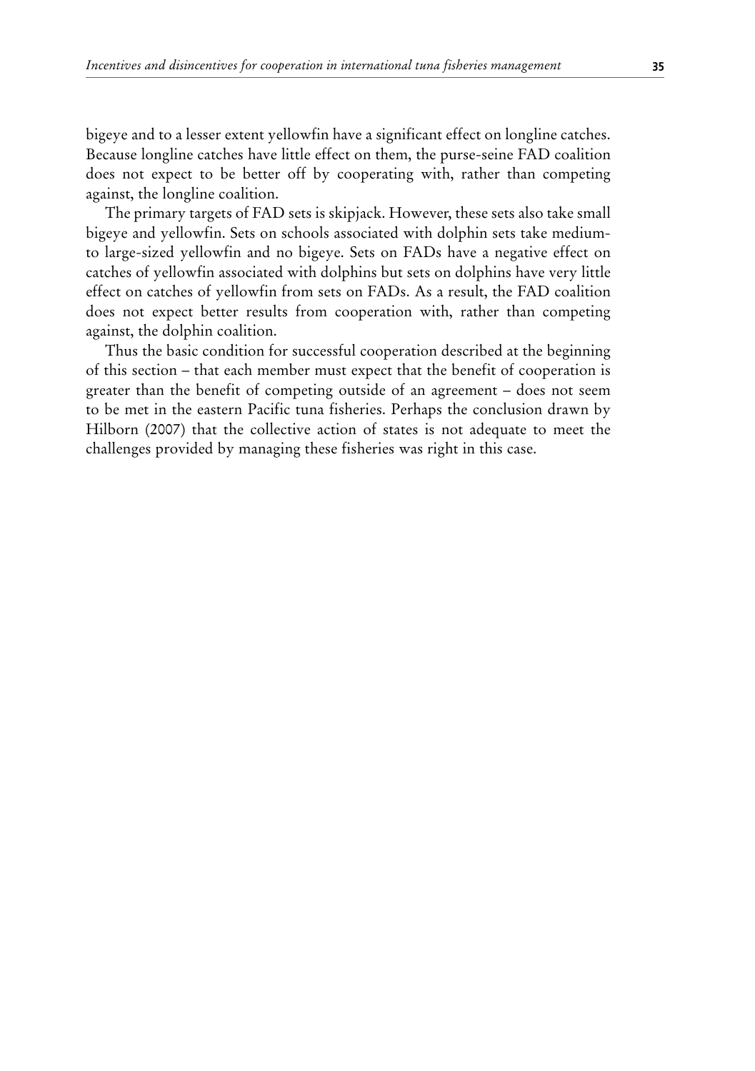bigeye and to a lesser extent yellowfin have a significant effect on longline catches. Because longline catches have little effect on them, the purse-seine FAD coalition does not expect to be better off by cooperating with, rather than competing against, the longline coalition.

The primary targets of FAD sets is skipjack. However, these sets also take small bigeye and yellowfin. Sets on schools associated with dolphin sets take medium- to large-sized yellowfin and no bigeye. Sets on FADs have a negative effect on catches of yellowfin associated with dolphins but sets on dolphins have very little effect on catches of yellowfin from sets on FADs. As a result, the FAD coalition does not expect better results from cooperation with, rather than competing against, the dolphin coalition.

Thus the basic condition for successful cooperation described at the beginning of this section – that each member must expect that the benefit of cooperation is greater than the benefit of competing outside of an agreement – does not seem to be met in the eastern Pacific tuna fisheries. Perhaps the conclusion drawn by Hilborn (2007) that the collective action of states is not adequate to meet the challenges provided by managing these fisheries was right in this case.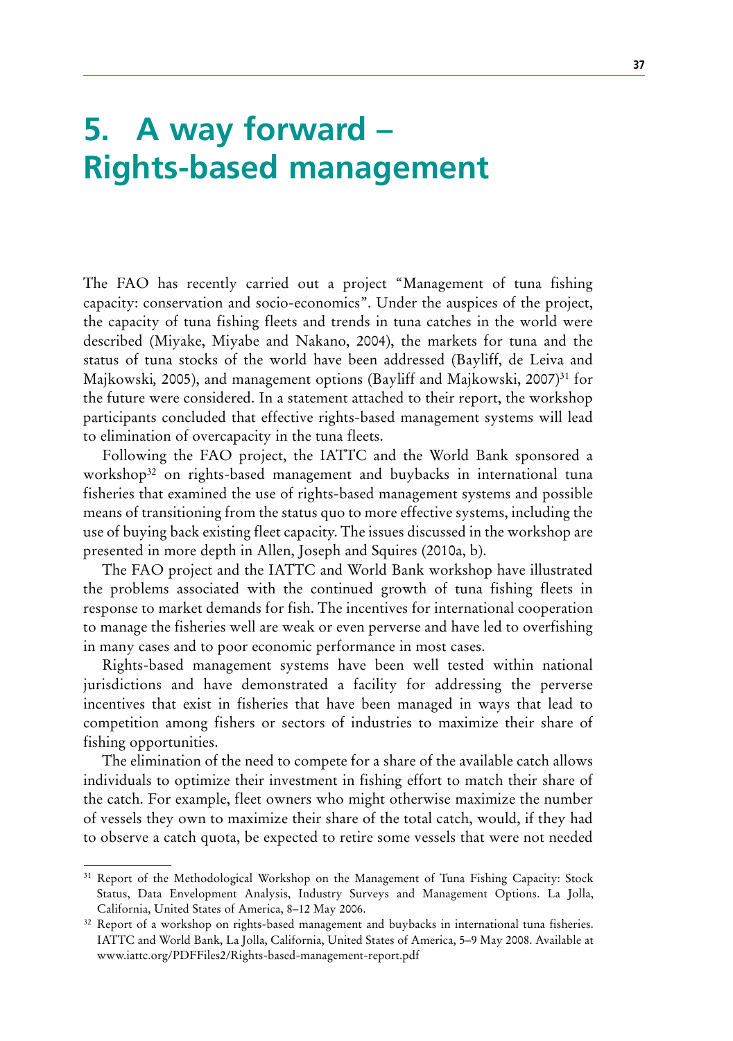# 5. A way forward – Rights-based management

The FAO has recently carried out a project "Management of tuna fishing capacity: conservation and socio-economics". Under the auspices of the project, the capacity of tuna fishing fleets and trends in tuna catches in the world were described (Miyake, Miyabe and Nakano, 2004), the markets for tuna and the status of tuna stocks of the world have been addressed (Bayliff, de Leiva and Majkowski, 2005), and management options (Bayliff and Majkowski, 2007)[31] for the future were considered. In a statement attached to their report, the workshop participants concluded that effective rights-based management systems will lead to elimination of overcapacity in the tuna fleets.

Following the FAO project, the IATTC and the World Bank sponsored a workshop[32] on rights-based management and buybacks in international tuna fisheries that examined the use of rights-based management systems and possible means of transitioning from the status quo to more effective systems, including the use of buying back existing fleet capacity. The issues discussed in the workshop are presented in more depth in Allen, Joseph and Squires (2010a, b).

The FAO project and the IATTC and World Bank workshop have illustrated the problems associated with the continued growth of tuna fishing fleets in response to market demands for fish. The incentives for international cooperation to manage the fisheries well are weak or even perverse and have led to overfishing in many cases and to poor economic performance in most cases.

Rights-based management systems have been well tested within national jurisdictions and have demonstrated a facility for addressing the perverse incentives that exist in fisheries that have been managed in ways that lead to competition among fishers or sectors of industries to maximize their share of fishing opportunities.

The elimination of the need to compete for a share of the available catch allows individuals to optimize their investment in fishing effort to match their share of the catch. For example, fleet owners who might otherwise maximize the number of vessels they own to maximize their share of the total catch, would, if they had to observe a catch quota, be expected to retire some vessels that were not needed

---

[31] Report of the Methodological Workshop on the Management of Tuna Fishing Capacity: Stock Status, Data Envelopment Analysis, Industry Surveys and Management Options. La Jolla, California, United States of America, 8–12 May 2006.

[32] Report of a workshop on rights-based management and buybacks in international tuna fisheries. IATTC and World Bank, La Jolla, California, United States of America, 5–9 May 2008. Available at www.iattc.org/PDFFiles2/Rights-based-management-report.pdf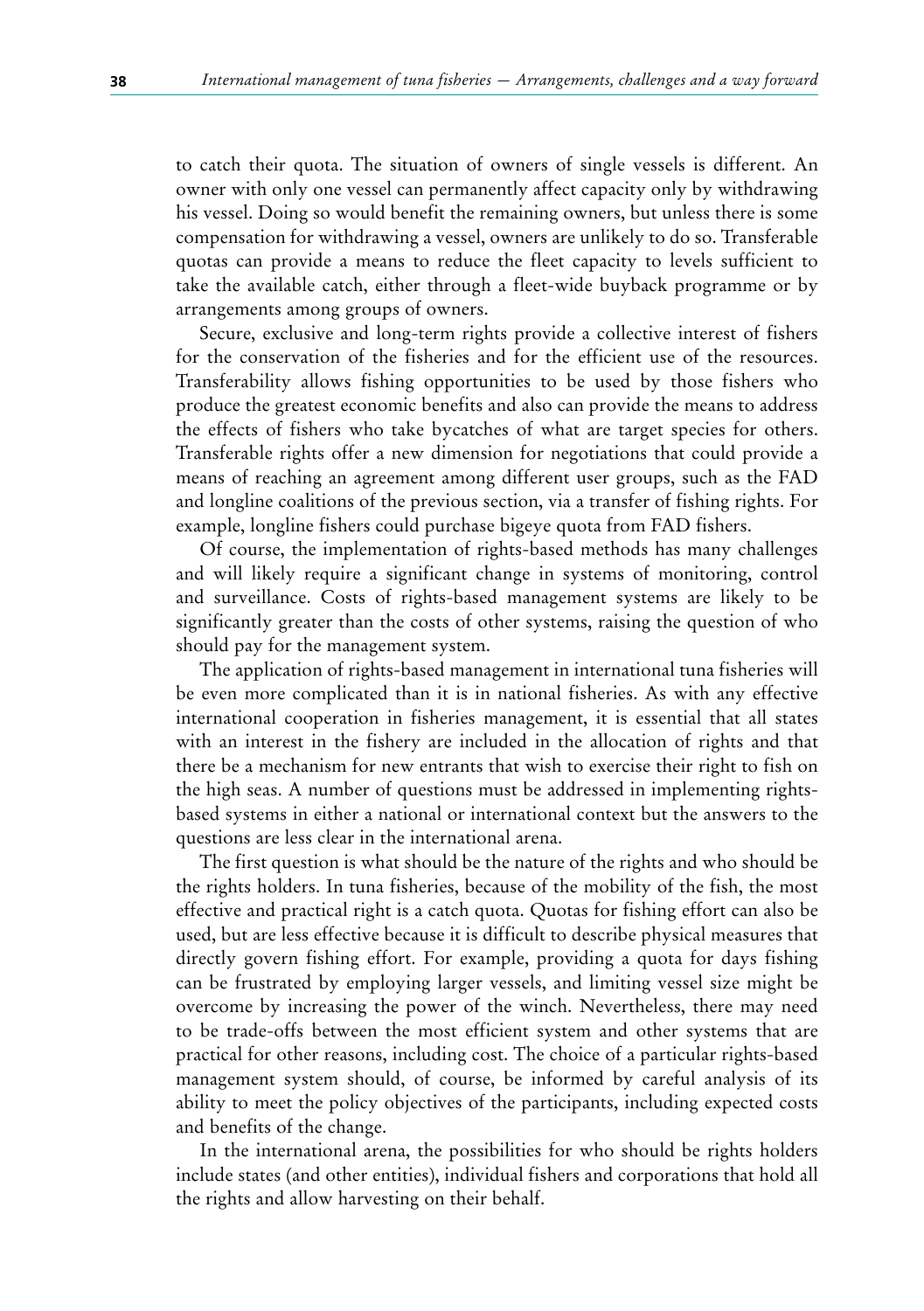to catch their quota. The situation of owners of single vessels is different. An owner with only one vessel can permanently affect capacity only by withdrawing his vessel. Doing so would benefit the remaining owners, but unless there is some compensation for withdrawing a vessel, owners are unlikely to do so. Transferable quotas can provide a means to reduce the fleet capacity to levels sufficient to take the available catch, either through a fleet-wide buyback programme or by arrangements among groups of owners.

Secure, exclusive and long-term rights provide a collective interest of fishers for the conservation of the fisheries and for the efficient use of the resources. Transferability allows fishing opportunities to be used by those fishers who produce the greatest economic benefits and also can provide the means to address the effects of fishers who take bycatches of what are target species for others. Transferable rights offer a new dimension for negotiations that could provide a means of reaching an agreement among different user groups, such as the FAD and longline coalitions of the previous section, via a transfer of fishing rights. For example, longline fishers could purchase bigeye quota from FAD fishers.

Of course, the implementation of rights-based methods has many challenges and will likely require a significant change in systems of monitoring, control and surveillance. Costs of rights-based management systems are likely to be significantly greater than the costs of other systems, raising the question of who should pay for the management system.

The application of rights-based management in international tuna fisheries will be even more complicated than it is in national fisheries. As with any effective international cooperation in fisheries management, it is essential that all states with an interest in the fishery are included in the allocation of rights and that there be a mechanism for new entrants that wish to exercise their right to fish on the high seas. A number of questions must be addressed in implementing rights-based systems in either a national or international context but the answers to the questions are less clear in the international arena.

The first question is what should be the nature of the rights and who should be the rights holders. In tuna fisheries, because of the mobility of the fish, the most effective and practical right is a catch quota. Quotas for fishing effort can also be used, but are less effective because it is difficult to describe physical measures that directly govern fishing effort. For example, providing a quota for days fishing can be frustrated by employing larger vessels, and limiting vessel size might be overcome by increasing the power of the winch. Nevertheless, there may need to be trade-offs between the most efficient system and other systems that are practical for other reasons, including cost. The choice of a particular rights-based management system should, of course, be informed by careful analysis of its ability to meet the policy objectives of the participants, including expected costs and benefits of the change.

In the international arena, the possibilities for who should be rights holders include states (and other entities), individual fishers and corporations that hold all the rights and allow harvesting on their behalf.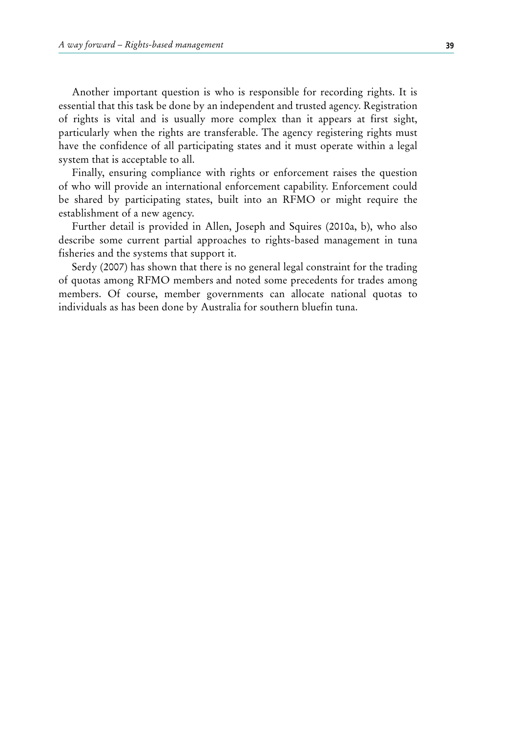Another important question is who is responsible for recording rights. It is essential that this task be done by an independent and trusted agency. Registration of rights is vital and is usually more complex than it appears at first sight, particularly when the rights are transferable. The agency registering rights must have the confidence of all participating states and it must operate within a legal system that is acceptable to all.

Finally, ensuring compliance with rights or enforcement raises the question of who will provide an international enforcement capability. Enforcement could be shared by participating states, built into an RFMO or might require the establishment of a new agency.

Further detail is provided in Allen, Joseph and Squires (2010a, b), who also describe some current partial approaches to rights-based management in tuna fisheries and the systems that support it.

Serdy (2007) has shown that there is no general legal constraint for the trading of quotas among RFMO members and noted some precedents for trades among members. Of course, member governments can allocate national quotas to individuals as has been done by Australia for southern bluefin tuna.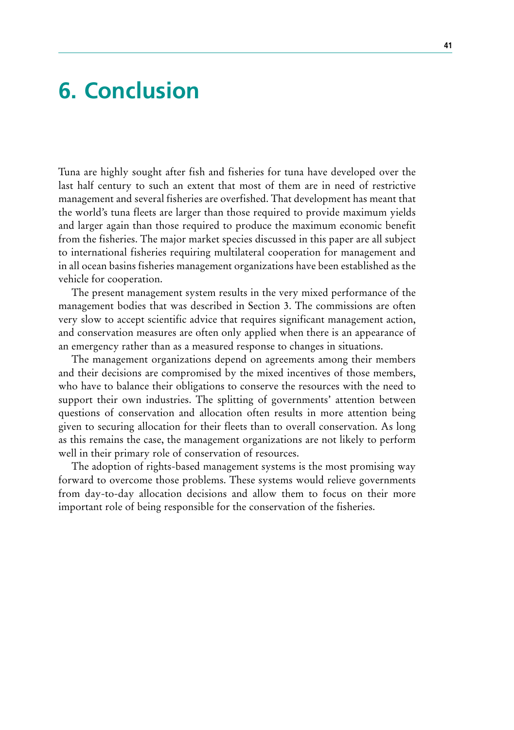# 6. Conclusion

Tuna are highly sought after fish and fisheries for tuna have developed over the last half century to such an extent that most of them are in need of restrictive management and several fisheries are overfished. That development has meant that the world's tuna fleets are larger than those required to provide maximum yields and larger again than those required to produce the maximum economic benefit from the fisheries. The major market species discussed in this paper are all subject to international fisheries requiring multilateral cooperation for management and in all ocean basins fisheries management organizations have been established as the vehicle for cooperation.

The present management system results in the very mixed performance of the management bodies that was described in Section 3. The commissions are often very slow to accept scientific advice that requires significant management action, and conservation measures are often only applied when there is an appearance of an emergency rather than as a measured response to changes in situations.

The management organizations depend on agreements among their members and their decisions are compromised by the mixed incentives of those members, who have to balance their obligations to conserve the resources with the need to support their own industries. The splitting of governments' attention between questions of conservation and allocation often results in more attention being given to securing allocation for their fleets than to overall conservation. As long as this remains the case, the management organizations are not likely to perform well in their primary role of conservation of resources.

The adoption of rights-based management systems is the most promising way forward to overcome those problems. These systems would relieve governments from day-to-day allocation decisions and allow them to focus on their more important role of being responsible for the conservation of the fisheries.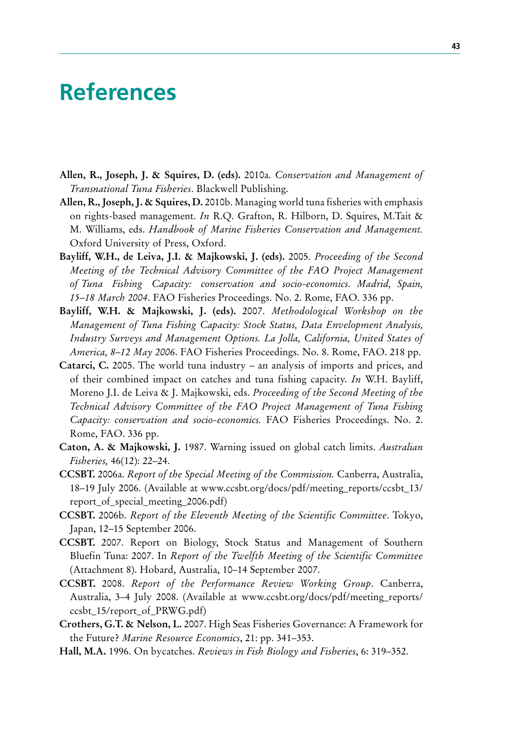# References

**Allen, R., Joseph, J. & Squires, D. (eds).** 2010a. *Conservation and Management of Transnational Tuna Fisheries*. Blackwell Publishing.

**Allen, R., Joseph, J. & Squires, D.** 2010b. Managing world tuna fisheries with emphasis on rights-based management. *In* R.Q. Grafton, R. Hilborn, D. Squires, M.Tait & M. Williams, eds. *Handbook of Marine Fisheries Conservation and Management.* Oxford University of Press, Oxford.

**Bayliff, W.H., de Leiva, J.I. & Majkowski, J. (eds).** 2005. *Proceeding of the Second Meeting of the Technical Advisory Committee of the FAO Project Management of Tuna Fishing Capacity: conservation and socio-economics. Madrid, Spain, 15–18 March 2004*. FAO Fisheries Proceedings. No. 2. Rome, FAO. 336 pp.

**Bayliff, W.H. & Majkowski, J. (eds).** 2007. *Methodological Workshop on the Management of Tuna Fishing Capacity: Stock Status, Data Envelopment Analysis, Industry Surveys and Management Options. La Jolla, California, United States of America, 8–12 May 2006*. FAO Fisheries Proceedings. No. 8. Rome, FAO. 218 pp.

**Catarci, C.** 2005. The world tuna industry – an analysis of imports and prices, and of their combined impact on catches and tuna fishing capacity. *In* W.H. Bayliff, Moreno J.I. de Leiva & J. Majkowski, eds. *Proceeding of the Second Meeting of the Technical Advisory Committee of the FAO Project Management of Tuna Fishing Capacity: conservation and socio-economics.* FAO Fisheries Proceedings. No. 2. Rome, FAO. 336 pp.

**Caton, A. & Majkowski, J.** 1987. Warning issued on global catch limits. *Australian Fisheries,* 46(12): 22–24.

**CCSBT.** 2006a. *Report of the Special Meeting of the Commission.* Canberra, Australia, 18–19 July 2006. (Available at www.ccsbt.org/docs/pdf/meeting_reports/ccsbt_13/report_of_special_meeting_2006.pdf)

**CCSBT.** 2006b. *Report of the Eleventh Meeting of the Scientific Committee*. Tokyo, Japan, 12–15 September 2006.

**CCSBT.** 2007. Report on Biology, Stock Status and Management of Southern Bluefin Tuna: 2007. In *Report of the Twelfth Meeting of the Scientific Committee* (Attachment 8). Hobard, Australia, 10–14 September 2007.

**CCSBT.** 2008. *Report of the Performance Review Working Group*. Canberra, Australia, 3–4 July 2008. (Available at www.ccsbt.org/docs/pdf/meeting_reports/ccsbt_15/report_of_PRWG.pdf)

**Crothers, G.T. & Nelson, L.** 2007. High Seas Fisheries Governance: A Framework for the Future? *Marine Resource Economics*, 21: pp. 341–353.

**Hall, M.A.** 1996. On bycatches. *Reviews in Fish Biology and Fisheries*, 6: 319–352.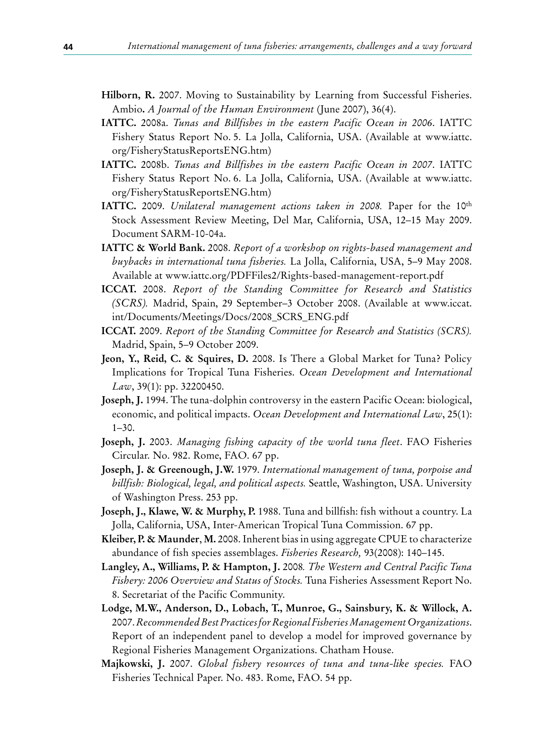**Hilborn, R.** 2007. Moving to Sustainability by Learning from Successful Fisheries. Ambio**.** *A Journal of the Human Environment* (June 2007), 36(4).

**IATTC.** 2008a. *Tunas and Billfishes in the eastern Pacific Ocean in 2006*. IATTC Fishery Status Report No. 5. La Jolla, California, USA. (Available at www.iattc.org/FisheryStatusReportsENG.htm)

**IATTC.** 2008b. *Tunas and Billfishes in the eastern Pacific Ocean in 2007*. IATTC Fishery Status Report No. 6. La Jolla, California, USA. (Available at www.iattc.org/FisheryStatusReportsENG.htm)

**IATTC.** 2009. *Unilateral management actions taken in 2008.* Paper for the 10th Stock Assessment Review Meeting, Del Mar, California, USA, 12–15 May 2009. Document SARM-10-04a.

**IATTC & World Bank.** 2008. *Report of a workshop on rights-based management and buybacks in international tuna fisheries.* La Jolla, California, USA, 5–9 May 2008. Available at www.iattc.org/PDFFiles2/Rights-based-management-report.pdf

**ICCAT.** 2008. *Report of the Standing Committee for Research and Statistics (SCRS).* Madrid, Spain, 29 September–3 October 2008. (Available at www.iccat.int/Documents/Meetings/Docs/2008_SCRS_ENG.pdf

**ICCAT.** 2009. *Report of the Standing Committee for Research and Statistics (SCRS).* Madrid, Spain, 5–9 October 2009.

**Jeon, Y., Reid, C. & Squires, D.** 2008. Is There a Global Market for Tuna? Policy Implications for Tropical Tuna Fisheries. *Ocean Development and International Law*, 39(1): pp. 32200450.

**Joseph, J.** 1994. The tuna-dolphin controversy in the eastern Pacific Ocean: biological, economic, and political impacts. *Ocean Development and International Law*, 25(1): 1–30.

**Joseph, J.** 2003. *Managing fishing capacity of the world tuna fleet*. FAO Fisheries Circular. No. 982. Rome, FAO. 67 pp.

**Joseph, J. & Greenough, J.W.** 1979. *International management of tuna, porpoise and billfish: Biological, legal, and political aspects.* Seattle, Washington, USA. University of Washington Press. 253 pp.

**Joseph, J., Klawe, W. & Murphy, P.** 1988. Tuna and billfish: fish without a country. La Jolla, California, USA, Inter-American Tropical Tuna Commission. 67 pp.

**Kleiber, P. & Maunder**, **M.** 2008. Inherent bias in using aggregate CPUE to characterize abundance of fish species assemblages. *Fisheries Research,* 93(2008): 140–145.

**Langley, A., Williams, P. & Hampton, J.** 2008*. The Western and Central Pacific Tuna Fishery: 2006 Overview and Status of Stocks.* Tuna Fisheries Assessment Report No. 8. Secretariat of the Pacific Community.

**Lodge, M.W., Anderson, D., Lobach, T., Munroe, G., Sainsbury, K. & Willock, A.** 2007. *Recommended Best Practices for Regional Fisheries Management Organizations*. Report of an independent panel to develop a model for improved governance by Regional Fisheries Management Organizations. Chatham House.

**Majkowski, J.** 2007. *Global fishery resources of tuna and tuna-like species.* FAO Fisheries Technical Paper. No. 483. Rome, FAO. 54 pp.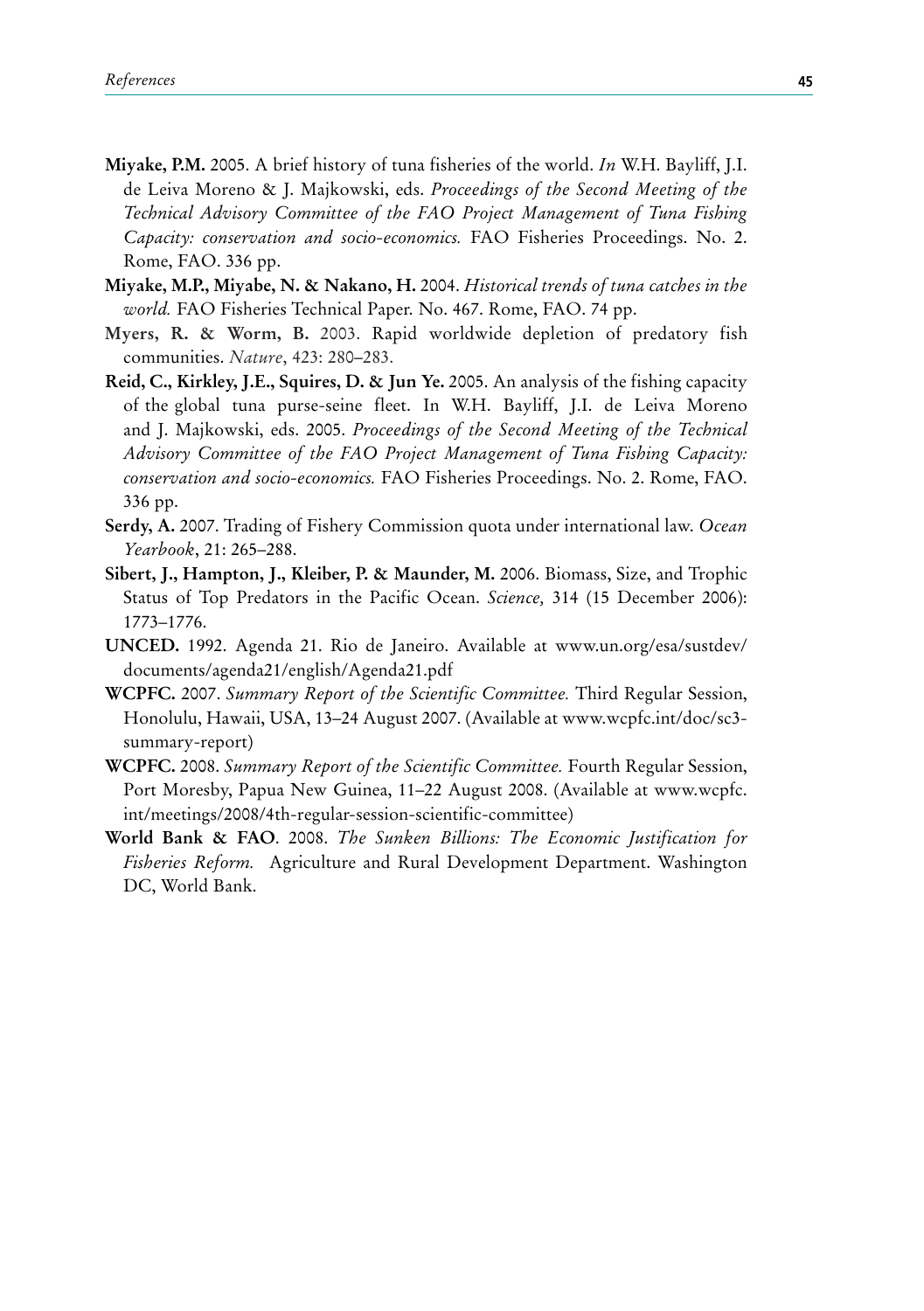**Miyake, P.M.** 2005. A brief history of tuna fisheries of the world. *In* W.H. Bayliff, J.I. de Leiva Moreno & J. Majkowski, eds. *Proceedings of the Second Meeting of the Technical Advisory Committee of the FAO Project Management of Tuna Fishing Capacity: conservation and socio-economics.* FAO Fisheries Proceedings. No. 2. Rome, FAO. 336 pp.

**Miyake, M.P., Miyabe, N. & Nakano, H.** 2004. *Historical trends of tuna catches in the world.* FAO Fisheries Technical Paper. No. 467. Rome, FAO. 74 pp.

**Myers, R. & Worm, B.** 2003. Rapid worldwide depletion of predatory fish communities. *Nature*, 423: 280–283.

**Reid, C., Kirkley, J.E., Squires, D. & Jun Ye.** 2005. An analysis of the fishing capacity of the global tuna purse-seine fleet. In W.H. Bayliff, J.I. de Leiva Moreno and J. Majkowski, eds. 2005. *Proceedings of the Second Meeting of the Technical Advisory Committee of the FAO Project Management of Tuna Fishing Capacity: conservation and socio-economics.* FAO Fisheries Proceedings. No. 2. Rome, FAO. 336 pp.

**Serdy, A.** 2007. Trading of Fishery Commission quota under international law. *Ocean Yearbook*, 21: 265–288.

**Sibert, J., Hampton, J., Kleiber, P. & Maunder, M.** 2006. Biomass, Size, and Trophic Status of Top Predators in the Pacific Ocean. *Science,* 314 (15 December 2006): 1773–1776.

**UNCED.** 1992. Agenda 21. Rio de Janeiro. Available at www.un.org/esa/sustdev/documents/agenda21/english/Agenda21.pdf

**WCPFC.** 2007. *Summary Report of the Scientific Committee.* Third Regular Session, Honolulu, Hawaii, USA, 13–24 August 2007. (Available at www.wcpfc.int/doc/sc3-summary-report)

**WCPFC.** 2008. *Summary Report of the Scientific Committee.* Fourth Regular Session, Port Moresby, Papua New Guinea, 11–22 August 2008. (Available at www.wcpfc.int/meetings/2008/4th-regular-session-scientific-committee)

**World Bank & FAO**. 2008. *The Sunken Billions: The Economic Justification for Fisheries Reform.* Agriculture and Rural Development Department. Washington DC, World Bank.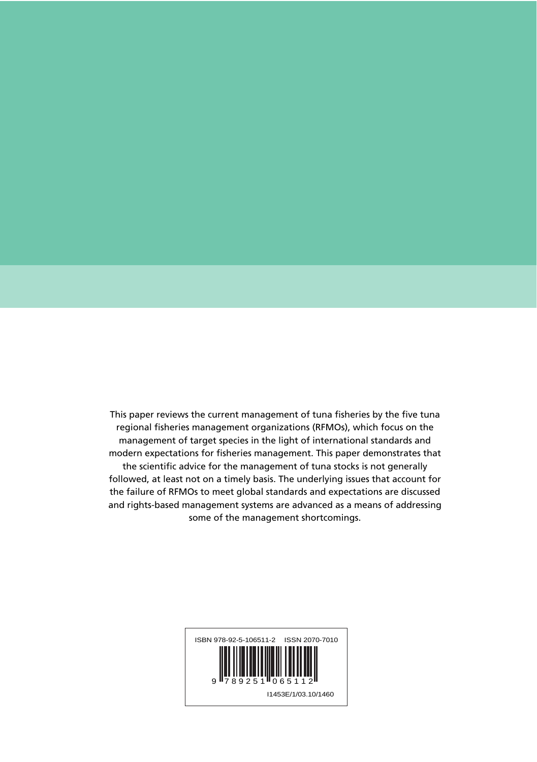This paper reviews the current management of tuna fisheries by the five tuna regional fisheries management organizations (RFMOs), which focus on the management of target species in the light of international standards and modern expectations for fisheries management. This paper demonstrates that the scientific advice for the management of tuna stocks is not generally followed, at least not on a timely basis. The underlying issues that account for the failure of RFMOs to meet global standards and expectations are discussed and rights-based management systems are advanced as a means of addressing some of the management shortcomings.

ISBN 978-92-5-106511-2 ISSN 2070-7010

9 789251 065112

I1453E/1/03.10/1460